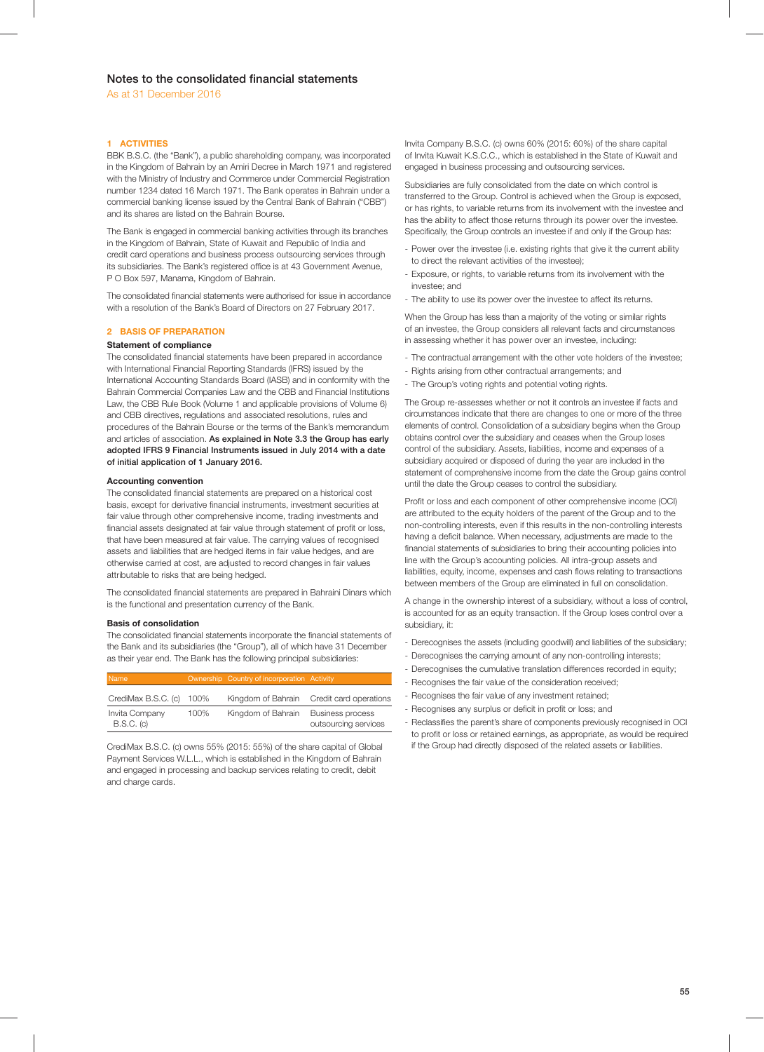# Notes to the consolidated financial statements

As at 31 December 2016

## 1 ACTIVITIES

BBK B.S.C. (the "Bank"), a public shareholding company, was incorporated in the Kingdom of Bahrain by an Amiri Decree in March 1971 and registered with the Ministry of Industry and Commerce under Commercial Registration number 1234 dated 16 March 1971. The Bank operates in Bahrain under a commercial banking license issued by the Central Bank of Bahrain ("CBB") and its shares are listed on the Bahrain Bourse.

The Bank is engaged in commercial banking activities through its branches in the Kingdom of Bahrain, State of Kuwait and Republic of India and credit card operations and business process outsourcing services through its subsidiaries. The Bank's registered office is at 43 Government Avenue, P O Box 597, Manama, Kingdom of Bahrain.

The consolidated financial statements were authorised for issue in accordance with a resolution of the Bank's Board of Directors on 27 February 2017.

## 2 BASIS OF PREPARATION

### Statement of compliance

The consolidated financial statements have been prepared in accordance with International Financial Reporting Standards (IFRS) issued by the International Accounting Standards Board (IASB) and in conformity with the Bahrain Commercial Companies Law and the CBB and Financial Institutions Law, the CBB Rule Book (Volume 1 and applicable provisions of Volume 6) and CBB directives, regulations and associated resolutions, rules and procedures of the Bahrain Bourse or the terms of the Bank's memorandum and articles of association. **As explained in Note 3.3 the Group has early adopted IFRS 9 Financial Instruments issued in July 2014 with a date of initial application of 1 January 2016.**

### Accounting convention

The consolidated financial statements are prepared on a historical cost basis, except for derivative financial instruments, investment securities at fair value through other comprehensive income, trading investments and financial assets designated at fair value through statement of profit or loss, that have been measured at fair value. The carrying values of recognised assets and liabilities that are hedged items in fair value hedges, and are otherwise carried at cost, are adjusted to record changes in fair values attributable to risks that are being hedged.

The consolidated financial statements are prepared in Bahraini Dinars which is the functional and presentation currency of the Bank.

### Basis of consolidation

The consolidated financial statements incorporate the financial statements of the Bank and its subsidiaries (the "Group"), all of which have 31 December as their year end. The Bank has the following principal subsidiaries:

| Name | Ownership | Country of incorporation | Activity |
|---|---|---|---|
| CrediMax B.S.C. (c) | 100% | Kingdom of Bahrain | Credit card operations |
| Invita Company B.S.C. (c) | 100% | Kingdom of Bahrain | Business process outsourcing services |

CrediMax B.S.C. (c) owns 55% (2015: 55%) of the share capital of Global Payment Services W.L.L., which is established in the Kingdom of Bahrain and engaged in processing and backup services relating to credit, debit and charge cards.

Invita Company B.S.C. (c) owns 60% (2015: 60%) of the share capital of Invita Kuwait K.S.C.C., which is established in the State of Kuwait and engaged in business processing and outsourcing services.

Subsidiaries are fully consolidated from the date on which control is transferred to the Group. Control is achieved when the Group is exposed, or has rights, to variable returns from its involvement with the investee and has the ability to affect those returns through its power over the investee. Specifically, the Group controls an investee if and only if the Group has:

- Power over the investee (i.e. existing rights that give it the current ability to direct the relevant activities of the investee);
- Exposure, or rights, to variable returns from its involvement with the investee; and
- The ability to use its power over the investee to affect its returns.

When the Group has less than a majority of the voting or similar rights of an investee, the Group considers all relevant facts and circumstances in assessing whether it has power over an investee, including:

- The contractual arrangement with the other vote holders of the investee;
- Rights arising from other contractual arrangements; and
- The Group's voting rights and potential voting rights.

The Group re-assesses whether or not it controls an investee if facts and circumstances indicate that there are changes to one or more of the three elements of control. Consolidation of a subsidiary begins when the Group obtains control over the subsidiary and ceases when the Group loses control of the subsidiary. Assets, liabilities, income and expenses of a subsidiary acquired or disposed of during the year are included in the statement of comprehensive income from the date the Group gains control until the date the Group ceases to control the subsidiary.

Profit or loss and each component of other comprehensive income (OCI) are attributed to the equity holders of the parent of the Group and to the non-controlling interests, even if this results in the non-controlling interests having a deficit balance. When necessary, adjustments are made to the financial statements of subsidiaries to bring their accounting policies into line with the Group's accounting policies. All intra-group assets and liabilities, equity, income, expenses and cash flows relating to transactions between members of the Group are eliminated in full on consolidation.

A change in the ownership interest of a subsidiary, without a loss of control, is accounted for as an equity transaction. If the Group loses control over a subsidiary, it:

- Derecognises the assets (including goodwill) and liabilities of the subsidiary;
- Derecognises the carrying amount of any non-controlling interests;
- Derecognises the cumulative translation differences recorded in equity;
- Recognises the fair value of the consideration received;
- Recognises the fair value of any investment retained;
- Recognises any surplus or deficit in profit or loss; and
- Reclassifies the parent's share of components previously recognised in OCI to profit or loss or retained earnings, as appropriate, as would be required if the Group had directly disposed of the related assets or liabilities.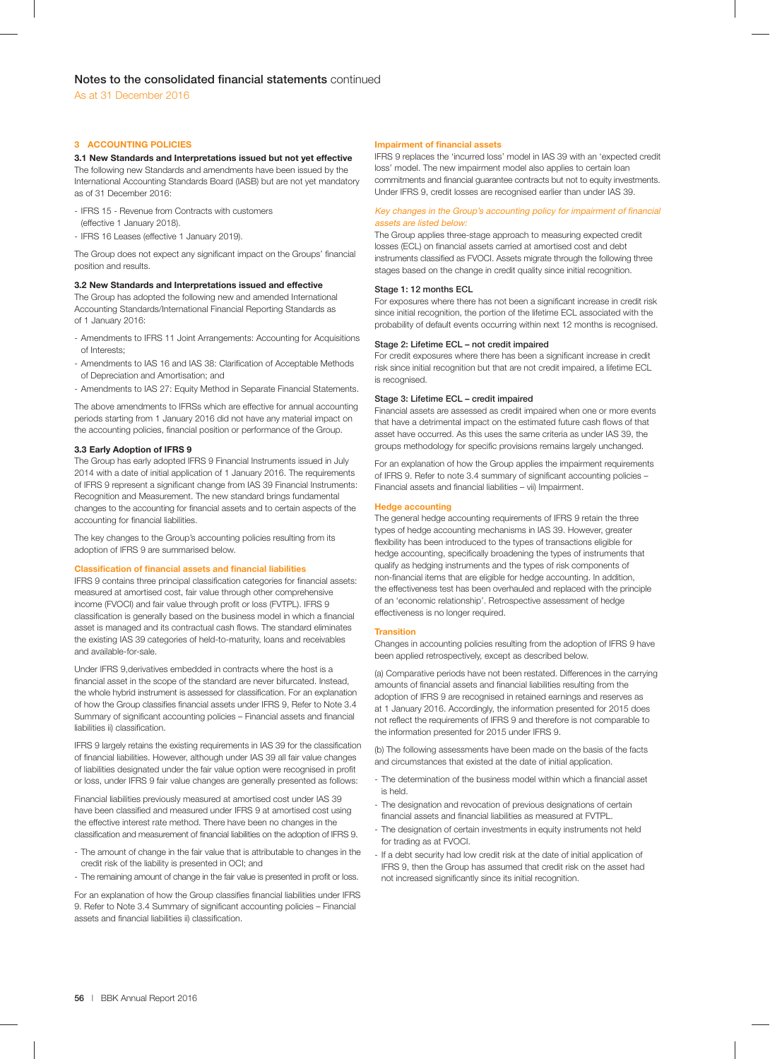## Notes to the consolidated financial statements continued

As at 31 December 2016

### 3 ACCOUNTING POLICIES

#### 3.1 New Standards and Interpretations issued but not yet effective

The following new Standards and amendments have been issued by the International Accounting Standards Board (IASB) but are not yet mandatory as of 31 December 2016:

- IFRS 15 - Revenue from Contracts with customers (effective 1 January 2018).
- IFRS 16 Leases (effective 1 January 2019).

The Group does not expect any significant impact on the Groups' financial position and results.

#### 3.2 New Standards and Interpretations issued and effective

The Group has adopted the following new and amended International Accounting Standards/International Financial Reporting Standards as of 1 January 2016:

- Amendments to IFRS 11 Joint Arrangements: Accounting for Acquisitions of Interests;
- Amendments to IAS 16 and IAS 38: Clarification of Acceptable Methods of Depreciation and Amortisation; and
- Amendments to IAS 27: Equity Method in Separate Financial Statements.

The above amendments to IFRSs which are effective for annual accounting periods starting from 1 January 2016 did not have any material impact on the accounting policies, financial position or performance of the Group.

#### 3.3 Early Adoption of IFRS 9

The Group has early adopted IFRS 9 Financial Instruments issued in July 2014 with a date of initial application of 1 January 2016. The requirements of IFRS 9 represent a significant change from IAS 39 Financial Instruments: Recognition and Measurement. The new standard brings fundamental changes to the accounting for financial assets and to certain aspects of the accounting for financial liabilities.

The key changes to the Group's accounting policies resulting from its adoption of IFRS 9 are summarised below.

**Classification of financial assets and financial liabilities**

IFRS 9 contains three principal classification categories for financial assets: measured at amortised cost, fair value through other comprehensive income (FVOCI) and fair value through profit or loss (FVTPL). IFRS 9 classification is generally based on the business model in which a financial asset is managed and its contractual cash flows. The standard eliminates the existing IAS 39 categories of held-to-maturity, loans and receivables and available-for-sale.

Under IFRS 9,derivatives embedded in contracts where the host is a financial asset in the scope of the standard are never bifurcated. Instead, the whole hybrid instrument is assessed for classification. For an explanation of how the Group classifies financial assets under IFRS 9, Refer to Note 3.4 Summary of significant accounting policies – Financial assets and financial liabilities ii) classification.

IFRS 9 largely retains the existing requirements in IAS 39 for the classification of financial liabilities. However, although under IAS 39 all fair value changes of liabilities designated under the fair value option were recognised in profit or loss, under IFRS 9 fair value changes are generally presented as follows:

Financial liabilities previously measured at amortised cost under IAS 39 have been classified and measured under IFRS 9 at amortised cost using the effective interest rate method. There have been no changes in the classification and measurement of financial liabilities on the adoption of IFRS 9.

- The amount of change in the fair value that is attributable to changes in the credit risk of the liability is presented in OCI; and
- The remaining amount of change in the fair value is presented in profit or loss.

For an explanation of how the Group classifies financial liabilities under IFRS 9. Refer to Note 3.4 Summary of significant accounting policies – Financial assets and financial liabilities ii) classification.

**Impairment of financial assets**

IFRS 9 replaces the 'incurred loss' model in IAS 39 with an 'expected credit loss' model. The new impairment model also applies to certain loan commitments and financial guarantee contracts but not to equity investments. Under IFRS 9, credit losses are recognised earlier than under IAS 39.

*Key changes in the Group's accounting policy for impairment of financial assets are listed below:*

The Group applies three-stage approach to measuring expected credit losses (ECL) on financial assets carried at amortised cost and debt instruments classified as FVOCI. Assets migrate through the following three stages based on the change in credit quality since initial recognition.

**Stage 1: 12 months ECL**

For exposures where there has not been a significant increase in credit risk since initial recognition, the portion of the lifetime ECL associated with the probability of default events occurring within next 12 months is recognised.

**Stage 2: Lifetime ECL – not credit impaired**

For credit exposures where there has been a significant increase in credit risk since initial recognition but that are not credit impaired, a lifetime ECL is recognised.

**Stage 3: Lifetime ECL – credit impaired**

Financial assets are assessed as credit impaired when one or more events that have a detrimental impact on the estimated future cash flows of that asset have occurred. As this uses the same criteria as under IAS 39, the groups methodology for specific provisions remains largely unchanged.

For an explanation of how the Group applies the impairment requirements of IFRS 9. Refer to note 3.4 summary of significant accounting policies – Financial assets and financial liabilities – vii) Impairment.

**Hedge accounting**

The general hedge accounting requirements of IFRS 9 retain the three types of hedge accounting mechanisms in IAS 39. However, greater flexibility has been introduced to the types of transactions eligible for hedge accounting, specifically broadening the types of instruments that qualify as hedging instruments and the types of risk components of non-financial items that are eligible for hedge accounting. In addition, the effectiveness test has been overhauled and replaced with the principle of an 'economic relationship'. Retrospective assessment of hedge effectiveness is no longer required.

**Transition**

Changes in accounting policies resulting from the adoption of IFRS 9 have been applied retrospectively, except as described below.

(a) Comparative periods have not been restated. Differences in the carrying amounts of financial assets and financial liabilities resulting from the adoption of IFRS 9 are recognised in retained earnings and reserves as at 1 January 2016. Accordingly, the information presented for 2015 does not reflect the requirements of IFRS 9 and therefore is not comparable to the information presented for 2015 under IFRS 9.

(b) The following assessments have been made on the basis of the facts and circumstances that existed at the date of initial application.

- The determination of the business model within which a financial asset is held.
- The designation and revocation of previous designations of certain financial assets and financial liabilities as measured at FVTPL.
- The designation of certain investments in equity instruments not held for trading as at FVOCI.
- If a debt security had low credit risk at the date of initial application of IFRS 9, then the Group has assumed that credit risk on the asset had not increased significantly since its initial recognition.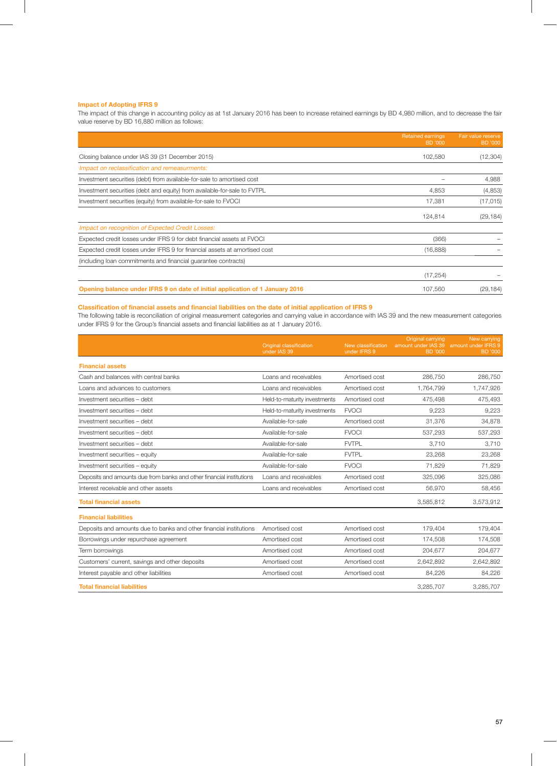### Impact of Adopting IFRS 9

The impact of this change in accounting policy as at 1st January 2016 has been to increase retained earnings by BD 4,980 million, and to decrease the fair value reserve by BD 16,880 million as follows:

| | Retained earnings BD '000 | Fair value reserve BD '000 |
|---|---|---|
| Closing balance under IAS 39 (31 December 2015) | 102,580 | (12,304) |
| *Impact on reclassification and remeasurments:* | | |
| Investment securities (debt) from available-for-sale to amortised cost | – | 4,988 |
| Investment securities (debt and equity) from available-for-sale to FVTPL | 4,853 | (4,853) |
| Investment securities (equity) from available-for-sale to FVOCI | 17,381 | (17,015) |
| | 124,814 | (29,184) |
| *Impact on recognition of Expected Credit Losses:* | | |
| Expected credit losses under IFRS 9 for debt financial assets at FVOCI | (366) | – |
| Expected credit losses under IFRS 9 for financial assets at amortised cost | (16,888) | – |
| (including loan commitments and financial guarantee contracts) | | |
| | (17,254) | – |
| **Opening balance under IFRS 9 on date of initial application of 1 January 2016** | 107,560 | (29,184) |

### Classification of financial assets and financial liabilities on the date of initial application of IFRS 9

The following table is reconciliation of original measurement categories and carrying value in accordance with IAS 39 and the new measurement categories under IFRS 9 for the Group's financial assets and financial liabilities as at 1 January 2016.

| | Original classification under IAS 39 | New classification under IFRS 9 | Original carrying amount under IAS 39 BD '000 | New carrying amount under IFRS 9 BD '000 |
|---|---|---|---|---|
| **Financial assets** | | | | |
| Cash and balances with central banks | Loans and receivables | Amortised cost | 286,750 | 286,750 |
| Loans and advances to customers | Loans and receivables | Amortised cost | 1,764,799 | 1,747,926 |
| Investment securities – debt | Held-to-maturity investments | Amortised cost | 475,498 | 475,493 |
| Investment securities – debt | Held-to-maturity investments | FVOCI | 9,223 | 9,223 |
| Investment securities – debt | Available-for-sale | Amortised cost | 31,376 | 34,878 |
| Investment securities – debt | Available-for-sale | FVOCI | 537,293 | 537,293 |
| Investment securities – debt | Available-for-sale | FVTPL | 3,710 | 3,710 |
| Investment securities – equity | Available-for-sale | FVTPL | 23,268 | 23,268 |
| Investment securities – equity | Available-for-sale | FVOCI | 71,829 | 71,829 |
| Deposits and amounts due from banks and other financial institutions | Loans and receivables | Amortised cost | 325,096 | 325,086 |
| Interest receivable and other assets | Loans and receivables | Amortised cost | 56,970 | 58,456 |
| **Total financial assets** | | | 3,585,812 | 3,573,912 |
| **Financial liabilities** | | | | |
| Deposits and amounts due to banks and other financial institutions | Amortised cost | Amortised cost | 179,404 | 179,404 |
| Borrowings under repurchase agreement | Amortised cost | Amortised cost | 174,508 | 174,508 |
| Term borrowings | Amortised cost | Amortised cost | 204,677 | 204,677 |
| Customers' current, savings and other deposits | Amortised cost | Amortised cost | 2,642,892 | 2,642,892 |
| Interest payable and other liabilities | Amortised cost | Amortised cost | 84,226 | 84,226 |
| **Total financial liabilities** | | | 3,285,707 | 3,285,707 |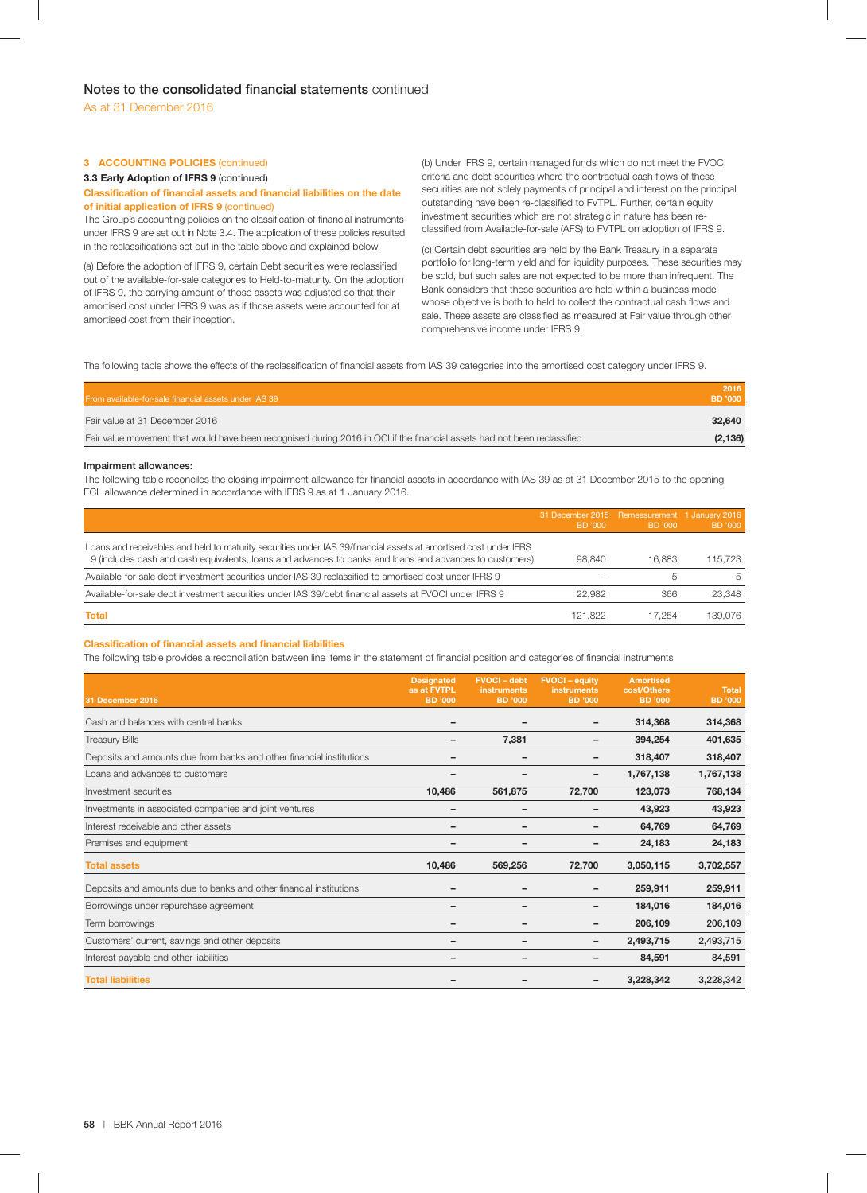## Notes to the consolidated financial statements continued

As at 31 December 2016

### 3 ACCOUNTING POLICIES (continued)

#### 3.3 Early Adoption of IFRS 9 (continued)

**Classification of financial assets and financial liabilities on the date of initial application of IFRS 9 (continued)**

The Group's accounting policies on the classification of financial instruments under IFRS 9 are set out in Note 3.4. The application of these policies resulted in the reclassifications set out in the table above and explained below.

(a) Before the adoption of IFRS 9, certain Debt securities were reclassified out of the available-for-sale categories to Held-to-maturity. On the adoption of IFRS 9, the carrying amount of those assets was adjusted so that their amortised cost under IFRS 9 was as if those assets were accounted for at amortised cost from their inception.

(b) Under IFRS 9, certain managed funds which do not meet the FVOCI criteria and debt securities where the contractual cash flows of these securities are not solely payments of principal and interest on the principal outstanding have been re-classified to FVTPL. Further, certain equity investment securities which are not strategic in nature has been re-classified from Available-for-sale (AFS) to FVTPL on adoption of IFRS 9.

(c) Certain debt securities are held by the Bank Treasury in a separate portfolio for long-term yield and for liquidity purposes. These securities may be sold, but such sales are not expected to be more than infrequent. The Bank considers that these securities are held within a business model whose objective is both to held to collect the contractual cash flows and sale. These assets are classified as measured at Fair value through other comprehensive income under IFRS 9.

The following table shows the effects of the reclassification of financial assets from IAS 39 categories into the amortised cost category under IFRS 9.

| From available-for-sale financial assets under IAS 39 | 2016 BD '000 |
|---|---|
| Fair value at 31 December 2016 | **32,640** |
| Fair value movement that would have been recognised during 2016 in OCI if the financial assets had not been reclassified | **(2,136)** |

**Impairment allowances:**

The following table reconciles the closing impairment allowance for financial assets in accordance with IAS 39 as at 31 December 2015 to the opening ECL allowance determined in accordance with IFRS 9 as at 1 January 2016.

| | 31 December 2015 BD '000 | Remeasurement BD '000 | 1 January 2016 BD '000 |
|---|---|---|---|
| Loans and receivables and held to maturity securities under IAS 39/financial assets at amortised cost under IFRS 9 (includes cash and cash equivalents, loans and advances to banks and loans and advances to customers) | 98,840 | 16,883 | 115,723 |
| Available-for-sale debt investment securities under IAS 39 reclassified to amortised cost under IFRS 9 | – | 5 | 5 |
| Available-for-sale debt investment securities under IAS 39/debt financial assets at FVOCI under IFRS 9 | 22,982 | 366 | 23,348 |
| **Total** | 121,822 | 17,254 | 139,076 |

**Classification of financial assets and financial liabilities**

The following table provides a reconciliation between line items in the statement of financial position and categories of financial instruments

| 31 December 2016 | Designated as at FVTPL BD '000 | FVOCI – debt instruments BD '000 | FVOCI – equity instruments BD '000 | Amortised cost/Others BD '000 | Total BD '000 |
|---|---|---|---|---|---|
| Cash and balances with central banks | – | – | – | 314,368 | 314,368 |
| Treasury Bills | – | 7,381 | – | 394,254 | 401,635 |
| Deposits and amounts due from banks and other financial institutions | – | – | – | 318,407 | 318,407 |
| Loans and advances to customers | – | – | – | 1,767,138 | 1,767,138 |
| Investment securities | 10,486 | 561,875 | 72,700 | 123,073 | 768,134 |
| Investments in associated companies and joint ventures | – | – | – | 43,923 | 43,923 |
| Interest receivable and other assets | – | – | – | 64,769 | 64,769 |
| Premises and equipment | – | – | – | 24,183 | 24,183 |
| **Total assets** | 10,486 | 569,256 | 72,700 | 3,050,115 | 3,702,557 |
| Deposits and amounts due to banks and other financial institutions | – | – | – | 259,911 | 259,911 |
| Borrowings under repurchase agreement | – | – | – | 184,016 | 184,016 |
| Term borrowings | – | – | – | 206,109 | 206,109 |
| Customers' current, savings and other deposits | – | – | – | 2,493,715 | 2,493,715 |
| Interest payable and other liabilities | – | – | – | 84,591 | 84,591 |
| **Total liabilities** | – | – | – | 3,228,342 | 3,228,342 |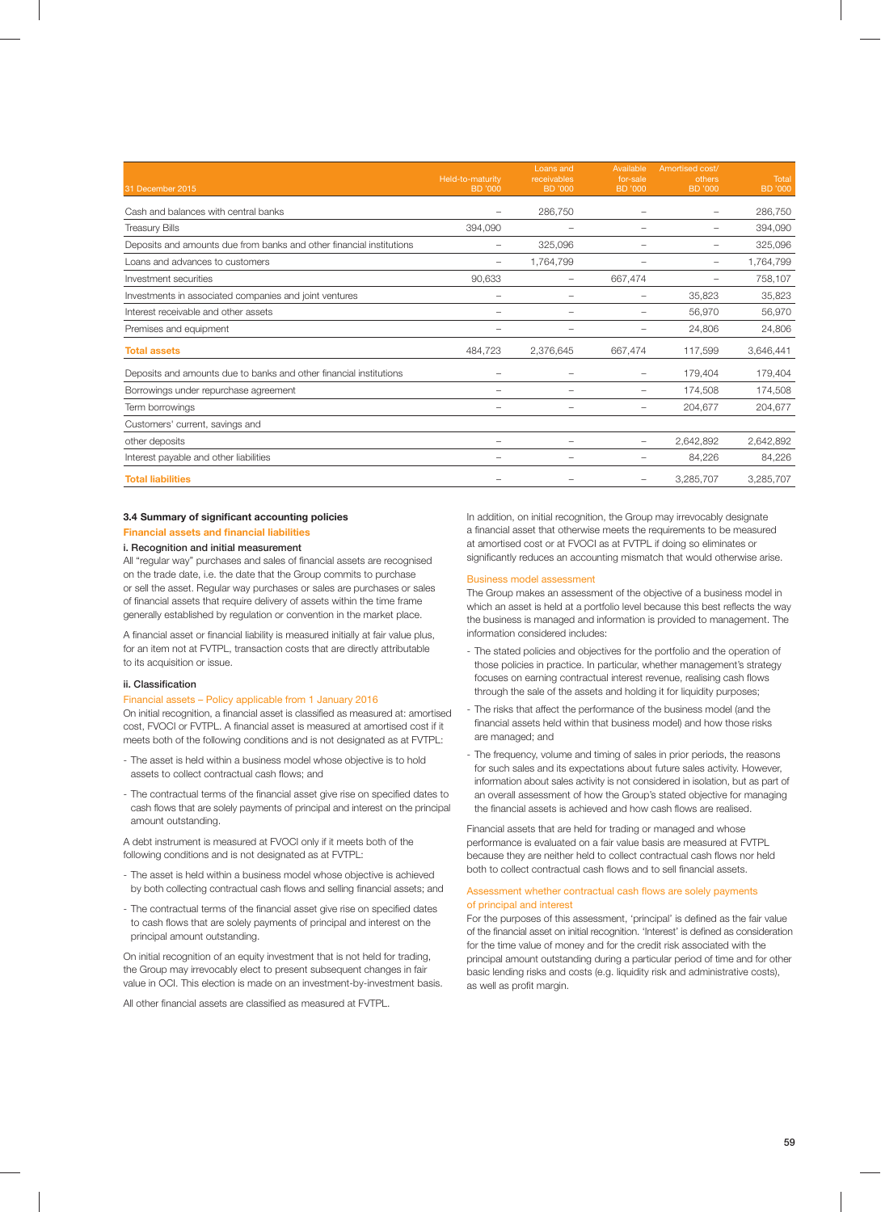| 31 December 2015 | Held-to-maturity BD '000 | Loans and receivables BD '000 | Available for-sale BD '000 | Amortised cost/ others BD '000 | Total BD '000 |
|---|---|---|---|---|---|
| Cash and balances with central banks | – | 286,750 | – | – | 286,750 |
| Treasury Bills | 394,090 | – | – | – | 394,090 |
| Deposits and amounts due from banks and other financial institutions | – | 325,096 | – | – | 325,096 |
| Loans and advances to customers | – | 1,764,799 | – | – | 1,764,799 |
| Investment securities | 90,633 | – | 667,474 | – | 758,107 |
| Investments in associated companies and joint ventures | – | – | – | 35,823 | 35,823 |
| Interest receivable and other assets | – | – | – | 56,970 | 56,970 |
| Premises and equipment | – | – | – | 24,806 | 24,806 |
| **Total assets** | 484,723 | 2,376,645 | 667,474 | 117,599 | 3,646,441 |
| Deposits and amounts due to banks and other financial institutions | – | – | – | 179,404 | 179,404 |
| Borrowings under repurchase agreement | – | – | – | 174,508 | 174,508 |
| Term borrowings | – | – | – | 204,677 | 204,677 |
| Customers' current, savings and other deposits | – | – | – | 2,642,892 | 2,642,892 |
| Interest payable and other liabilities | – | – | – | 84,226 | 84,226 |
| **Total liabilities** | – | – | – | 3,285,707 | 3,285,707 |

### 3.4 Summary of significant accounting policies

#### Financial assets and financial liabilities

**i. Recognition and initial measurement**

All "regular way" purchases and sales of financial assets are recognised on the trade date, i.e. the date that the Group commits to purchase or sell the asset. Regular way purchases or sales are purchases or sales of financial assets that require delivery of assets within the time frame generally established by regulation or convention in the market place.

A financial asset or financial liability is measured initially at fair value plus, for an item not at FVTPL, transaction costs that are directly attributable to its acquisition or issue.

**ii. Classification**

*Financial assets – Policy applicable from 1 January 2016*

On initial recognition, a financial asset is classified as measured at: amortised cost, FVOCI or FVTPL. A financial asset is measured at amortised cost if it meets both of the following conditions and is not designated as at FVTPL:

- The asset is held within a business model whose objective is to hold assets to collect contractual cash flows; and
- The contractual terms of the financial asset give rise on specified dates to cash flows that are solely payments of principal and interest on the principal amount outstanding.

A debt instrument is measured at FVOCI only if it meets both of the following conditions and is not designated as at FVTPL:

- The asset is held within a business model whose objective is achieved by both collecting contractual cash flows and selling financial assets; and
- The contractual terms of the financial asset give rise on specified dates to cash flows that are solely payments of principal and interest on the principal amount outstanding.

On initial recognition of an equity investment that is not held for trading, the Group may irrevocably elect to present subsequent changes in fair value in OCI. This election is made on an investment-by-investment basis.

All other financial assets are classified as measured at FVTPL.

In addition, on initial recognition, the Group may irrevocably designate a financial asset that otherwise meets the requirements to be measured at amortised cost or at FVOCI as at FVTPL if doing so eliminates or significantly reduces an accounting mismatch that would otherwise arise.

*Business model assessment*

The Group makes an assessment of the objective of a business model in which an asset is held at a portfolio level because this best reflects the way the business is managed and information is provided to management. The information considered includes:

- The stated policies and objectives for the portfolio and the operation of those policies in practice. In particular, whether management's strategy focuses on earning contractual interest revenue, realising cash flows through the sale of the assets and holding it for liquidity purposes;
- The risks that affect the performance of the business model (and the financial assets held within that business model) and how those risks are managed; and
- The frequency, volume and timing of sales in prior periods, the reasons for such sales and its expectations about future sales activity. However, information about sales activity is not considered in isolation, but as part of an overall assessment of how the Group's stated objective for managing the financial assets is achieved and how cash flows are realised.

Financial assets that are held for trading or managed and whose performance is evaluated on a fair value basis are measured at FVTPL because they are neither held to collect contractual cash flows nor held both to collect contractual cash flows and to sell financial assets.

*Assessment whether contractual cash flows are solely payments of principal and interest*

For the purposes of this assessment, 'principal' is defined as the fair value of the financial asset on initial recognition. 'Interest' is defined as consideration for the time value of money and for the credit risk associated with the principal amount outstanding during a particular period of time and for other basic lending risks and costs (e.g. liquidity risk and administrative costs), as well as profit margin.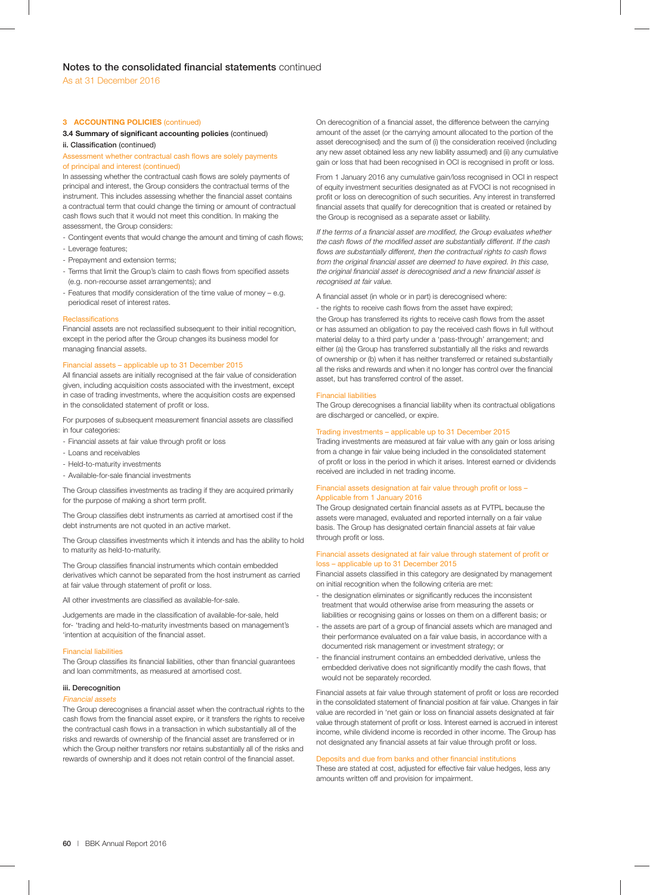## 3 ACCOUNTING POLICIES (continued)

### 3.4 Summary of significant accounting policies (continued)

#### ii. Classification (continued)

Assessment whether contractual cash flows are solely payments of principal and interest (continued)

In assessing whether the contractual cash flows are solely payments of principal and interest, the Group considers the contractual terms of the instrument. This includes assessing whether the financial asset contains a contractual term that could change the timing or amount of contractual cash flows such that it would not meet this condition. In making the assessment, the Group considers:

- Contingent events that would change the amount and timing of cash flows;
- Leverage features;
- Prepayment and extension terms;
- Terms that limit the Group's claim to cash flows from specified assets (e.g. non-recourse asset arrangements); and
- Features that modify consideration of the time value of money – e.g. periodical reset of interest rates.

Reclassifications

Financial assets are not reclassified subsequent to their initial recognition, except in the period after the Group changes its business model for managing financial assets.

Financial assets – applicable up to 31 December 2015

All financial assets are initially recognised at the fair value of consideration given, including acquisition costs associated with the investment, except in case of trading investments, where the acquisition costs are expensed in the consolidated statement of profit or loss.

For purposes of subsequent measurement financial assets are classified in four categories:

- Financial assets at fair value through profit or loss
- Loans and receivables
- Held-to-maturity investments
- Available-for-sale financial investments

The Group classifies investments as trading if they are acquired primarily for the purpose of making a short term profit.

The Group classifies debt instruments as carried at amortised cost if the debt instruments are not quoted in an active market.

The Group classifies investments which it intends and has the ability to hold to maturity as held-to-maturity.

The Group classifies financial instruments which contain embedded derivatives which cannot be separated from the host instrument as carried at fair value through statement of profit or loss.

All other investments are classified as available-for-sale.

Judgements are made in the classification of available-for-sale, held for- 'trading and held-to-maturity investments based on management's 'intention at acquisition of the financial asset.

Financial liabilities

The Group classifies its financial liabilities, other than financial guarantees and loan commitments, as measured at amortised cost.

#### iii. Derecognition

*Financial assets*

The Group derecognises a financial asset when the contractual rights to the cash flows from the financial asset expire, or it transfers the rights to receive the contractual cash flows in a transaction in which substantially all of the risks and rewards of ownership of the financial asset are transferred or in which the Group neither transfers nor retains substantially all of the risks and rewards of ownership and it does not retain control of the financial asset.

On derecognition of a financial asset, the difference between the carrying amount of the asset (or the carrying amount allocated to the portion of the asset derecognised) and the sum of (i) the consideration received (including any new asset obtained less any new liability assumed) and (ii) any cumulative gain or loss that had been recognised in OCI is recognised in profit or loss.

From 1 January 2016 any cumulative gain/loss recognised in OCI in respect of equity investment securities designated as at FVOCI is not recognised in profit or loss on derecognition of such securities. Any interest in transferred financial assets that qualify for derecognition that is created or retained by the Group is recognised as a separate asset or liability.

*If the terms of a financial asset are modified, the Group evaluates whether the cash flows of the modified asset are substantially different. If the cash flows are substantially different, then the contractual rights to cash flows from the original financial asset are deemed to have expired. In this case, the original financial asset is derecognised and a new financial asset is recognised at fair value.*

A financial asset (in whole or in part) is derecognised where:

- the rights to receive cash flows from the asset have expired;

the Group has transferred its rights to receive cash flows from the asset or has assumed an obligation to pay the received cash flows in full without material delay to a third party under a 'pass-through' arrangement; and either (a) the Group has transferred substantially all the risks and rewards of ownership or (b) when it has neither transferred or retained substantially all the risks and rewards and when it no longer has control over the financial asset, but has transferred control of the asset.

Financial liabilities

The Group derecognises a financial liability when its contractual obligations are discharged or cancelled, or expire.

Trading investments – applicable up to 31 December 2015

Trading investments are measured at fair value with any gain or loss arising from a change in fair value being included in the consolidated statement of profit or loss in the period in which it arises. Interest earned or dividends received are included in net trading income.

Financial assets designation at fair value through profit or loss – Applicable from 1 January 2016

The Group designated certain financial assets as at FVTPL because the assets were managed, evaluated and reported internally on a fair value basis. The Group has designated certain financial assets at fair value through profit or loss.

Financial assets designated at fair value through statement of profit or loss – applicable up to 31 December 2015

Financial assets classified in this category are designated by management on initial recognition when the following criteria are met:

- the designation eliminates or significantly reduces the inconsistent treatment that would otherwise arise from measuring the assets or liabilities or recognising gains or losses on them on a different basis; or
- the assets are part of a group of financial assets which are managed and their performance evaluated on a fair value basis, in accordance with a documented risk management or investment strategy; or
- the financial instrument contains an embedded derivative, unless the embedded derivative does not significantly modify the cash flows, that would not be separately recorded.

Financial assets at fair value through statement of profit or loss are recorded in the consolidated statement of financial position at fair value. Changes in fair value are recorded in 'net gain or loss on financial assets designated at fair value through statement of profit or loss. Interest earned is accrued in interest income, while dividend income is recorded in other income. The Group has not designated any financial assets at fair value through profit or loss.

Deposits and due from banks and other financial institutions

These are stated at cost, adjusted for effective fair value hedges, less any amounts written off and provision for impairment.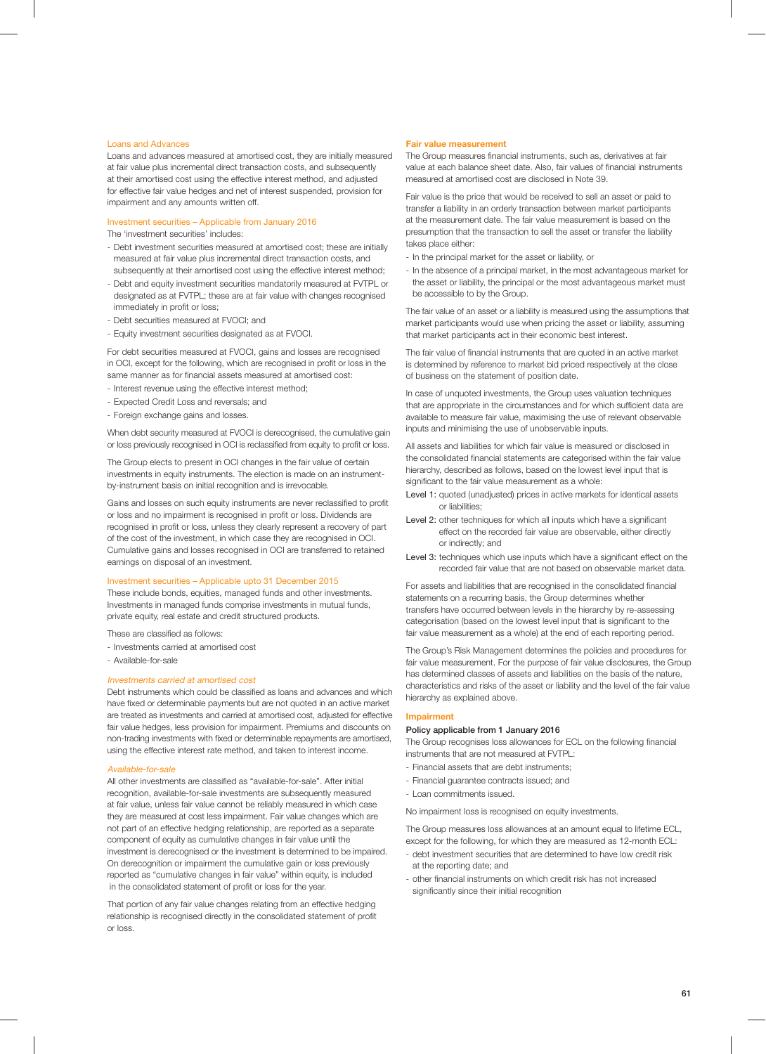### Loans and Advances

Loans and advances measured at amortised cost, they are initially measured at fair value plus incremental direct transaction costs, and subsequently at their amortised cost using the effective interest method, and adjusted for effective fair value hedges and net of interest suspended, provision for impairment and any amounts written off.

### Investment securities – Applicable from January 2016

The 'investment securities' includes:

- Debt investment securities measured at amortised cost; these are initially measured at fair value plus incremental direct transaction costs, and subsequently at their amortised cost using the effective interest method;
- Debt and equity investment securities mandatorily measured at FVTPL or designated as at FVTPL; these are at fair value with changes recognised immediately in profit or loss;
- Debt securities measured at FVOCI; and
- Equity investment securities designated as at FVOCI.

For debt securities measured at FVOCI, gains and losses are recognised in OCI, except for the following, which are recognised in profit or loss in the same manner as for financial assets measured at amortised cost:

- Interest revenue using the effective interest method;
- Expected Credit Loss and reversals; and
- Foreign exchange gains and losses.

When debt security measured at FVOCI is derecognised, the cumulative gain or loss previously recognised in OCI is reclassified from equity to profit or loss.

The Group elects to present in OCI changes in the fair value of certain investments in equity instruments. The election is made on an instrument-by-instrument basis on initial recognition and is irrevocable.

Gains and losses on such equity instruments are never reclassified to profit or loss and no impairment is recognised in profit or loss. Dividends are recognised in profit or loss, unless they clearly represent a recovery of part of the cost of the investment, in which case they are recognised in OCI. Cumulative gains and losses recognised in OCI are transferred to retained earnings on disposal of an investment.

### Investment securities – Applicable upto 31 December 2015

These include bonds, equities, managed funds and other investments. Investments in managed funds comprise investments in mutual funds, private equity, real estate and credit structured products.

These are classified as follows:

- Investments carried at amortised cost
- Available-for-sale

#### *Investments carried at amortised cost*

Debt instruments which could be classified as loans and advances and which have fixed or determinable payments but are not quoted in an active market are treated as investments and carried at amortised cost, adjusted for effective fair value hedges, less provision for impairment. Premiums and discounts on non-trading investments with fixed or determinable repayments are amortised, using the effective interest rate method, and taken to interest income.

#### *Available-for-sale*

All other investments are classified as "available-for-sale". After initial recognition, available-for-sale investments are subsequently measured at fair value, unless fair value cannot be reliably measured in which case they are measured at cost less impairment. Fair value changes which are not part of an effective hedging relationship, are reported as a separate component of equity as cumulative changes in fair value until the investment is derecognised or the investment is determined to be impaired. On derecognition or impairment the cumulative gain or loss previously reported as "cumulative changes in fair value" within equity, is included in the consolidated statement of profit or loss for the year.

That portion of any fair value changes relating from an effective hedging relationship is recognised directly in the consolidated statement of profit or loss.

### Fair value measurement

The Group measures financial instruments, such as, derivatives at fair value at each balance sheet date. Also, fair values of financial instruments measured at amortised cost are disclosed in Note 39.

Fair value is the price that would be received to sell an asset or paid to transfer a liability in an orderly transaction between market participants at the measurement date. The fair value measurement is based on the presumption that the transaction to sell the asset or transfer the liability takes place either:

- In the principal market for the asset or liability, or
- In the absence of a principal market, in the most advantageous market for the asset or liability, the principal or the most advantageous market must be accessible to by the Group.

The fair value of an asset or a liability is measured using the assumptions that market participants would use when pricing the asset or liability, assuming that market participants act in their economic best interest.

The fair value of financial instruments that are quoted in an active market is determined by reference to market bid priced respectively at the close of business on the statement of position date.

In case of unquoted investments, the Group uses valuation techniques that are appropriate in the circumstances and for which sufficient data are available to measure fair value, maximising the use of relevant observable inputs and minimising the use of unobservable inputs.

All assets and liabilities for which fair value is measured or disclosed in the consolidated financial statements are categorised within the fair value hierarchy, described as follows, based on the lowest level input that is significant to the fair value measurement as a whole:

Level 1: quoted (unadjusted) prices in active markets for identical assets or liabilities;

Level 2: other techniques for which all inputs which have a significant effect on the recorded fair value are observable, either directly or indirectly; and

Level 3: techniques which use inputs which have a significant effect on the recorded fair value that are not based on observable market data.

For assets and liabilities that are recognised in the consolidated financial statements on a recurring basis, the Group determines whether transfers have occurred between levels in the hierarchy by re-assessing categorisation (based on the lowest level input that is significant to the fair value measurement as a whole) at the end of each reporting period.

The Group's Risk Management determines the policies and procedures for fair value measurement. For the purpose of fair value disclosures, the Group has determined classes of assets and liabilities on the basis of the nature, characteristics and risks of the asset or liability and the level of the fair value hierarchy as explained above.

### Impairment

**Policy applicable from 1 January 2016**

The Group recognises loss allowances for ECL on the following financial instruments that are not measured at FVTPL:

- Financial assets that are debt instruments;
- Financial guarantee contracts issued; and
- Loan commitments issued.

No impairment loss is recognised on equity investments.

The Group measures loss allowances at an amount equal to lifetime ECL, except for the following, for which they are measured as 12-month ECL:

- debt investment securities that are determined to have low credit risk at the reporting date; and
- other financial instruments on which credit risk has not increased significantly since their initial recognition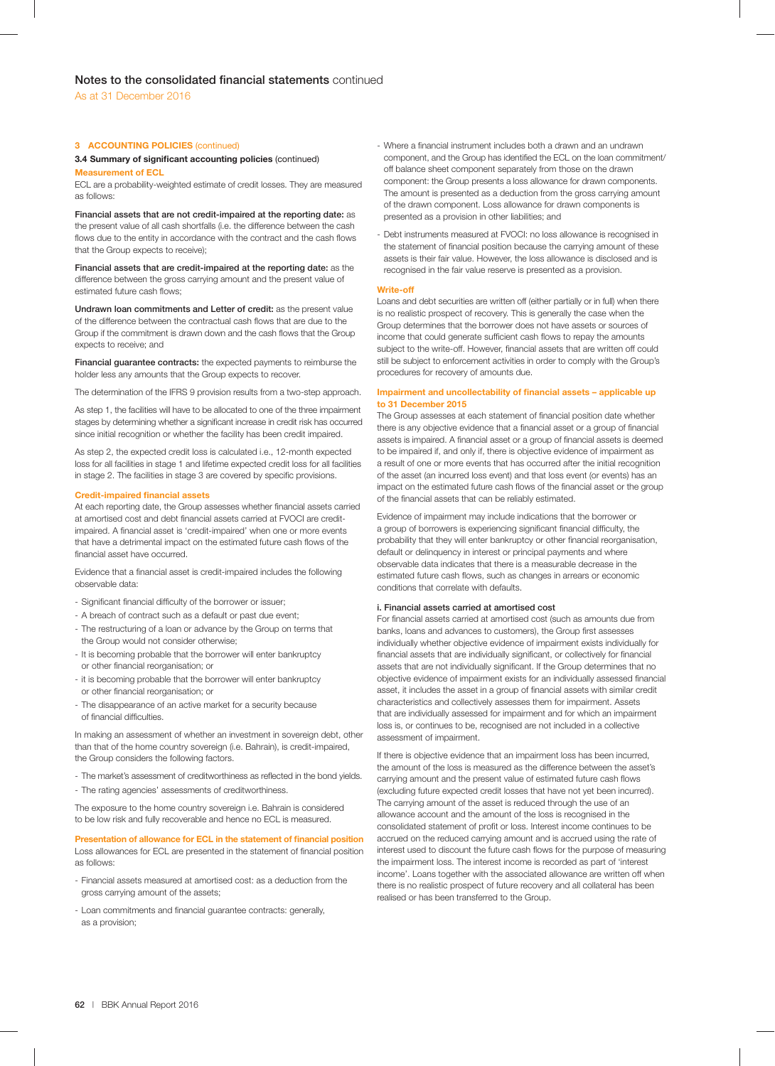## 3 ACCOUNTING POLICIES (continued)

### 3.4 Summary of significant accounting policies (continued)

#### Measurement of ECL

ECL are a probability-weighted estimate of credit losses. They are measured as follows:

**Financial assets that are not credit-impaired at the reporting date:** as the present value of all cash shortfalls (i.e. the difference between the cash flows due to the entity in accordance with the contract and the cash flows that the Group expects to receive);

**Financial assets that are credit-impaired at the reporting date:** as the difference between the gross carrying amount and the present value of estimated future cash flows;

**Undrawn loan commitments and Letter of credit:** as the present value of the difference between the contractual cash flows that are due to the Group if the commitment is drawn down and the cash flows that the Group expects to receive; and

**Financial guarantee contracts:** the expected payments to reimburse the holder less any amounts that the Group expects to recover.

The determination of the IFRS 9 provision results from a two-step approach.

As step 1, the facilities will have to be allocated to one of the three impairment stages by determining whether a significant increase in credit risk has occurred since initial recognition or whether the facility has been credit impaired.

As step 2, the expected credit loss is calculated i.e., 12-month expected loss for all facilities in stage 1 and lifetime expected credit loss for all facilities in stage 2. The facilities in stage 3 are covered by specific provisions.

#### Credit-impaired financial assets

At each reporting date, the Group assesses whether financial assets carried at amortised cost and debt financial assets carried at FVOCI are credit-impaired. A financial asset is 'credit-impaired' when one or more events that have a detrimental impact on the estimated future cash flows of the financial asset have occurred.

Evidence that a financial asset is credit-impaired includes the following observable data:

- Significant financial difficulty of the borrower or issuer;
- A breach of contract such as a default or past due event;
- The restructuring of a loan or advance by the Group on terms that the Group would not consider otherwise;
- It is becoming probable that the borrower will enter bankruptcy or other financial reorganisation; or
- it is becoming probable that the borrower will enter bankruptcy or other financial reorganisation; or
- The disappearance of an active market for a security because of financial difficulties.

In making an assessment of whether an investment in sovereign debt, other than that of the home country sovereign (i.e. Bahrain), is credit-impaired, the Group considers the following factors.

- The market's assessment of creditworthiness as reflected in the bond yields.
- The rating agencies' assessments of creditworthiness.

The exposure to the home country sovereign i.e. Bahrain is considered to be low risk and fully recoverable and hence no ECL is measured.

#### Presentation of allowance for ECL in the statement of financial position

Loss allowances for ECL are presented in the statement of financial position as follows:

- Financial assets measured at amortised cost: as a deduction from the gross carrying amount of the assets;
- Loan commitments and financial guarantee contracts: generally, as a provision;
- Where a financial instrument includes both a drawn and an undrawn component, and the Group has identified the ECL on the loan commitment/off balance sheet component separately from those on the drawn component: the Group presents a loss allowance for drawn components. The amount is presented as a deduction from the gross carrying amount of the drawn component. Loss allowance for drawn components is presented as a provision in other liabilities; and
- Debt instruments measured at FVOCI: no loss allowance is recognised in the statement of financial position because the carrying amount of these assets is their fair value. However, the loss allowance is disclosed and is recognised in the fair value reserve is presented as a provision.

#### Write-off

Loans and debt securities are written off (either partially or in full) when there is no realistic prospect of recovery. This is generally the case when the Group determines that the borrower does not have assets or sources of income that could generate sufficient cash flows to repay the amounts subject to the write-off. However, financial assets that are written off could still be subject to enforcement activities in order to comply with the Group's procedures for recovery of amounts due.

#### Impairment and uncollectability of financial assets – applicable up to 31 December 2015

The Group assesses at each statement of financial position date whether there is any objective evidence that a financial asset or a group of financial assets is impaired. A financial asset or a group of financial assets is deemed to be impaired if, and only if, there is objective evidence of impairment as a result of one or more events that has occurred after the initial recognition of the asset (an incurred loss event) and that loss event (or events) has an impact on the estimated future cash flows of the financial asset or the group of the financial assets that can be reliably estimated.

Evidence of impairment may include indications that the borrower or a group of borrowers is experiencing significant financial difficulty, the probability that they will enter bankruptcy or other financial reorganisation, default or delinquency in interest or principal payments and where observable data indicates that there is a measurable decrease in the estimated future cash flows, such as changes in arrears or economic conditions that correlate with defaults.

##### i. Financial assets carried at amortised cost

For financial assets carried at amortised cost (such as amounts due from banks, loans and advances to customers), the Group first assesses individually whether objective evidence of impairment exists individually for financial assets that are individually significant, or collectively for financial assets that are not individually significant. If the Group determines that no objective evidence of impairment exists for an individually assessed financial asset, it includes the asset in a group of financial assets with similar credit characteristics and collectively assesses them for impairment. Assets that are individually assessed for impairment and for which an impairment loss is, or continues to be, recognised are not included in a collective assessment of impairment.

If there is objective evidence that an impairment loss has been incurred, the amount of the loss is measured as the difference between the asset's carrying amount and the present value of estimated future cash flows (excluding future expected credit losses that have not yet been incurred). The carrying amount of the asset is reduced through the use of an allowance account and the amount of the loss is recognised in the consolidated statement of profit or loss. Interest income continues to be accrued on the reduced carrying amount and is accrued using the rate of interest used to discount the future cash flows for the purpose of measuring the impairment loss. The interest income is recorded as part of 'interest income'. Loans together with the associated allowance are written off when there is no realistic prospect of future recovery and all collateral has been realised or has been transferred to the Group.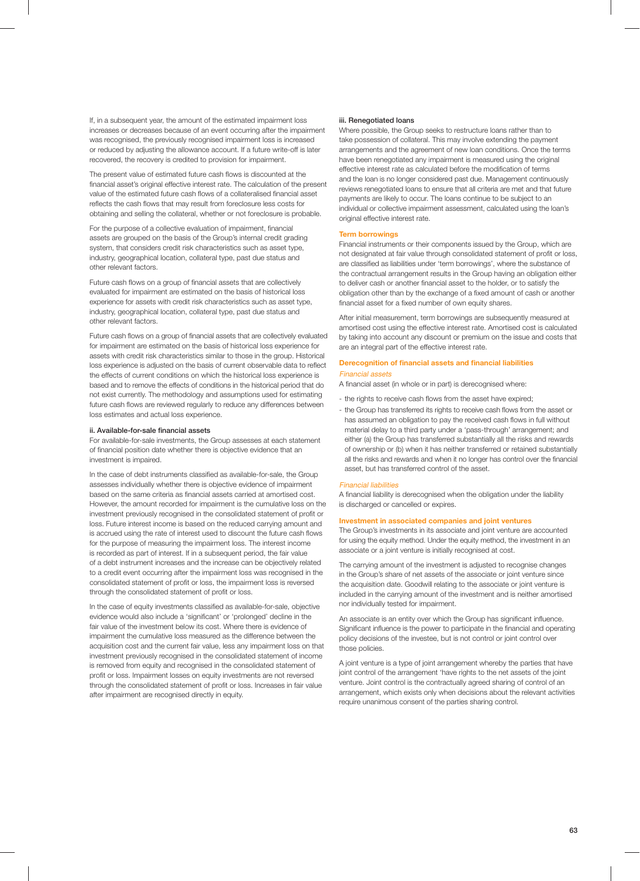If, in a subsequent year, the amount of the estimated impairment loss increases or decreases because of an event occurring after the impairment was recognised, the previously recognised impairment loss is increased or reduced by adjusting the allowance account. If a future write-off is later recovered, the recovery is credited to provision for impairment.

The present value of estimated future cash flows is discounted at the financial asset's original effective interest rate. The calculation of the present value of the estimated future cash flows of a collateralised financial asset reflects the cash flows that may result from foreclosure less costs for obtaining and selling the collateral, whether or not foreclosure is probable.

For the purpose of a collective evaluation of impairment, financial assets are grouped on the basis of the Group's internal credit grading system, that considers credit risk characteristics such as asset type, industry, geographical location, collateral type, past due status and other relevant factors.

Future cash flows on a group of financial assets that are collectively evaluated for impairment are estimated on the basis of historical loss experience for assets with credit risk characteristics such as asset type, industry, geographical location, collateral type, past due status and other relevant factors.

Future cash flows on a group of financial assets that are collectively evaluated for impairment are estimated on the basis of historical loss experience for assets with credit risk characteristics similar to those in the group. Historical loss experience is adjusted on the basis of current observable data to reflect the effects of current conditions on which the historical loss experience is based and to remove the effects of conditions in the historical period that do not exist currently. The methodology and assumptions used for estimating future cash flows are reviewed regularly to reduce any differences between loss estimates and actual loss experience.

#### ii. Available-for-sale financial assets

For available-for-sale investments, the Group assesses at each statement of financial position date whether there is objective evidence that an investment is impaired.

In the case of debt instruments classified as available-for-sale, the Group assesses individually whether there is objective evidence of impairment based on the same criteria as financial assets carried at amortised cost. However, the amount recorded for impairment is the cumulative loss on the investment previously recognised in the consolidated statement of profit or loss. Future interest income is based on the reduced carrying amount and is accrued using the rate of interest used to discount the future cash flows for the purpose of measuring the impairment loss. The interest income is recorded as part of interest. If in a subsequent period, the fair value of a debt instrument increases and the increase can be objectively related to a credit event occurring after the impairment loss was recognised in the consolidated statement of profit or loss, the impairment loss is reversed through the consolidated statement of profit or loss.

In the case of equity investments classified as available-for-sale, objective evidence would also include a 'significant' or 'prolonged' decline in the fair value of the investment below its cost. Where there is evidence of impairment the cumulative loss measured as the difference between the acquisition cost and the current fair value, less any impairment loss on that investment previously recognised in the consolidated statement of income is removed from equity and recognised in the consolidated statement of profit or loss. Impairment losses on equity investments are not reversed through the consolidated statement of profit or loss. Increases in fair value after impairment are recognised directly in equity.

#### iii. Renegotiated loans

Where possible, the Group seeks to restructure loans rather than to take possession of collateral. This may involve extending the payment arrangements and the agreement of new loan conditions. Once the terms have been renegotiated any impairment is measured using the original effective interest rate as calculated before the modification of terms and the loan is no longer considered past due. Management continuously reviews renegotiated loans to ensure that all criteria are met and that future payments are likely to occur. The loans continue to be subject to an individual or collective impairment assessment, calculated using the loan's original effective interest rate.

### Term borrowings

Financial instruments or their components issued by the Group, which are not designated at fair value through consolidated statement of profit or loss, are classified as liabilities under 'term borrowings', where the substance of the contractual arrangement results in the Group having an obligation either to deliver cash or another financial asset to the holder, or to satisfy the obligation other than by the exchange of a fixed amount of cash or another financial asset for a fixed number of own equity shares.

After initial measurement, term borrowings are subsequently measured at amortised cost using the effective interest rate. Amortised cost is calculated by taking into account any discount or premium on the issue and costs that are an integral part of the effective interest rate.

### Derecognition of financial assets and financial liabilities

*Financial assets*

A financial asset (in whole or in part) is derecognised where:

- the rights to receive cash flows from the asset have expired;
- the Group has transferred its rights to receive cash flows from the asset or has assumed an obligation to pay the received cash flows in full without material delay to a third party under a 'pass-through' arrangement; and either (a) the Group has transferred substantially all the risks and rewards of ownership or (b) when it has neither transferred or retained substantially all the risks and rewards and when it no longer has control over the financial asset, but has transferred control of the asset.

*Financial liabilities*

A financial liability is derecognised when the obligation under the liability is discharged or cancelled or expires.

### Investment in associated companies and joint ventures

The Group's investments in its associate and joint venture are accounted for using the equity method. Under the equity method, the investment in an associate or a joint venture is initially recognised at cost.

The carrying amount of the investment is adjusted to recognise changes in the Group's share of net assets of the associate or joint venture since the acquisition date. Goodwill relating to the associate or joint venture is included in the carrying amount of the investment and is neither amortised nor individually tested for impairment.

An associate is an entity over which the Group has significant influence. Significant influence is the power to participate in the financial and operating policy decisions of the investee, but is not control or joint control over those policies.

A joint venture is a type of joint arrangement whereby the parties that have joint control of the arrangement 'have rights to the net assets of the joint venture. Joint control is the contractually agreed sharing of control of an arrangement, which exists only when decisions about the relevant activities require unanimous consent of the parties sharing control.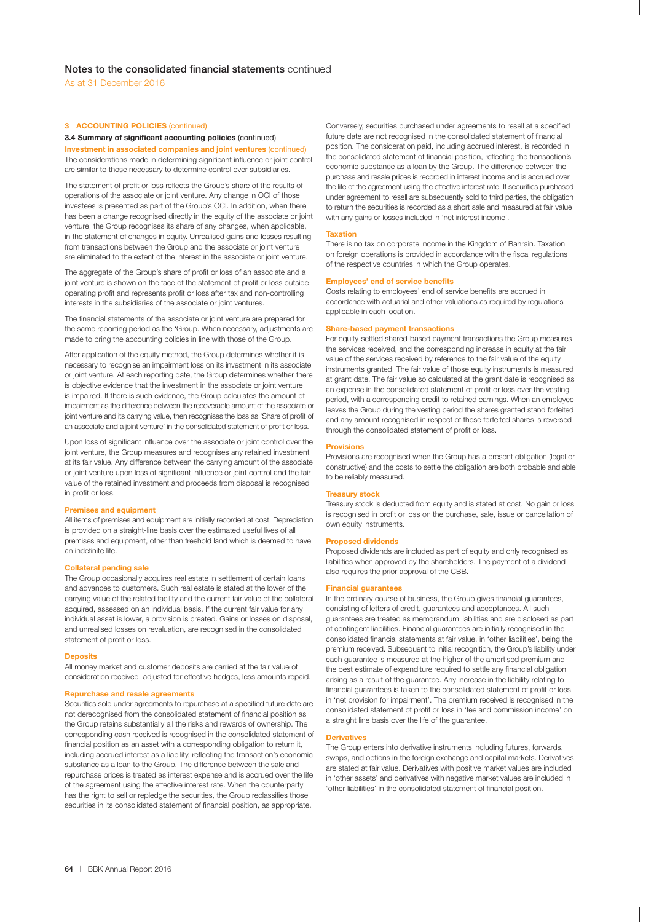## Notes to the consolidated financial statements continued

As at 31 December 2016

### 3 ACCOUNTING POLICIES (continued)

#### 3.4 Summary of significant accounting policies (continued)

**Investment in associated companies and joint ventures (continued)**

The considerations made in determining significant influence or joint control are similar to those necessary to determine control over subsidiaries.

The statement of profit or loss reflects the Group's share of the results of operations of the associate or joint venture. Any change in OCI of those investees is presented as part of the Group's OCI. In addition, when there has been a change recognised directly in the equity of the associate or joint venture, the Group recognises its share of any changes, when applicable, in the statement of changes in equity. Unrealised gains and losses resulting from transactions between the Group and the associate or joint venture are eliminated to the extent of the interest in the associate or joint venture.

The aggregate of the Group's share of profit or loss of an associate and a joint venture is shown on the face of the statement of profit or loss outside operating profit and represents profit or loss after tax and non-controlling interests in the subsidiaries of the associate or joint ventures.

The financial statements of the associate or joint venture are prepared for the same reporting period as the 'Group. When necessary, adjustments are made to bring the accounting policies in line with those of the Group.

After application of the equity method, the Group determines whether it is necessary to recognise an impairment loss on its investment in its associate or joint venture. At each reporting date, the Group determines whether there is objective evidence that the investment in the associate or joint venture is impaired. If there is such evidence, the Group calculates the amount of impairment as the difference between the recoverable amount of the associate or joint venture and its carrying value, then recognises the loss as 'Share of profit of an associate and a joint venture' in the consolidated statement of profit or loss.

Upon loss of significant influence over the associate or joint control over the joint venture, the Group measures and recognises any retained investment at its fair value. Any difference between the carrying amount of the associate or joint venture upon loss of significant influence or joint control and the fair value of the retained investment and proceeds from disposal is recognised in profit or loss.

**Premises and equipment**

All items of premises and equipment are initially recorded at cost. Depreciation is provided on a straight-line basis over the estimated useful lives of all premises and equipment, other than freehold land which is deemed to have an indefinite life.

**Collateral pending sale**

The Group occasionally acquires real estate in settlement of certain loans and advances to customers. Such real estate is stated at the lower of the carrying value of the related facility and the current fair value of the collateral acquired, assessed on an individual basis. If the current fair value for any individual asset is lower, a provision is created. Gains or losses on disposal, and unrealised losses on revaluation, are recognised in the consolidated statement of profit or loss.

**Deposits**

All money market and customer deposits are carried at the fair value of consideration received, adjusted for effective hedges, less amounts repaid.

**Repurchase and resale agreements**

Securities sold under agreements to repurchase at a specified future date are not derecognised from the consolidated statement of financial position as the Group retains substantially all the risks and rewards of ownership. The corresponding cash received is recognised in the consolidated statement of financial position as an asset with a corresponding obligation to return it, including accrued interest as a liability, reflecting the transaction's economic substance as a loan to the Group. The difference between the sale and repurchase prices is treated as interest expense and is accrued over the life of the agreement using the effective interest rate. When the counterparty has the right to sell or repledge the securities, the Group reclassifies those securities in its consolidated statement of financial position, as appropriate.

Conversely, securities purchased under agreements to resell at a specified future date are not recognised in the consolidated statement of financial position. The consideration paid, including accrued interest, is recorded in the consolidated statement of financial position, reflecting the transaction's economic substance as a loan by the Group. The difference between the purchase and resale prices is recorded in interest income and is accrued over the life of the agreement using the effective interest rate. If securities purchased under agreement to resell are subsequently sold to third parties, the obligation to return the securities is recorded as a short sale and measured at fair value with any gains or losses included in 'net interest income'.

**Taxation**

There is no tax on corporate income in the Kingdom of Bahrain. Taxation on foreign operations is provided in accordance with the fiscal regulations of the respective countries in which the Group operates.

**Employees' end of service benefits**

Costs relating to employees' end of service benefits are accrued in accordance with actuarial and other valuations as required by regulations applicable in each location.

**Share-based payment transactions**

For equity-settled shared-based payment transactions the Group measures the services received, and the corresponding increase in equity at the fair value of the services received by reference to the fair value of the equity instruments granted. The fair value of those equity instruments is measured at grant date. The fair value so calculated at the grant date is recognised as an expense in the consolidated statement of profit or loss over the vesting period, with a corresponding credit to retained earnings. When an employee leaves the Group during the vesting period the shares granted stand forfeited and any amount recognised in respect of these forfeited shares is reversed through the consolidated statement of profit or loss.

**Provisions**

Provisions are recognised when the Group has a present obligation (legal or constructive) and the costs to settle the obligation are both probable and able to be reliably measured.

**Treasury stock**

Treasury stock is deducted from equity and is stated at cost. No gain or loss is recognised in profit or loss on the purchase, sale, issue or cancellation of own equity instruments.

**Proposed dividends**

Proposed dividends are included as part of equity and only recognised as liabilities when approved by the shareholders. The payment of a dividend also requires the prior approval of the CBB.

**Financial guarantees**

In the ordinary course of business, the Group gives financial guarantees, consisting of letters of credit, guarantees and acceptances. All such guarantees are treated as memorandum liabilities and are disclosed as part of contingent liabilities. Financial guarantees are initially recognised in the consolidated financial statements at fair value, in 'other liabilities', being the premium received. Subsequent to initial recognition, the Group's liability under each guarantee is measured at the higher of the amortised premium and the best estimate of expenditure required to settle any financial obligation arising as a result of the guarantee. Any increase in the liability relating to financial guarantees is taken to the consolidated statement of profit or loss in 'net provision for impairment'. The premium received is recognised in the consolidated statement of profit or loss in 'fee and commission income' on a straight line basis over the life of the guarantee.

**Derivatives**

The Group enters into derivative instruments including futures, forwards, swaps, and options in the foreign exchange and capital markets. Derivatives are stated at fair value. Derivatives with positive market values are included in 'other assets' and derivatives with negative market values are included in 'other liabilities' in the consolidated statement of financial position.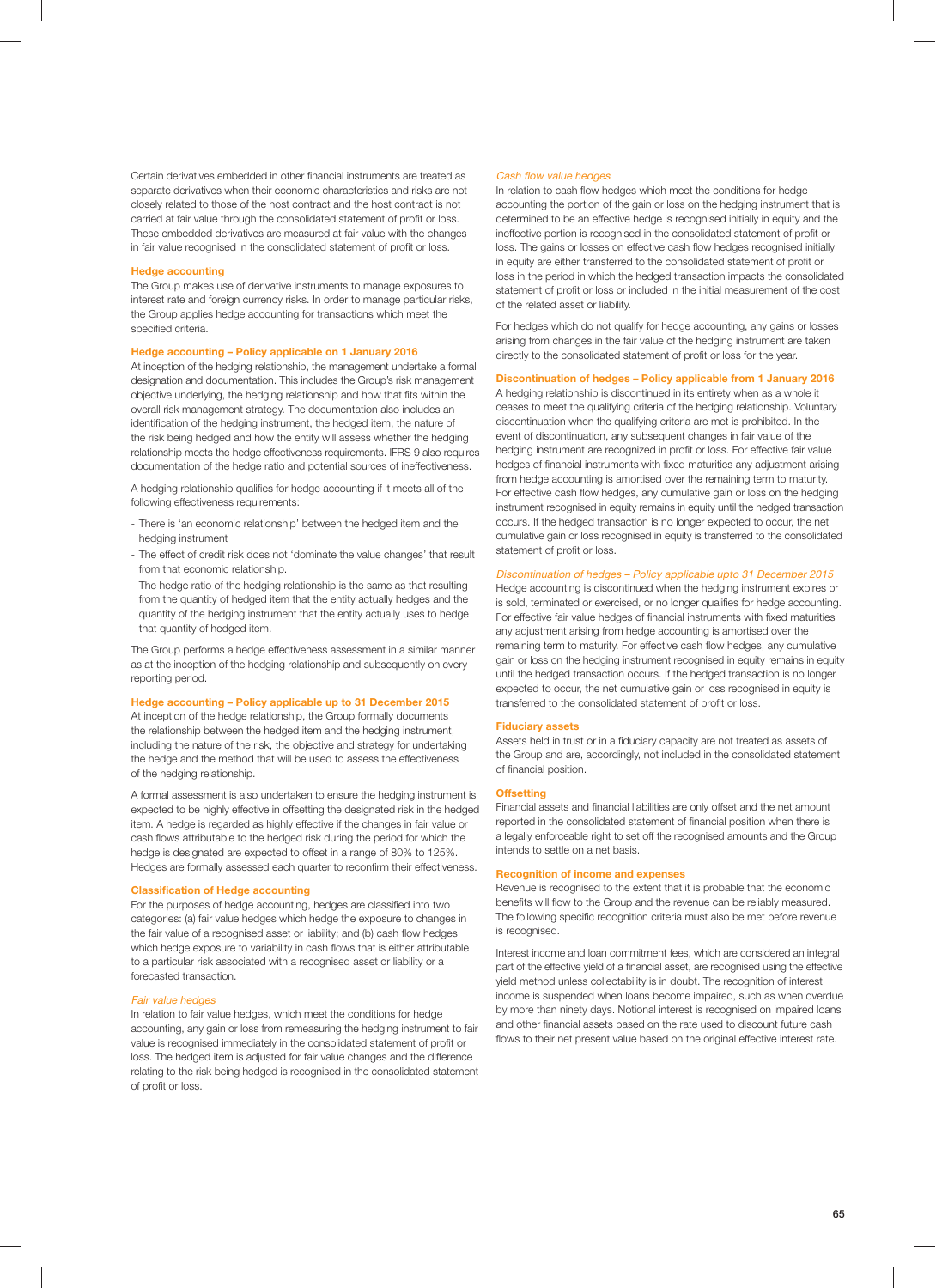Certain derivatives embedded in other financial instruments are treated as separate derivatives when their economic characteristics and risks are not closely related to those of the host contract and the host contract is not carried at fair value through the consolidated statement of profit or loss. These embedded derivatives are measured at fair value with the changes in fair value recognised in the consolidated statement of profit or loss.

### Hedge accounting

The Group makes use of derivative instruments to manage exposures to interest rate and foreign currency risks. In order to manage particular risks, the Group applies hedge accounting for transactions which meet the specified criteria.

### Hedge accounting – Policy applicable on 1 January 2016

At inception of the hedging relationship, the management undertake a formal designation and documentation. This includes the Group's risk management objective underlying, the hedging relationship and how that fits within the overall risk management strategy. The documentation also includes an identification of the hedging instrument, the hedged item, the nature of the risk being hedged and how the entity will assess whether the hedging relationship meets the hedge effectiveness requirements. IFRS 9 also requires documentation of the hedge ratio and potential sources of ineffectiveness.

A hedging relationship qualifies for hedge accounting if it meets all of the following effectiveness requirements:

- There is 'an economic relationship' between the hedged item and the hedging instrument
- The effect of credit risk does not 'dominate the value changes' that result from that economic relationship.
- The hedge ratio of the hedging relationship is the same as that resulting from the quantity of hedged item that the entity actually hedges and the quantity of the hedging instrument that the entity actually uses to hedge that quantity of hedged item.

The Group performs a hedge effectiveness assessment in a similar manner as at the inception of the hedging relationship and subsequently on every reporting period.

### Hedge accounting – Policy applicable up to 31 December 2015

At inception of the hedge relationship, the Group formally documents the relationship between the hedged item and the hedging instrument, including the nature of the risk, the objective and strategy for undertaking the hedge and the method that will be used to assess the effectiveness of the hedging relationship.

A formal assessment is also undertaken to ensure the hedging instrument is expected to be highly effective in offsetting the designated risk in the hedged item. A hedge is regarded as highly effective if the changes in fair value or cash flows attributable to the hedged risk during the period for which the hedge is designated are expected to offset in a range of 80% to 125%. Hedges are formally assessed each quarter to reconfirm their effectiveness.

### Classification of Hedge accounting

For the purposes of hedge accounting, hedges are classified into two categories: (a) fair value hedges which hedge the exposure to changes in the fair value of a recognised asset or liability; and (b) cash flow hedges which hedge exposure to variability in cash flows that is either attributable to a particular risk associated with a recognised asset or liability or a forecasted transaction.

#### *Fair value hedges*

In relation to fair value hedges, which meet the conditions for hedge accounting, any gain or loss from remeasuring the hedging instrument to fair value is recognised immediately in the consolidated statement of profit or loss. The hedged item is adjusted for fair value changes and the difference relating to the risk being hedged is recognised in the consolidated statement of profit or loss.

#### *Cash flow value hedges*

In relation to cash flow hedges which meet the conditions for hedge accounting the portion of the gain or loss on the hedging instrument that is determined to be an effective hedge is recognised initially in equity and the ineffective portion is recognised in the consolidated statement of profit or loss. The gains or losses on effective cash flow hedges recognised initially in equity are either transferred to the consolidated statement of profit or loss in the period in which the hedged transaction impacts the consolidated statement of profit or loss or included in the initial measurement of the cost of the related asset or liability.

For hedges which do not qualify for hedge accounting, any gains or losses arising from changes in the fair value of the hedging instrument are taken directly to the consolidated statement of profit or loss for the year.

### Discontinuation of hedges – Policy applicable from 1 January 2016

A hedging relationship is discontinued in its entirety when as a whole it ceases to meet the qualifying criteria of the hedging relationship. Voluntary discontinuation when the qualifying criteria are met is prohibited. In the event of discontinuation, any subsequent changes in fair value of the hedging instrument are recognized in profit or loss. For effective fair value hedges of financial instruments with fixed maturities any adjustment arising from hedge accounting is amortised over the remaining term to maturity. For effective cash flow hedges, any cumulative gain or loss on the hedging instrument recognised in equity remains in equity until the hedged transaction occurs. If the hedged transaction is no longer expected to occur, the net cumulative gain or loss recognised in equity is transferred to the consolidated statement of profit or loss.

#### *Discontinuation of hedges – Policy applicable upto 31 December 2015*

Hedge accounting is discontinued when the hedging instrument expires or is sold, terminated or exercised, or no longer qualifies for hedge accounting. For effective fair value hedges of financial instruments with fixed maturities any adjustment arising from hedge accounting is amortised over the remaining term to maturity. For effective cash flow hedges, any cumulative gain or loss on the hedging instrument recognised in equity remains in equity until the hedged transaction occurs. If the hedged transaction is no longer expected to occur, the net cumulative gain or loss recognised in equity is transferred to the consolidated statement of profit or loss.

### Fiduciary assets

Assets held in trust or in a fiduciary capacity are not treated as assets of the Group and are, accordingly, not included in the consolidated statement of financial position.

### Offsetting

Financial assets and financial liabilities are only offset and the net amount reported in the consolidated statement of financial position when there is a legally enforceable right to set off the recognised amounts and the Group intends to settle on a net basis.

### Recognition of income and expenses

Revenue is recognised to the extent that it is probable that the economic benefits will flow to the Group and the revenue can be reliably measured. The following specific recognition criteria must also be met before revenue is recognised.

Interest income and loan commitment fees, which are considered an integral part of the effective yield of a financial asset, are recognised using the effective yield method unless collectability is in doubt. The recognition of interest income is suspended when loans become impaired, such as when overdue by more than ninety days. Notional interest is recognised on impaired loans and other financial assets based on the rate used to discount future cash flows to their net present value based on the original effective interest rate.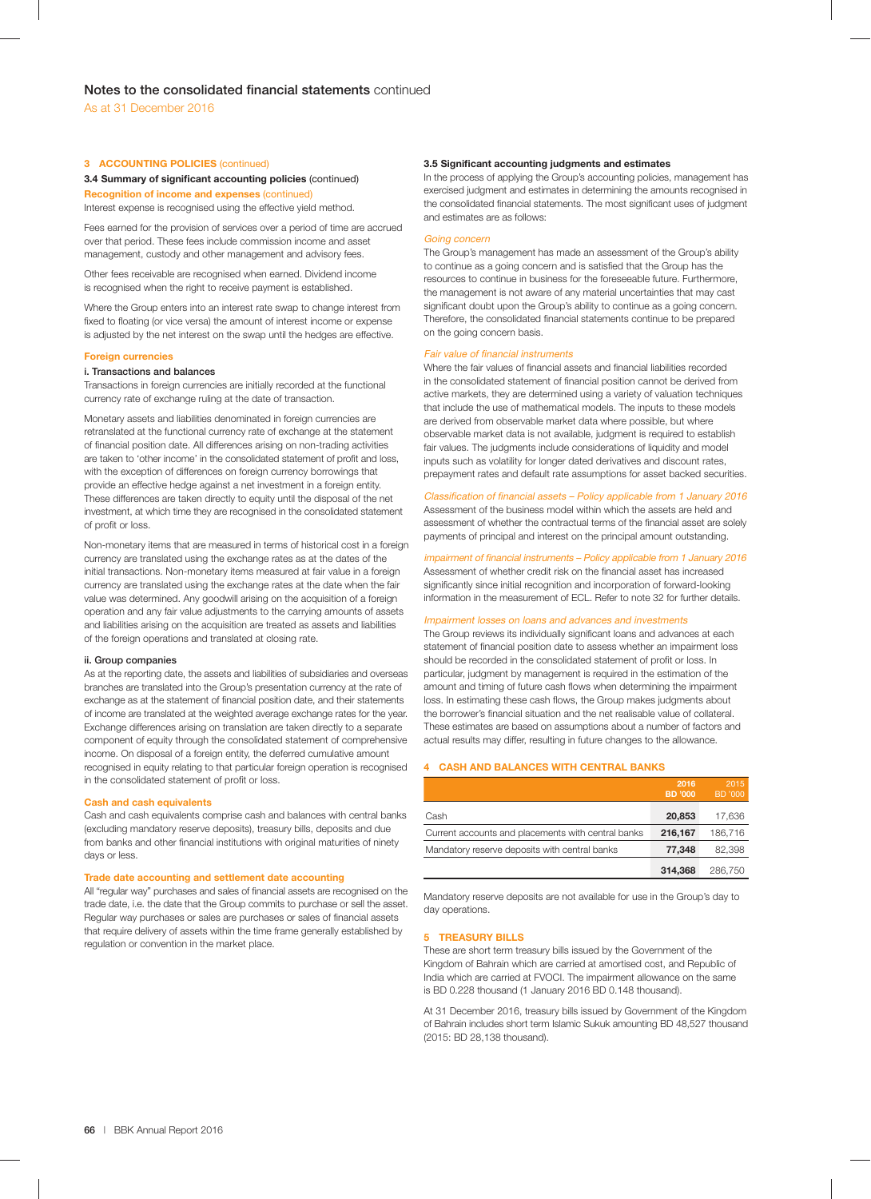# Notes to the consolidated financial statements continued

As at 31 December 2016

## 3 ACCOUNTING POLICIES (continued)

### 3.4 Summary of significant accounting policies (continued)

**Recognition of income and expenses (continued)**

Interest expense is recognised using the effective yield method.

Fees earned for the provision of services over a period of time are accrued over that period. These fees include commission income and asset management, custody and other management and advisory fees.

Other fees receivable are recognised when earned. Dividend income is recognised when the right to receive payment is established.

Where the Group enters into an interest rate swap to change interest from fixed to floating (or vice versa) the amount of interest income or expense is adjusted by the net interest on the swap until the hedges are effective.

**Foreign currencies**

**i. Transactions and balances**

Transactions in foreign currencies are initially recorded at the functional currency rate of exchange ruling at the date of transaction.

Monetary assets and liabilities denominated in foreign currencies are retranslated at the functional currency rate of exchange at the statement of financial position date. All differences arising on non-trading activities are taken to 'other income' in the consolidated statement of profit and loss, with the exception of differences on foreign currency borrowings that provide an effective hedge against a net investment in a foreign entity. These differences are taken directly to equity until the disposal of the net investment, at which time they are recognised in the consolidated statement of profit or loss.

Non-monetary items that are measured in terms of historical cost in a foreign currency are translated using the exchange rates as at the dates of the initial transactions. Non-monetary items measured at fair value in a foreign currency are translated using the exchange rates at the date when the fair value was determined. Any goodwill arising on the acquisition of a foreign operation and any fair value adjustments to the carrying amounts of assets and liabilities arising on the acquisition are treated as assets and liabilities of the foreign operations and translated at closing rate.

**ii. Group companies**

As at the reporting date, the assets and liabilities of subsidiaries and overseas branches are translated into the Group's presentation currency at the rate of exchange as at the statement of financial position date, and their statements of income are translated at the weighted average exchange rates for the year. Exchange differences arising on translation are taken directly to a separate component of equity through the consolidated statement of comprehensive income. On disposal of a foreign entity, the deferred cumulative amount recognised in equity relating to that particular foreign operation is recognised in the consolidated statement of profit or loss.

**Cash and cash equivalents**

Cash and cash equivalents comprise cash and balances with central banks (excluding mandatory reserve deposits), treasury bills, deposits and due from banks and other financial institutions with original maturities of ninety days or less.

**Trade date accounting and settlement date accounting**

All "regular way" purchases and sales of financial assets are recognised on the trade date, i.e. the date that the Group commits to purchase or sell the asset. Regular way purchases or sales are purchases or sales of financial assets that require delivery of assets within the time frame generally established by regulation or convention in the market place.

### 3.5 Significant accounting judgments and estimates

In the process of applying the Group's accounting policies, management has exercised judgment and estimates in determining the amounts recognised in the consolidated financial statements. The most significant uses of judgment and estimates are as follows:

*Going concern*

The Group's management has made an assessment of the Group's ability to continue as a going concern and is satisfied that the Group has the resources to continue in business for the foreseeable future. Furthermore, the management is not aware of any material uncertainties that may cast significant doubt upon the Group's ability to continue as a going concern. Therefore, the consolidated financial statements continue to be prepared on the going concern basis.

*Fair value of financial instruments*

Where the fair values of financial assets and financial liabilities recorded in the consolidated statement of financial position cannot be derived from active markets, they are determined using a variety of valuation techniques that include the use of mathematical models. The inputs to these models are derived from observable market data where possible, but where observable market data is not available, judgment is required to establish fair values. The judgments include considerations of liquidity and model inputs such as volatility for longer dated derivatives and discount rates, prepayment rates and default rate assumptions for asset backed securities.

*Classification of financial assets – Policy applicable from 1 January 2016*

Assessment of the business model within which the assets are held and assessment of whether the contractual terms of the financial asset are solely payments of principal and interest on the principal amount outstanding.

*impairment of financial instruments – Policy applicable from 1 January 2016*

Assessment of whether credit risk on the financial asset has increased significantly since initial recognition and incorporation of forward-looking information in the measurement of ECL. Refer to note 32 for further details.

*Impairment losses on loans and advances and investments*

The Group reviews its individually significant loans and advances at each statement of financial position date to assess whether an impairment loss should be recorded in the consolidated statement of profit or loss. In particular, judgment by management is required in the estimation of the amount and timing of future cash flows when determining the impairment loss. In estimating these cash flows, the Group makes judgments about the borrower's financial situation and the net realisable value of collateral. These estimates are based on assumptions about a number of factors and actual results may differ, resulting in future changes to the allowance.

## 4 CASH AND BALANCES WITH CENTRAL BANKS

| | 2016 BD '000 | 2015 BD '000 |
|---|---|---|
| Cash | **20,853** | 17,636 |
| Current accounts and placements with central banks | **216,167** | 186,716 |
| Mandatory reserve deposits with central banks | **77,348** | 82,398 |
| | **314,368** | 286,750 |

Mandatory reserve deposits are not available for use in the Group's day to day operations.

## 5 TREASURY BILLS

These are short term treasury bills issued by the Government of the Kingdom of Bahrain which are carried at amortised cost, and Republic of India which are carried at FVOCI. The impairment allowance on the same is BD 0.228 thousand (1 January 2016 BD 0.148 thousand).

At 31 December 2016, treasury bills issued by Government of the Kingdom of Bahrain includes short term Islamic Sukuk amounting BD 48,527 thousand (2015: BD 28,138 thousand).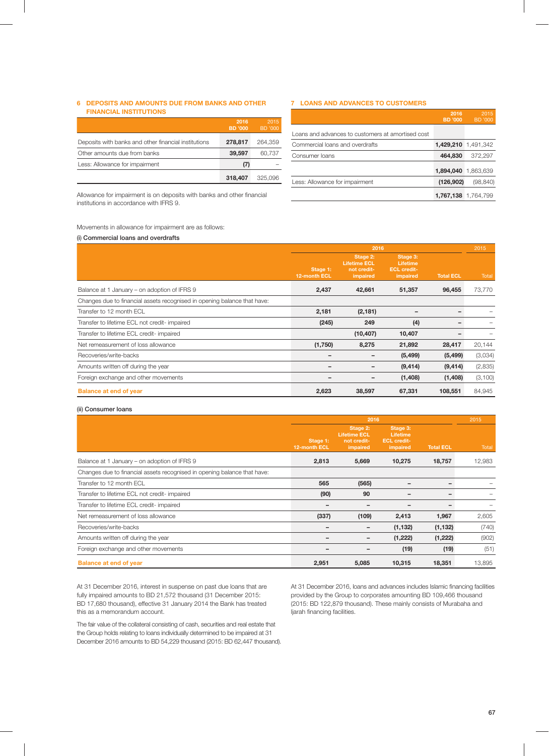## 6 DEPOSITS AND AMOUNTS DUE FROM BANKS AND OTHER FINANCIAL INSTITUTIONS

| | 2016 BD '000 | 2015 BD '000 |
|---|---|---|
| Deposits with banks and other financial institutions | **278,817** | 264,359 |
| Other amounts due from banks | **39,597** | 60,737 |
| Less: Allowance for impairment | **(7)** | – |
| | **318,407** | 325,096 |

Allowance for impairment is on deposits with banks and other financial institutions in accordance with IFRS 9.

## 7 LOANS AND ADVANCES TO CUSTOMERS

| | 2016 BD '000 | 2015 BD '000 |
|---|---|---|
| Loans and advances to customers at amortised cost | | |
| Commercial loans and overdrafts | **1,429,210** | 1,491,342 |
| Consumer loans | **464,830** | 372,297 |
| | **1,894,040** | 1,863,639 |
| Less: Allowance for impairment | **(126,902)** | (98,840) |
| | **1,767,138** | 1,764,799 |

Movements in allowance for impairment are as follows:

(i) Commercial loans and overdrafts

| | 2016 | | | | 2015 |
|---|---|---|---|---|---|
| | Stage 1: 12-month ECL | Stage 2: Lifetime ECL not credit-impaired | Stage 3: Lifetime ECL credit-impaired | Total ECL | Total |
| Balance at 1 January – on adoption of IFRS 9 | **2,437** | **42,661** | **51,357** | **96,455** | 73,770 |
| Changes due to financial assets recognised in opening balance that have: | | | | | |
| Transfer to 12 month ECL | **2,181** | **(2,181)** | **–** | **–** | – |
| Transfer to lifetime ECL not credit- impaired | **(245)** | **249** | **(4)** | **–** | – |
| Transfer to lifetime ECL credit- impaired | | **(10,407)** | **10,407** | **–** | – |
| Net remeasurement of loss allowance | **(1,750)** | **8,275** | **21,892** | **28,417** | 20,144 |
| Recoveries/write-backs | **–** | **–** | **(5,499)** | **(5,499)** | (3,034) |
| Amounts written off during the year | **–** | **–** | **(9,414)** | **(9,414)** | (2,835) |
| Foreign exchange and other movements | **–** | **–** | **(1,408)** | **(1,408)** | (3,100) |
| **Balance at end of year** | **2,623** | **38,597** | **67,331** | **108,551** | 84,945 |

(ii) Consumer loans

| | 2016 | | | | 2015 |
|---|---|---|---|---|---|
| | Stage 1: 12-month ECL | Stage 2: Lifetime ECL not credit-impaired | Stage 3: Lifetime ECL credit-impaired | Total ECL | Total |
| Balance at 1 January – on adoption of IFRS 9 | **2,813** | **5,669** | **10,275** | **18,757** | 12,983 |
| Changes due to financial assets recognised in opening balance that have: | | | | | |
| Transfer to 12 month ECL | **565** | **(565)** | **–** | **–** | – |
| Transfer to lifetime ECL not credit- impaired | **(90)** | **90** | **–** | **–** | – |
| Transfer to lifetime ECL credit- impaired | **–** | **–** | **–** | **–** | – |
| Net remeasurement of loss allowance | **(337)** | **(109)** | **2,413** | **1,967** | 2,605 |
| Recoveries/write-backs | **–** | **–** | **(1,132)** | **(1,132)** | (740) |
| Amounts written off during the year | **–** | **–** | **(1,222)** | **(1,222)** | (902) |
| Foreign exchange and other movements | **–** | **–** | **(19)** | **(19)** | (51) |
| **Balance at end of year** | **2,951** | **5,085** | **10,315** | **18,351** | 13,895 |

At 31 December 2016, interest in suspense on past due loans that are fully impaired amounts to BD 21,572 thousand (31 December 2015: BD 17,680 thousand), effective 31 January 2014 the Bank has treated this as a memorandum account.

The fair value of the collateral consisting of cash, securities and real estate that the Group holds relating to loans individually determined to be impaired at 31 December 2016 amounts to BD 54,229 thousand (2015: BD 62,447 thousand).

At 31 December 2016, loans and advances includes Islamic financing facilities provided by the Group to corporates amounting BD 109,466 thousand (2015: BD 122,879 thousand). These mainly consists of Murabaha and Ijarah financing facilities.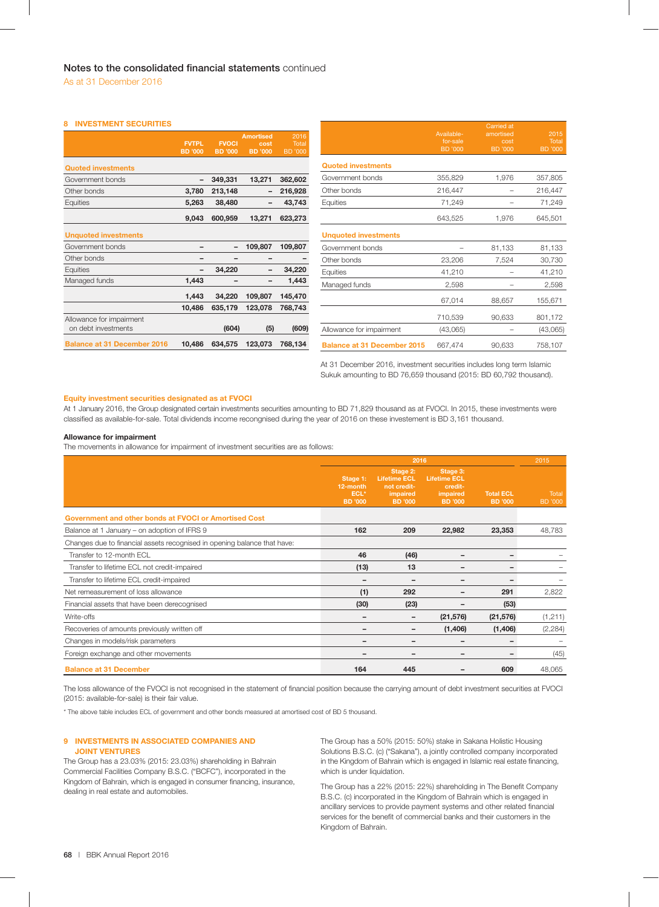## Notes to the consolidated financial statements continued

As at 31 December 2016

### 8 INVESTMENT SECURITIES

| | FVTPL BD '000 | FVOCI BD '000 | Amortised cost BD '000 | 2016 Total BD '000 |
|---|---|---|---|---|
| **Quoted investments** | | | | |
| Government bonds | – | 349,331 | 13,271 | 362,602 |
| Other bonds | 3,780 | 213,148 | – | 216,928 |
| Equities | 5,263 | 38,480 | – | 43,743 |
| | 9,043 | 600,959 | 13,271 | 623,273 |
| **Unquoted investments** | | | | |
| Government bonds | – | – | 109,807 | 109,807 |
| Other bonds | – | – | – | – |
| Equities | – | 34,220 | – | 34,220 |
| Managed funds | 1,443 | – | – | 1,443 |
| | 1,443 | 34,220 | 109,807 | 145,470 |
| | 10,486 | 635,179 | 123,078 | 768,743 |
| Allowance for impairment on debt investments | | (604) | (5) | (609) |
| **Balance at 31 December 2016** | 10,486 | 634,575 | 123,073 | 768,134 |

| | Available-for-sale BD '000 | Carried at amortised cost BD '000 | 2015 Total BD '000 |
|---|---|---|---|
| **Quoted investments** | | | |
| Government bonds | 355,829 | 1,976 | 357,805 |
| Other bonds | 216,447 | – | 216,447 |
| Equities | 71,249 | – | 71,249 |
| | 643,525 | 1,976 | 645,501 |
| **Unquoted investments** | | | |
| Government bonds | – | 81,133 | 81,133 |
| Other bonds | 23,206 | 7,524 | 30,730 |
| Equities | 41,210 | – | 41,210 |
| Managed funds | 2,598 | – | 2,598 |
| | 67,014 | 88,657 | 155,671 |
| | 710,539 | 90,633 | 801,172 |
| Allowance for impairment | (43,065) | – | (43,065) |
| **Balance at 31 December 2015** | 667,474 | 90,633 | 758,107 |

At 31 December 2016, investment securities includes long term Islamic Sukuk amounting to BD 76,659 thousand (2015: BD 60,792 thousand).

#### Equity investment securities designated as at FVOCI

At 1 January 2016, the Group designated certain investments securities amounting to BD 71,829 thousand as at FVOCI. In 2015, these investments were classified as available-for-sale. Total dividends income recognised during the year of 2016 on these investement is BD 3,161 thousand.

#### Allowance for impairment

The movements in allowance for impairment of investment securities are as follows:

| | 2016 | | | | 2015 |
|---|---|---|---|---|---|
| | Stage 1: 12-month ECL* BD '000 | Stage 2: Lifetime ECL not credit-impaired BD '000 | Stage 3: Lifetime ECL credit-impaired BD '000 | Total ECL BD '000 | Total BD '000 |
| **Government and other bonds at FVOCI or Amortised Cost** | | | | | |
| Balance at 1 January – on adoption of IFRS 9 | 162 | 209 | 22,982 | 23,353 | 48,783 |
| Changes due to financial assets recognised in opening balance that have: | | | | | |
| Transfer to 12-month ECL | 46 | (46) | – | – | – |
| Transfer to lifetime ECL not credit-impaired | (13) | 13 | – | – | – |
| Transfer to lifetime ECL credit-impaired | – | – | – | – | – |
| Net remeasurement of loss allowance | (1) | 292 | – | 291 | 2,822 |
| Financial assets that have been derecognised | (30) | (23) | – | (53) | |
| Write-offs | – | – | (21,576) | (21,576) | (1,211) |
| Recoveries of amounts previously written off | – | – | (1,406) | (1,406) | (2,284) |
| Changes in models/risk parameters | – | – | – | – | – |
| Foreign exchange and other movements | – | – | – | – | (45) |
| **Balance at 31 December** | 164 | 445 | – | 609 | 48,065 |

The loss allowance of the FVOCI is not recognised in the statement of financial position because the carrying amount of debt investment securities at FVOCI (2015: available-for-sale) is their fair value.

* The above table includes ECL of government and other bonds measured at amortised cost of BD 5 thousand.

### 9 INVESTMENTS IN ASSOCIATED COMPANIES AND JOINT VENTURES

The Group has a 23.03% (2015: 23.03%) shareholding in Bahrain Commercial Facilities Company B.S.C. ("BCFC"), incorporated in the Kingdom of Bahrain, which is engaged in consumer financing, insurance, dealing in real estate and automobiles.

The Group has a 50% (2015: 50%) stake in Sakana Holistic Housing Solutions B.S.C. (c) ("Sakana"), a jointly controlled company incorporated in the Kingdom of Bahrain which is engaged in Islamic real estate financing, which is under liquidation.

The Group has a 22% (2015: 22%) shareholding in The Benefit Company B.S.C. (c) incorporated in the Kingdom of Bahrain which is engaged in ancillary services to provide payment systems and other related financial services for the benefit of commercial banks and their customers in the Kingdom of Bahrain.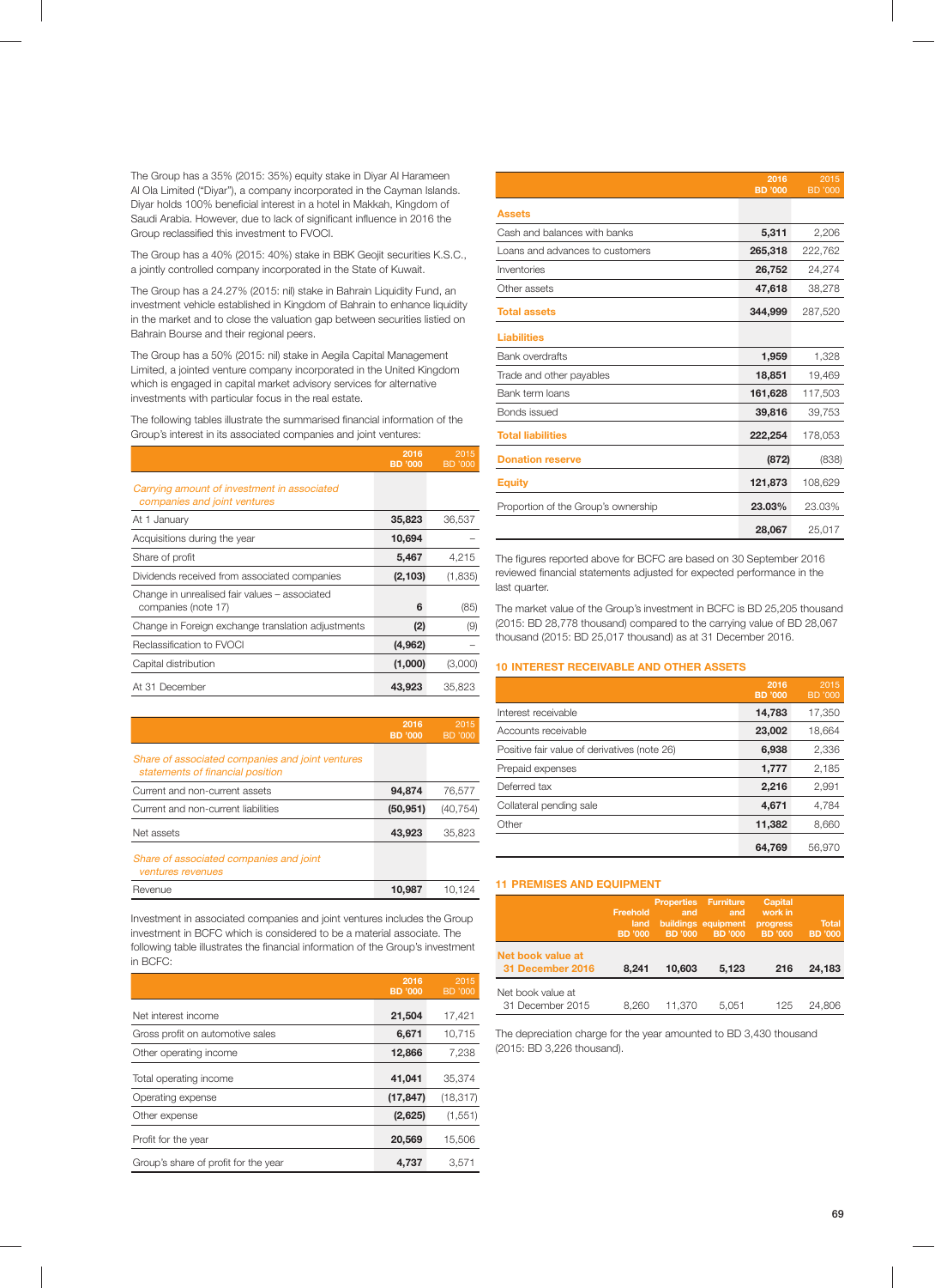The Group has a 35% (2015: 35%) equity stake in Diyar Al Harameen Al Ola Limited ("Diyar"), a company incorporated in the Cayman Islands. Diyar holds 100% beneficial interest in a hotel in Makkah, Kingdom of Saudi Arabia. However, due to lack of significant influence in 2016 the Group reclassified this investment to FVOCI.

The Group has a 40% (2015: 40%) stake in BBK Geojit securities K.S.C., a jointly controlled company incorporated in the State of Kuwait.

The Group has a 24.27% (2015: nil) stake in Bahrain Liquidity Fund, an investment vehicle established in Kingdom of Bahrain to enhance liquidity in the market and to close the valuation gap between securities listied on Bahrain Bourse and their regional peers.

The Group has a 50% (2015: nil) stake in Aegila Capital Management Limited, a jointed venture company incorporated in the United Kingdom which is engaged in capital market advisory services for alternative investments with particular focus in the real estate.

The following tables illustrate the summarised financial information of the Group's interest in its associated companies and joint ventures:

| | 2016 BD '000 | 2015 BD '000 |
|---|---|---|
| *Carrying amount of investment in associated companies and joint ventures* | | |
| At 1 January | **35,823** | 36,537 |
| Acquisitions during the year | **10,694** | – |
| Share of profit | **5,467** | 4,215 |
| Dividends received from associated companies | **(2,103)** | (1,835) |
| Change in unrealised fair values – associated companies (note 17) | **6** | (85) |
| Change in Foreign exchange translation adjustments | **(2)** | (9) |
| Reclassification to FVOCI | **(4,962)** | – |
| Capital distribution | **(1,000)** | (3,000) |
| At 31 December | **43,923** | 35,823 |

| | 2016 BD '000 | 2015 BD '000 |
|---|---|---|
| *Share of associated companies and joint ventures statements of financial position* | | |
| Current and non-current assets | **94,874** | 76,577 |
| Current and non-current liabilities | **(50,951)** | (40,754) |
| Net assets | **43,923** | 35,823 |
| *Share of associated companies and joint ventures revenues* | | |
| Revenue | **10,987** | 10,124 |

Investment in associated companies and joint ventures includes the Group investment in BCFC which is considered to be a material associate. The following table illustrates the financial information of the Group's investment in BCFC:

| | 2016 BD '000 | 2015 BD '000 |
|---|---|---|
| Net interest income | **21,504** | 17,421 |
| Gross profit on automotive sales | **6,671** | 10,715 |
| Other operating income | **12,866** | 7,238 |
| Total operating income | **41,041** | 35,374 |
| Operating expense | **(17,847)** | (18,317) |
| Other expense | **(2,625)** | (1,551) |
| Profit for the year | **20,569** | 15,506 |
| Group's share of profit for the year | **4,737** | 3,571 |

| | 2016 BD '000 | 2015 BD '000 |
|---|---|---|
| **Assets** | | |
| Cash and balances with banks | **5,311** | 2,206 |
| Loans and advances to customers | **265,318** | 222,762 |
| Inventories | **26,752** | 24,274 |
| Other assets | **47,618** | 38,278 |
| **Total assets** | **344,999** | 287,520 |
| **Liabilities** | | |
| Bank overdrafts | **1,959** | 1,328 |
| Trade and other payables | **18,851** | 19,469 |
| Bank term loans | **161,628** | 117,503 |
| Bonds issued | **39,816** | 39,753 |
| **Total liabilities** | **222,254** | 178,053 |
| **Donation reserve** | **(872)** | (838) |
| **Equity** | **121,873** | 108,629 |
| Proportion of the Group's ownership | **23.03%** | 23.03% |
| | **28,067** | 25,017 |

The figures reported above for BCFC are based on 30 September 2016 reviewed financial statements adjusted for expected performance in the last quarter.

The market value of the Group's investment in BCFC is BD 25,205 thousand (2015: BD 28,778 thousand) compared to the carrying value of BD 28,067 thousand (2015: BD 25,017 thousand) as at 31 December 2016.

## 10 INTEREST RECEIVABLE AND OTHER ASSETS

| | 2016 BD '000 | 2015 BD '000 |
|---|---|---|
| Interest receivable | **14,783** | 17,350 |
| Accounts receivable | **23,002** | 18,664 |
| Positive fair value of derivatives (note 26) | **6,938** | 2,336 |
| Prepaid expenses | **1,777** | 2,185 |
| Deferred tax | **2,216** | 2,991 |
| Collateral pending sale | **4,671** | 4,784 |
| Other | **11,382** | 8,660 |
| | **64,769** | 56,970 |

## 11 PREMISES AND EQUIPMENT

| | Freehold land BD '000 | Properties and buildings BD '000 | Furniture and equipment BD '000 | Capital work in progress BD '000 | Total BD '000 |
|---|---|---|---|---|---|
| **Net book value at 31 December 2016** | **8,241** | **10,603** | **5,123** | **216** | **24,183** |
| Net book value at 31 December 2015 | 8,260 | 11,370 | 5,051 | 125 | 24,806 |

The depreciation charge for the year amounted to BD 3,430 thousand (2015: BD 3,226 thousand).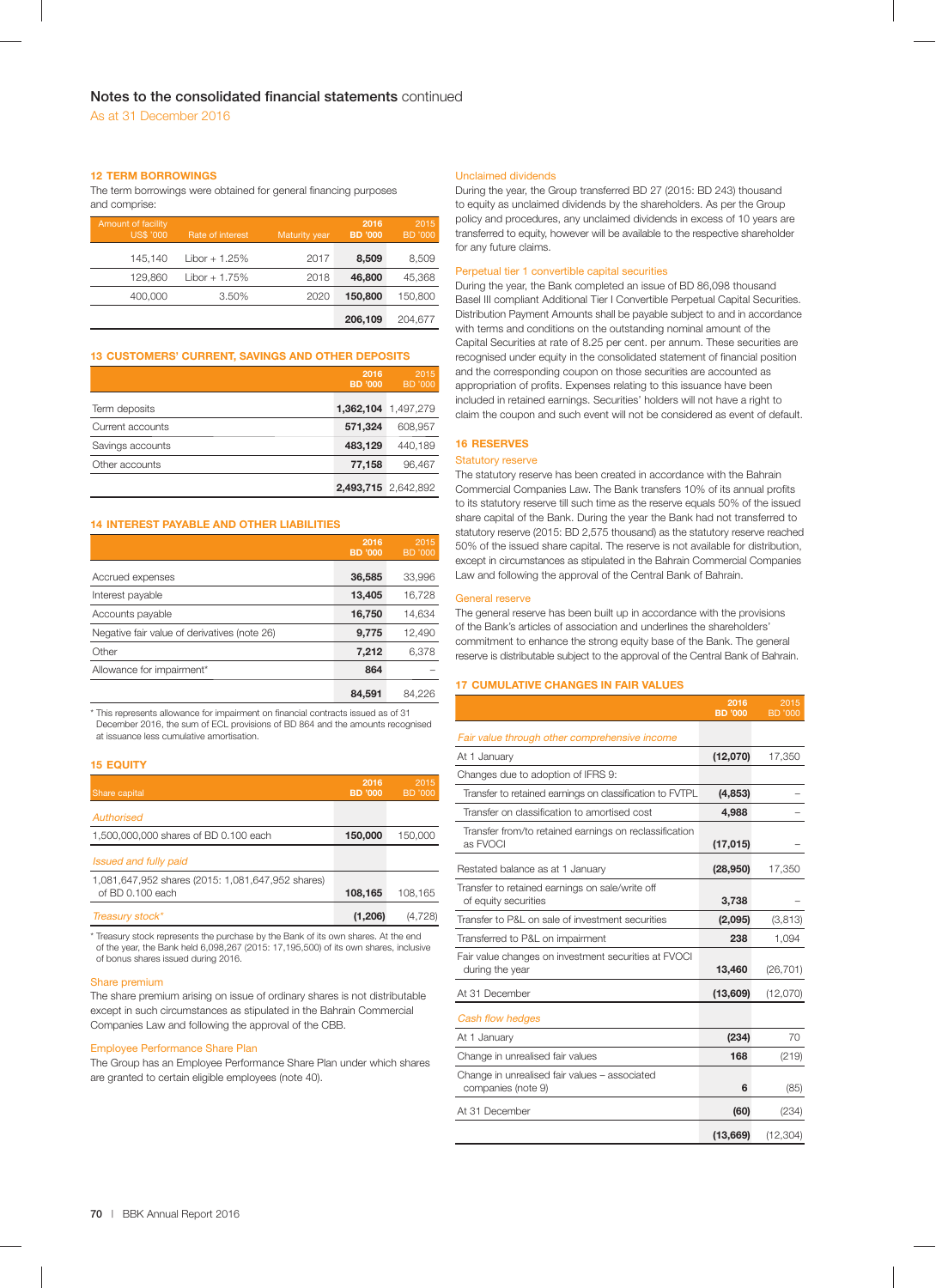# Notes to the consolidated financial statements continued

As at 31 December 2016

## 12 TERM BORROWINGS

The term borrowings were obtained for general financing purposes and comprise:

| Amount of facility US$ '000 | Rate of interest | Maturity year | 2016 BD '000 | 2015 BD '000 |
|---|---|---|---|---|
| 145,140 | Libor + 1.25% | 2017 | **8,509** | 8,509 |
| 129,860 | Libor + 1.75% | 2018 | **46,800** | 45,368 |
| 400,000 | 3.50% | 2020 | **150,800** | 150,800 |
| | | | **206,109** | 204,677 |

## 13 CUSTOMERS' CURRENT, SAVINGS AND OTHER DEPOSITS

| | 2016 BD '000 | 2015 BD '000 |
|---|---|---|
| Term deposits | **1,362,104** | 1,497,279 |
| Current accounts | **571,324** | 608,957 |
| Savings accounts | **483,129** | 440,189 |
| Other accounts | **77,158** | 96,467 |
| | **2,493,715** | 2,642,892 |

## 14 INTEREST PAYABLE AND OTHER LIABILITIES

| | 2016 BD '000 | 2015 BD '000 |
|---|---|---|
| Accrued expenses | **36,585** | 33,996 |
| Interest payable | **13,405** | 16,728 |
| Accounts payable | **16,750** | 14,634 |
| Negative fair value of derivatives (note 26) | **9,775** | 12,490 |
| Other | **7,212** | 6,378 |
| Allowance for impairment* | **864** | – |
| | **84,591** | 84,226 |

\* This represents allowance for impairment on financial contracts issued as of 31 December 2016, the sum of ECL provisions of BD 864 and the amounts recognised at issuance less cumulative amortisation.

## 15 EQUITY

| Share capital | 2016 BD '000 | 2015 BD '000 |
|---|---|---|
| *Authorised* | | |
| 1,500,000,000 shares of BD 0.100 each | **150,000** | 150,000 |
| *Issued and fully paid* | | |
| 1,081,647,952 shares (2015: 1,081,647,952 shares) of BD 0.100 each | **108,165** | 108,165 |
| *Treasury stock** | **(1,206)** | (4,728) |

\* Treasury stock represents the purchase by the Bank of its own shares. At the end of the year, the Bank held 6,098,267 (2015: 17,195,500) of its own shares, inclusive of bonus shares issued during 2016.

### Share premium

The share premium arising on issue of ordinary shares is not distributable except in such circumstances as stipulated in the Bahrain Commercial Companies Law and following the approval of the CBB.

### Employee Performance Share Plan

The Group has an Employee Performance Share Plan under which shares are granted to certain eligible employees (note 40).

### Unclaimed dividends

During the year, the Group transferred BD 27 (2015: BD 243) thousand to equity as unclaimed dividends by the shareholders. As per the Group policy and procedures, any unclaimed dividends in excess of 10 years are transferred to equity, however will be available to the respective shareholder for any future claims.

### Perpetual tier 1 convertible capital securities

During the year, the Bank completed an issue of BD 86,098 thousand Basel III compliant Additional Tier I Convertible Perpetual Capital Securities. Distribution Payment Amounts shall be payable subject to and in accordance with terms and conditions on the outstanding nominal amount of the Capital Securities at rate of 8.25 per cent. per annum. These securities are recognised under equity in the consolidated statement of financial position and the corresponding coupon on those securities are accounted as appropriation of profits. Expenses relating to this issuance have been included in retained earnings. Securities' holders will not have a right to claim the coupon and such event will not be considered as event of default.

## 16 RESERVES

### Statutory reserve

The statutory reserve has been created in accordance with the Bahrain Commercial Companies Law. The Bank transfers 10% of its annual profits to its statutory reserve till such time as the reserve equals 50% of the issued share capital of the Bank. During the year the Bank had not transferred to statutory reserve (2015: BD 2,575 thousand) as the statutory reserve reached 50% of the issued share capital. The reserve is not available for distribution, except in circumstances as stipulated in the Bahrain Commercial Companies Law and following the approval of the Central Bank of Bahrain.

### General reserve

The general reserve has been built up in accordance with the provisions of the Bank's articles of association and underlines the shareholders' commitment to enhance the strong equity base of the Bank. The general reserve is distributable subject to the approval of the Central Bank of Bahrain.

## 17 CUMULATIVE CHANGES IN FAIR VALUES

| | 2016 BD '000 | 2015 BD '000 |
|---|---|---|
| *Fair value through other comprehensive income* | | |
| At 1 January | **(12,070)** | 17,350 |
| Changes due to adoption of IFRS 9: | | |
| Transfer to retained earnings on classification to FVTPL | **(4,853)** | – |
| Transfer on classification to amortised cost | **4,988** | – |
| Transfer from/to retained earnings on reclassification as FVOCI | **(17,015)** | – |
| Restated balance as at 1 January | **(28,950)** | 17,350 |
| Transfer to retained earnings on sale/write off of equity securities | **3,738** | – |
| Transfer to P&L on sale of investment securities | **(2,095)** | (3,813) |
| Transferred to P&L on impairment | **238** | 1,094 |
| Fair value changes on investment securities at FVOCI during the year | **13,460** | (26,701) |
| At 31 December | **(13,609)** | (12,070) |
| *Cash flow hedges* | | |
| At 1 January | **(234)** | 70 |
| Change in unrealised fair values | **168** | (219) |
| Change in unrealised fair values – associated companies (note 9) | **6** | (85) |
| At 31 December | **(60)** | (234) |
| | **(13,669)** | (12,304) |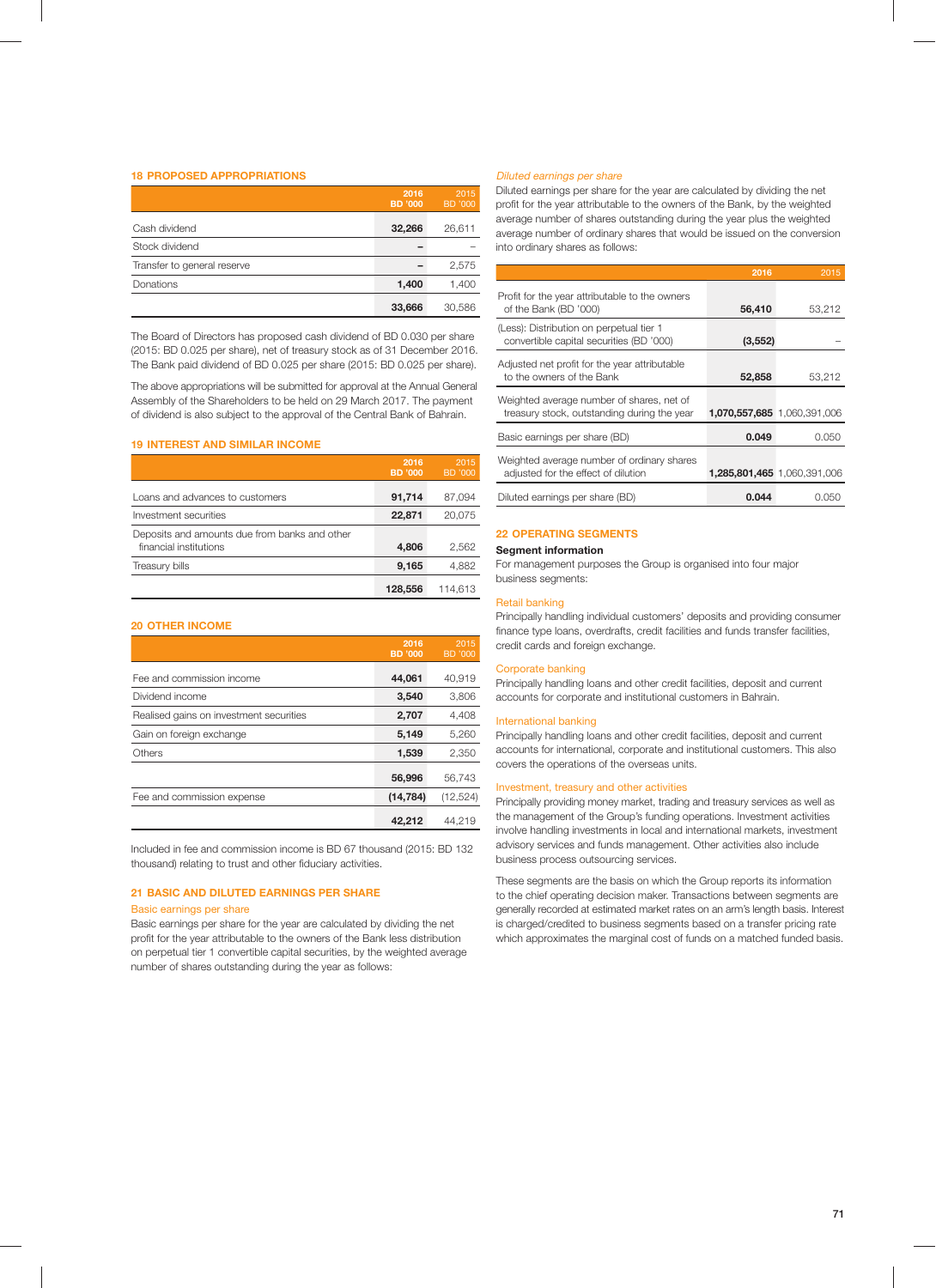## 18 PROPOSED APPROPRIATIONS

| | 2016 BD '000 | 2015 BD '000 |
|---|---|---|
| Cash dividend | **32,266** | 26,611 |
| Stock dividend | **–** | – |
| Transfer to general reserve | **–** | 2,575 |
| Donations | **1,400** | 1,400 |
| | **33,666** | 30,586 |

The Board of Directors has proposed cash dividend of BD 0.030 per share (2015: BD 0.025 per share), net of treasury stock as of 31 December 2016. The Bank paid dividend of BD 0.025 per share (2015: BD 0.025 per share).

The above appropriations will be submitted for approval at the Annual General Assembly of the Shareholders to be held on 29 March 2017. The payment of dividend is also subject to the approval of the Central Bank of Bahrain.

## 19 INTEREST AND SIMILAR INCOME

| | 2016 BD '000 | 2015 BD '000 |
|---|---|---|
| Loans and advances to customers | **91,714** | 87,094 |
| Investment securities | **22,871** | 20,075 |
| Deposits and amounts due from banks and other financial institutions | **4,806** | 2,562 |
| Treasury bills | **9,165** | 4,882 |
| | **128,556** | 114,613 |

## 20 OTHER INCOME

| | 2016 BD '000 | 2015 BD '000 |
|---|---|---|
| Fee and commission income | **44,061** | 40,919 |
| Dividend income | **3,540** | 3,806 |
| Realised gains on investment securities | **2,707** | 4,408 |
| Gain on foreign exchange | **5,149** | 5,260 |
| Others | **1,539** | 2,350 |
| | **56,996** | 56,743 |
| Fee and commission expense | **(14,784)** | (12,524) |
| | **42,212** | 44,219 |

Included in fee and commission income is BD 67 thousand (2015: BD 132 thousand) relating to trust and other fiduciary activities.

## 21 BASIC AND DILUTED EARNINGS PER SHARE

### Basic earnings per share

Basic earnings per share for the year are calculated by dividing the net profit for the year attributable to the owners of the Bank less distribution on perpetual tier 1 convertible capital securities, by the weighted average number of shares outstanding during the year as follows:

### *Diluted earnings per share*

Diluted earnings per share for the year are calculated by dividing the net profit for the year attributable to the owners of the Bank, by the weighted average number of shares outstanding during the year plus the weighted average number of ordinary shares that would be issued on the conversion into ordinary shares as follows:

| | 2016 | 2015 |
|---|---|---|
| Profit for the year attributable to the owners of the Bank (BD '000) | **56,410** | 53,212 |
| (Less): Distribution on perpetual tier 1 convertible capital securities (BD '000) | **(3,552)** | – |
| Adjusted net profit for the year attributable to the owners of the Bank | **52,858** | 53,212 |
| Weighted average number of shares, net of treasury stock, outstanding during the year | **1,070,557,685** | 1,060,391,006 |
| Basic earnings per share (BD) | **0.049** | 0.050 |
| Weighted average number of ordinary shares adjusted for the effect of dilution | **1,285,801,465** | 1,060,391,006 |
| Diluted earnings per share (BD) | **0.044** | 0.050 |

## 22 OPERATING SEGMENTS

**Segment information**

For management purposes the Group is organised into four major business segments:

### Retail banking

Principally handling individual customers' deposits and providing consumer finance type loans, overdrafts, credit facilities and funds transfer facilities, credit cards and foreign exchange.

### Corporate banking

Principally handling loans and other credit facilities, deposit and current accounts for corporate and institutional customers in Bahrain.

### International banking

Principally handling loans and other credit facilities, deposit and current accounts for international, corporate and institutional customers. This also covers the operations of the overseas units.

### Investment, treasury and other activities

Principally providing money market, trading and treasury services as well as the management of the Group's funding operations. Investment activities involve handling investments in local and international markets, investment advisory services and funds management. Other activities also include business process outsourcing services.

These segments are the basis on which the Group reports its information to the chief operating decision maker. Transactions between segments are generally recorded at estimated market rates on an arm's length basis. Interest is charged/credited to business segments based on a transfer pricing rate which approximates the marginal cost of funds on a matched funded basis.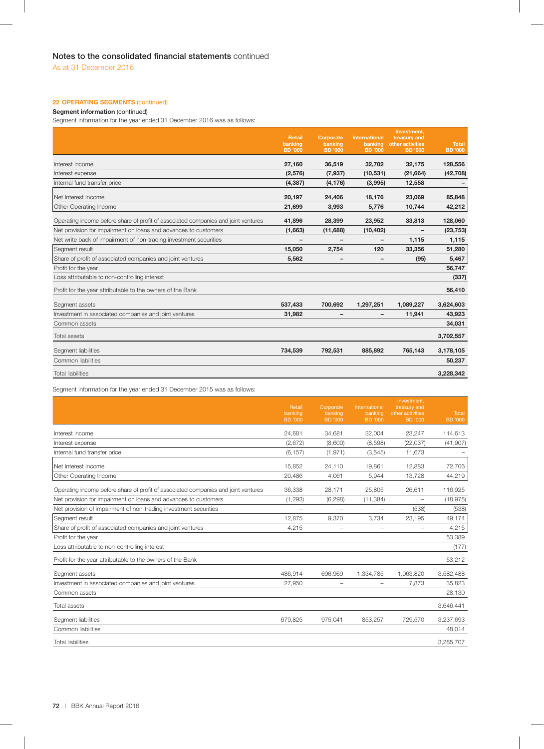## Notes to the consolidated financial statements continued

As at 31 December 2016

### 22 OPERATING SEGMENTS (continued)

**Segment information** (continued)

Segment information for the year ended 31 December 2016 was as follows:

| | Retail banking BD '000 | Corporate banking BD '000 | International banking BD '000 | Investment, treasury and other activities BD '000 | Total BD '000 |
|---|---|---|---|---|---|
| Interest income | 27,160 | 36,519 | 32,702 | 32,175 | 128,556 |
| Interest expense | (2,576) | (7,937) | (10,531) | (21,664) | (42,708) |
| Internal fund transfer price | (4,387) | (4,176) | (3,995) | 12,558 | – |
| Net Interest Income | 20,197 | 24,406 | 18,176 | 23,069 | 85,848 |
| Other Operating Income | 21,699 | 3,993 | 5,776 | 10,744 | 42,212 |
| Operating income before share of profit of associated companies and joint ventures | 41,896 | 28,399 | 23,952 | 33,813 | 128,060 |
| Net provision for impairment on loans and advances to customers | (1,663) | (11,688) | (10,402) | – | (23,753) |
| Net write back of impairment of non-trading investment securities | – | – | – | 1,115 | 1,115 |
| Segment result | 15,050 | 2,754 | 120 | 33,356 | 51,280 |
| Share of profit of associated companies and joint ventures | 5,562 | – | – | (95) | 5,467 |
| Profit for the year | | | | | 56,747 |
| Loss attributable to non-controlling interest | | | | | (337) |
| Profit for the year attributable to the owners of the Bank | | | | | 56,410 |
| Segment assets | 537,433 | 700,692 | 1,297,251 | 1,089,227 | 3,624,603 |
| Investment in associated companies and joint ventures | 31,982 | – | – | 11,941 | 43,923 |
| Common assets | | | | | 34,031 |
| Total assets | | | | | 3,702,557 |
| Segment liabilities | 734,539 | 792,531 | 885,892 | 765,143 | 3,178,105 |
| Common liabilities | | | | | 50,237 |
| Total liabilities | | | | | 3,228,342 |

Segment information for the year ended 31 December 2015 was as follows:

| | Retail banking BD '000 | Corporate banking BD '000 | International banking BD '000 | Investment, treasury and other activities BD '000 | Total BD '000 |
|---|---|---|---|---|---|
| Interest income | 24,681 | 34,681 | 32,004 | 23,247 | 114,613 |
| Interest expense | (2,672) | (8,600) | (8,598) | (22,037) | (41,907) |
| Internal fund transfer price | (6,157) | (1,971) | (3,545) | 11,673 | – |
| Net Interest Income | 15,852 | 24,110 | 19,861 | 12,883 | 72,706 |
| Other Operating Income | 20,486 | 4,061 | 5,944 | 13,728 | 44,219 |
| Operating income before share of profit of associated companies and joint ventures | 36,338 | 28,171 | 25,805 | 26,611 | 116,925 |
| Net provision for impairment on loans and advances to customers | (1,293) | (6,298) | (11,384) | – | (18,975) |
| Net provision of impairment of non-trading investment securities | – | – | – | (538) | (538) |
| Segment result | 12,875 | 9,370 | 3,734 | 23,195 | 49,174 |
| Share of profit of associated companies and joint ventures | 4,215 | – | – | – | 4,215 |
| Profit for the year | | | | | 53,389 |
| Loss attributable to non-controlling interest | | | | | (177) |
| Profit for the year attributable to the owners of the Bank | | | | | 53,212 |
| Segment assets | 486,914 | 696,969 | 1,334,785 | 1,063,820 | 3,582,488 |
| Investment in associated companies and joint ventures | 27,950 | – | – | 7,873 | 35,823 |
| Common assets | | | | | 28,130 |
| Total assets | | | | | 3,646,441 |
| Segment liabilities | 679,825 | 975,041 | 853,257 | 729,570 | 3,237,693 |
| Common liabilities | | | | | 48,014 |
| Total liabilities | | | | | 3,285,707 |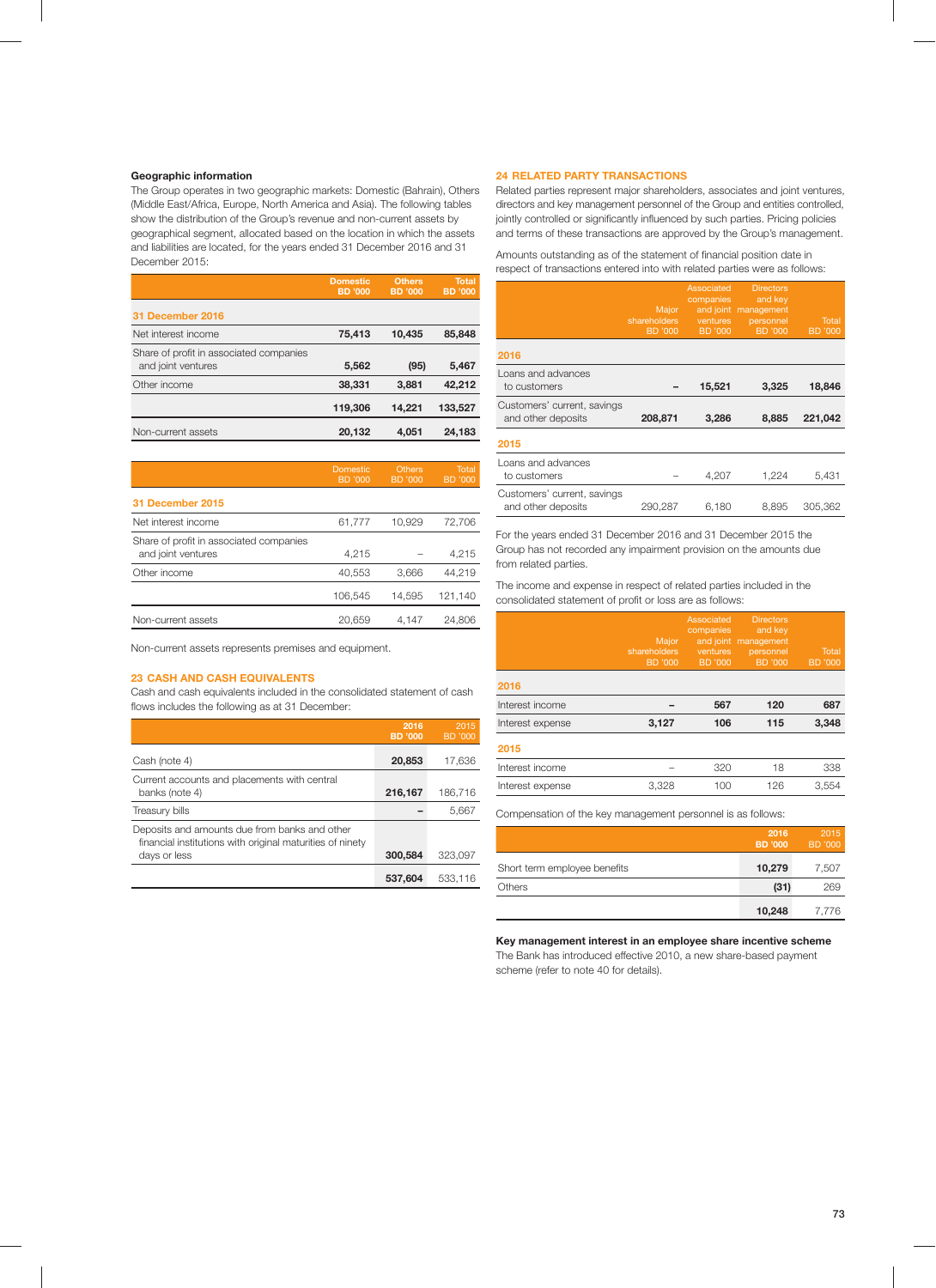### Geographic information

The Group operates in two geographic markets: Domestic (Bahrain), Others (Middle East/Africa, Europe, North America and Asia). The following tables show the distribution of the Group's revenue and non-current assets by geographical segment, allocated based on the location in which the assets and liabilities are located, for the years ended 31 December 2016 and 31 December 2015:

| | Domestic BD '000 | Others BD '000 | Total BD '000 |
|---|---|---|---|
| **31 December 2016** | | | |
| Net interest income | **75,413** | **10,435** | **85,848** |
| Share of profit in associated companies and joint ventures | **5,562** | **(95)** | **5,467** |
| Other income | **38,331** | **3,881** | **42,212** |
| | **119,306** | **14,221** | **133,527** |
| Non-current assets | **20,132** | **4,051** | **24,183** |

| | Domestic BD '000 | Others BD '000 | Total BD '000 |
|---|---|---|---|
| **31 December 2015** | | | |
| Net interest income | 61,777 | 10,929 | 72,706 |
| Share of profit in associated companies and joint ventures | 4,215 | – | 4,215 |
| Other income | 40,553 | 3,666 | 44,219 |
| | 106,545 | 14,595 | 121,140 |
| Non-current assets | 20,659 | 4,147 | 24,806 |

Non-current assets represents premises and equipment.

## 23 CASH AND CASH EQUIVALENTS

Cash and cash equivalents included in the consolidated statement of cash flows includes the following as at 31 December:

| | 2016 BD '000 | 2015 BD '000 |
|---|---|---|
| Cash (note 4) | **20,853** | 17,636 |
| Current accounts and placements with central banks (note 4) | **216,167** | 186,716 |
| Treasury bills | **–** | 5,667 |
| Deposits and amounts due from banks and other financial institutions with original maturities of ninety days or less | **300,584** | 323,097 |
| | **537,604** | 533,116 |

## 24 RELATED PARTY TRANSACTIONS

Related parties represent major shareholders, associates and joint ventures, directors and key management personnel of the Group and entities controlled, jointly controlled or significantly influenced by such parties. Pricing policies and terms of these transactions are approved by the Group's management.

Amounts outstanding as of the statement of financial position date in respect of transactions entered into with related parties are as follows:

| | Major shareholders BD '000 | Associated companies and joint ventures BD '000 | Directors and key management personnel BD '000 | Total BD '000 |
|---|---|---|---|---|
| **2016** | | | | |
| Loans and advances to customers | **–** | **15,521** | **3,325** | **18,846** |
| Customers' current, savings and other deposits | **208,871** | **3,286** | **8,885** | **221,042** |
| **2015** | | | | |
| Loans and advances to customers | – | 4,207 | 1,224 | 5,431 |
| Customers' current, savings and other deposits | 290,287 | 6,180 | 8,895 | 305,362 |

For the years ended 31 December 2016 and 31 December 2015 the Group has not recorded any impairment provision on the amounts due from related parties.

The income and expense in respect of related parties included in the consolidated statement of profit or loss are as follows:

| | Major shareholders BD '000 | Associated companies and joint ventures BD '000 | Directors and key management personnel BD '000 | Total BD '000 |
|---|---|---|---|---|
| **2016** | | | | |
| Interest income | **–** | **567** | **120** | **687** |
| Interest expense | **3,127** | **106** | **115** | **3,348** |
| **2015** | | | | |
| Interest income | – | 320 | 18 | 338 |
| Interest expense | 3,328 | 100 | 126 | 3,554 |

Compensation of the key management personnel is as follows:

| | 2016 BD '000 | 2015 BD '000 |
|---|---|---|
| Short term employee benefits | **10,279** | 7,507 |
| Others | **(31)** | 269 |
| | **10,248** | 7,776 |

### Key management interest in an employee share incentive scheme

The Bank has introduced effective 2010, a new share-based payment scheme (refer to note 40 for details).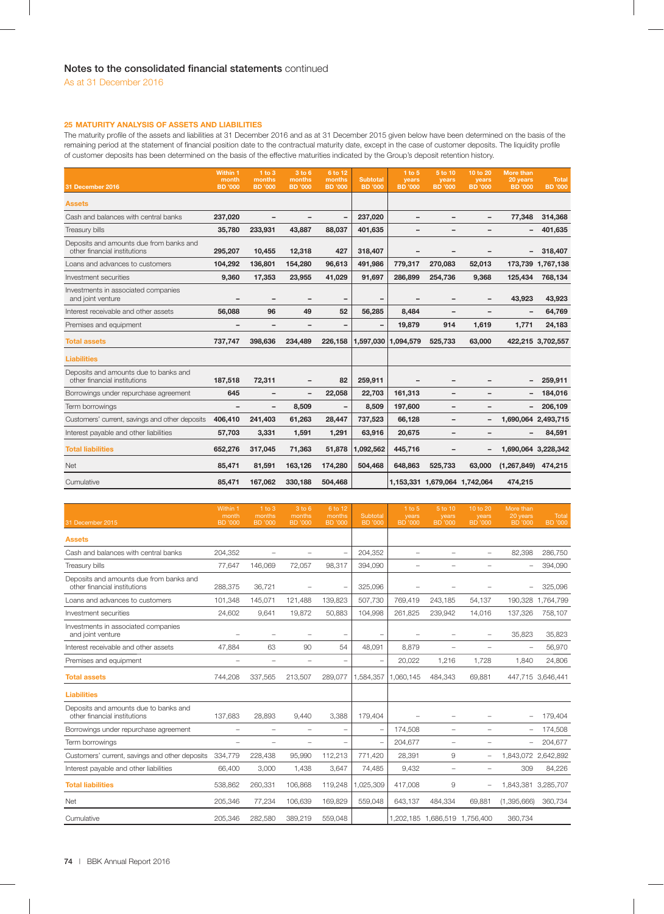## Notes to the consolidated financial statements continued

As at 31 December 2016

### 25 MATURITY ANALYSIS OF ASSETS AND LIABILITIES

The maturity profile of the assets and liabilities at 31 December 2016 and as at 31 December 2015 given below have been determined on the basis of the remaining period at the statement of financial position date to the contractual maturity date, except in the case of customer deposits. The liquidity profile of customer deposits has been determined on the basis of the effective maturities indicated by the Group's deposit retention history.

| 31 December 2016 | Within 1 month BD '000 | 1 to 3 months BD '000 | 3 to 6 months BD '000 | 6 to 12 months BD '000 | Subtotal BD '000 | 1 to 5 years BD '000 | 5 to 10 years BD '000 | 10 to 20 years BD '000 | More than 20 years BD '000 | Total BD '000 |
|---|---|---|---|---|---|---|---|---|---|---|
| **Assets** | | | | | | | | | | |
| Cash and balances with central banks | 237,020 | – | – | – | 237,020 | – | – | – | 77,348 | 314,368 |
| Treasury bills | 35,780 | 233,931 | 43,887 | 88,037 | 401,635 | – | – | – | – | 401,635 |
| Deposits and amounts due from banks and other financial institutions | 295,207 | 10,455 | 12,318 | 427 | 318,407 | – | – | – | – | 318,407 |
| Loans and advances to customers | 104,292 | 136,801 | 154,280 | 96,613 | 491,986 | 779,317 | 270,083 | 52,013 | 173,739 | 1,767,138 |
| Investment securities | 9,360 | 17,353 | 23,955 | 41,029 | 91,697 | 286,899 | 254,736 | 9,368 | 125,434 | 768,134 |
| Investments in associated companies and joint venture | – | – | – | – | – | – | – | – | 43,923 | 43,923 |
| Interest receivable and other assets | 56,088 | 96 | 49 | 52 | 56,285 | 8,484 | – | – | – | 64,769 |
| Premises and equipment | – | – | – | – | – | 19,879 | 914 | 1,619 | 1,771 | 24,183 |
| **Total assets** | 737,747 | 398,636 | 234,489 | 226,158 | 1,597,030 | 1,094,579 | 525,733 | 63,000 | 422,215 | 3,702,557 |
| **Liabilities** | | | | | | | | | | |
| Deposits and amounts due to banks and other financial institutions | 187,518 | 72,311 | – | 82 | 259,911 | – | – | – | – | 259,911 |
| Borrowings under repurchase agreement | 645 | – | – | 22,058 | 22,703 | 161,313 | – | – | – | 184,016 |
| Term borrowings | – | – | 8,509 | – | 8,509 | 197,600 | – | – | – | 206,109 |
| Customers' current, savings and other deposits | 406,410 | 241,403 | 61,263 | 28,447 | 737,523 | 66,128 | – | – | 1,690,064 | 2,493,715 |
| Interest payable and other liabilities | 57,703 | 3,331 | 1,591 | 1,291 | 63,916 | 20,675 | – | – | – | 84,591 |
| **Total liabilities** | 652,276 | 317,045 | 71,363 | 51,878 | 1,092,562 | 445,716 | – | – | 1,690,064 | 3,228,342 |
| Net | 85,471 | 81,591 | 163,126 | 174,280 | 504,468 | 648,863 | 525,733 | 63,000 | (1,267,849) | 474,215 |
| Cumulative | 85,471 | 167,062 | 330,188 | 504,468 | | 1,153,331 | 1,679,064 | 1,742,064 | 474,215 | |

| 31 December 2015 | Within 1 month BD '000 | 1 to 3 months BD '000 | 3 to 6 months BD '000 | 6 to 12 months BD '000 | Subtotal BD '000 | 1 to 5 years BD '000 | 5 to 10 years BD '000 | 10 to 20 years BD '000 | More than 20 years BD '000 | Total BD '000 |
|---|---|---|---|---|---|---|---|---|---|---|
| **Assets** | | | | | | | | | | |
| Cash and balances with central banks | 204,352 | – | – | – | 204,352 | – | – | – | 82,398 | 286,750 |
| Treasury bills | 77,647 | 146,069 | 72,057 | 98,317 | 394,090 | – | – | – | – | 394,090 |
| Deposits and amounts due from banks and other financial institutions | 288,375 | 36,721 | – | – | 325,096 | – | – | – | – | 325,096 |
| Loans and advances to customers | 101,348 | 145,071 | 121,488 | 139,823 | 507,730 | 769,419 | 243,185 | 54,137 | 190,328 | 1,764,799 |
| Investment securities | 24,602 | 9,641 | 19,872 | 50,883 | 104,998 | 261,825 | 239,942 | 14,016 | 137,326 | 758,107 |
| Investments in associated companies and joint venture | – | – | – | – | – | – | – | – | 35,823 | 35,823 |
| Interest receivable and other assets | 47,884 | 63 | 90 | 54 | 48,091 | 8,879 | – | – | – | 56,970 |
| Premises and equipment | – | – | – | – | – | 20,022 | 1,216 | 1,728 | 1,840 | 24,806 |
| **Total assets** | 744,208 | 337,565 | 213,507 | 289,077 | 1,584,357 | 1,060,145 | 484,343 | 69,881 | 447,715 | 3,646,441 |
| **Liabilities** | | | | | | | | | | |
| Deposits and amounts due to banks and other financial institutions | 137,683 | 28,893 | 9,440 | 3,388 | 179,404 | – | – | – | – | 179,404 |
| Borrowings under repurchase agreement | – | – | – | – | – | 174,508 | – | – | – | 174,508 |
| Term borrowings | – | – | – | – | – | 204,677 | – | – | – | 204,677 |
| Customers' current, savings and other deposits | 334,779 | 228,438 | 95,990 | 112,213 | 771,420 | 28,391 | 9 | – | 1,843,072 | 2,642,892 |
| Interest payable and other liabilities | 66,400 | 3,000 | 1,438 | 3,647 | 74,485 | 9,432 | – | – | 309 | 84,226 |
| **Total liabilities** | 538,862 | 260,331 | 106,868 | 119,248 | 1,025,309 | 417,008 | 9 | – | 1,843,381 | 3,285,707 |
| Net | 205,346 | 77,234 | 106,639 | 169,829 | 559,048 | 643,137 | 484,334 | 69,881 | (1,395,666) | 360,734 |
| Cumulative | 205,346 | 282,580 | 389,219 | 559,048 | | 1,202,185 | 1,686,519 | 1,756,400 | 360,734 | |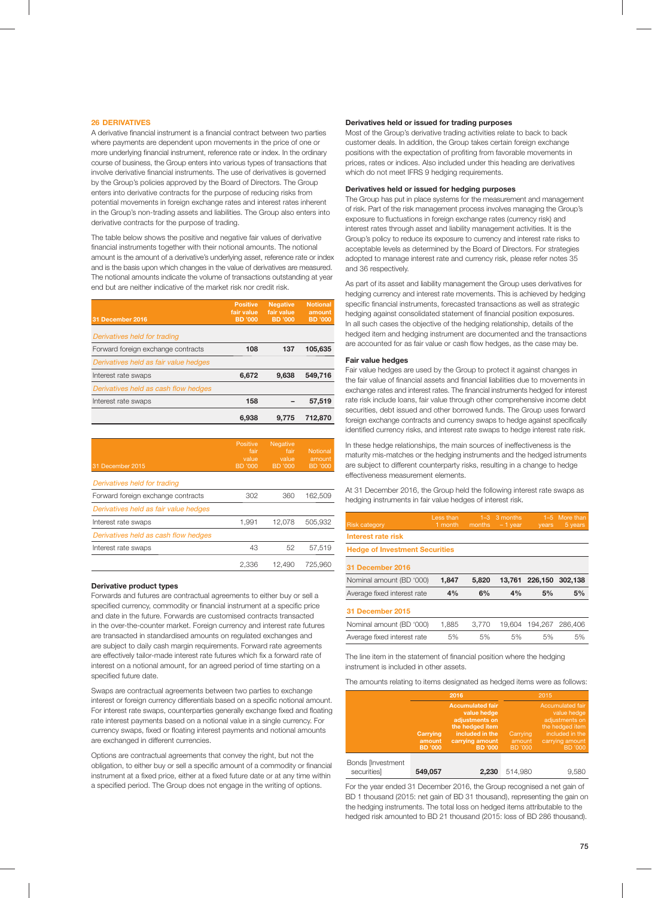## 26 DERIVATIVES

A derivative financial instrument is a financial contract between two parties where payments are dependent upon movements in the price of one or more underlying financial instrument, reference rate or index. In the ordinary course of business, the Group enters into various types of transactions that involve derivative financial instruments. The use of derivatives is governed by the Group's policies approved by the Board of Directors. The Group enters into derivative contracts for the purpose of reducing risks from potential movements in foreign exchange rates and interest rates inherent in the Group's non-trading assets and liabilities. The Group also enters into derivative contracts for the purpose of trading.

The table below shows the positive and negative fair values of derivative financial instruments together with their notional amounts. The notional amount is the amount of a derivative's underlying asset, reference rate or index and is the basis upon which changes in the value of derivatives are measured. The notional amounts indicate the volume of transactions outstanding at year end but are neither indicative of the market risk nor credit risk.

| 31 December 2016 | Positive fair value BD '000 | Negative fair value BD '000 | Notional amount BD '000 |
|---|---|---|---|
| *Derivatives held for trading* | | | |
| Forward foreign exchange contracts | **108** | **137** | **105,635** |
| *Derivatives held as fair value hedges* | | | |
| Interest rate swaps | **6,672** | **9,638** | **549,716** |
| *Derivatives held as cash flow hedges* | | | |
| Interest rate swaps | **158** | **–** | **57,519** |
| | **6,938** | **9,775** | **712,870** |

| 31 December 2015 | Positive fair value BD '000 | Negative fair value BD '000 | Notional amount BD '000 |
|---|---|---|---|
| *Derivatives held for trading* | | | |
| Forward foreign exchange contracts | 302 | 360 | 162,509 |
| *Derivatives held as fair value hedges* | | | |
| Interest rate swaps | 1,991 | 12,078 | 505,932 |
| *Derivatives held as cash flow hedges* | | | |
| Interest rate swaps | 43 | 52 | 57,519 |
| | 2,336 | 12,490 | 725,960 |

### Derivative product types

Forwards and futures are contractual agreements to either buy or sell a specified currency, commodity or financial instrument at a specific price and date in the future. Forwards are customised contracts transacted in the over-the-counter market. Foreign currency and interest rate futures are transacted in standardised amounts on regulated exchanges and are subject to daily cash margin requirements. Forward rate agreements are effectively tailor-made interest rate futures which fix a forward rate of interest on a notional amount, for an agreed period of time starting on a specified future date.

Swaps are contractual agreements between two parties to exchange interest or foreign currency differentials based on a specific notional amount. For interest rate swaps, counterparties generally exchange fixed and floating rate interest payments based on a notional value in a single currency. For currency swaps, fixed or floating interest payments and notional amounts are exchanged in different currencies.

Options are contractual agreements that convey the right, but not the obligation, to either buy or sell a specific amount of a commodity or financial instrument at a fixed price, either at a fixed future date or at any time within a specified period. The Group does not engage in the writing of options.

### Derivatives held or issued for trading purposes

Most of the Group's derivative trading activities relate to back to back customer deals. In addition, the Group takes certain foreign exchange positions with the expectation of profiting from favorable movements in prices, rates or indices. Also included under this heading are derivatives which do not meet IFRS 9 hedging requirements.

### Derivatives held or issued for hedging purposes

The Group has put in place systems for the measurement and management of risk. Part of the risk management process involves managing the Group's exposure to fluctuations in foreign exchange rates (currency risk) and interest rates through asset and liability management activities. It is the Group's policy to reduce its exposure to currency and interest rate risks to acceptable levels as determined by the Board of Directors. For strategies adopted to manage interest rate and currency risk, please refer notes 35 and 36 respectively.

As part of its asset and liability management the Group uses derivatives for hedging currency and interest rate movements. This is achieved by hedging specific financial instruments, forecasted transactions as well as strategic hedging against consolidated statement of financial position exposures. In all such cases the objective of the hedging relationship, details of the hedged item and hedging instrument are documented and the transactions are accounted for as fair value or cash flow hedges, as the case may be.

### Fair value hedges

Fair value hedges are used by the Group to protect it against changes in the fair value of financial assets and financial liabilities due to movements in exchange rates and interest rates. The financial instruments hedged for interest rate risk include loans, fair value through other comprehensive income debt securities, debt issued and other borrowed funds. The Group uses forward foreign exchange contracts and currency swaps to hedge against specifically identified currency risks, and interest rate swaps to hedge interest rate risk.

In these hedge relationships, the main sources of ineffectiveness is the maturity mis-matches or the hedging instruments and the hedged instruments are subject to different counterparty risks, resulting in a change to hedge effectiveness measurement elements.

At 31 December 2016, the Group held the following interest rate swaps as hedging instruments in fair value hedges of interest risk.

| Risk category | Less than 1 month | 1–3 months | 3 months – 1 year | 1–5 years | More than 5 years |
|---|---|---|---|---|---|
| **Interest rate risk** | | | | | |
| **Hedge of Investment Securities** | | | | | |
| **31 December 2016** | | | | | |
| Nominal amount (BD '000) | **1,847** | **5,820** | **13,761** | **226,150** | **302,138** |
| Average fixed interest rate | **4%** | **6%** | **4%** | **5%** | **5%** |
| **31 December 2015** | | | | | |
| Nominal amount (BD '000) | 1,885 | 3,770 | 19,604 | 194,267 | 286,406 |
| Average fixed interest rate | 5% | 5% | 5% | 5% | 5% |

The line item in the statement of financial position where the hedging instrument is included in other assets.

The amounts relating to items designated as hedged items were as follows:

| | 2016 | | 2015 | |
|---|---|---|---|---|
| | Carrying amount BD '000 | Accumulated fair value hedge adjustments on the hedged item included in the carrying amount BD '000 | Carrying amount BD '000 | Accumulated fair value hedge adjustments on the hedged item included in the carrying amount BD '000 |
| Bonds [Investment securities] | **549,057** | **2,230** | 514,980 | 9,580 |

For the year ended 31 December 2016, the Group recognised a net gain of BD 1 thousand (2015: net gain of BD 31 thousand), representing the gain on the hedging instruments. The total loss on hedged items attributable to the hedged risk amounted to BD 21 thousand (2015: loss of BD 286 thousand).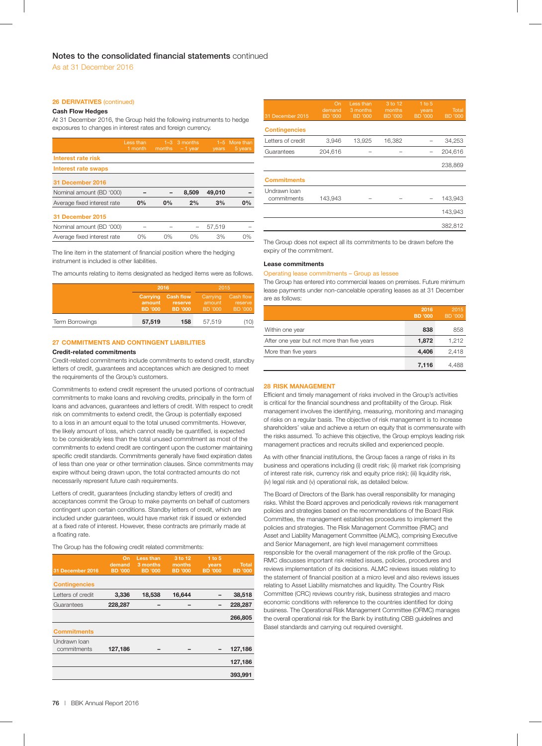## 26 DERIVATIVES (continued)

### Cash Flow Hedges

At 31 December 2016, the Group held the following instruments to hedge exposures to changes in interest rates and foreign currency.

| | Less than 1 month | 1–3 months | 3 months – 1 year | 1–5 years | More than 5 years |
|---|---|---|---|---|---|
| **Interest rate risk** | | | | | |
| **Interest rate swaps** | | | | | |
| **31 December 2016** | | | | | |
| Nominal amount (BD '000) | **–** | **–** | **8,509** | **49,010** | **–** |
| Average fixed interest rate | **0%** | **0%** | **2%** | **3%** | **0%** |
| **31 December 2015** | | | | | |
| Nominal amount (BD '000) | – | – | – | 57,519 | – |
| Average fixed interest rate | 0% | 0% | 0% | 3% | 0% |

The line item in the statement of financial position where the hedging instrument is included is other liabilities.

The amounts relating to items designated as hedged items were as follows.

| | 2016 | | 2015 | |
|---|---|---|---|---|
| | Carrying amount BD '000 | Cash flow reserve BD '000 | Carrying amount BD '000 | Cash flow reserve BD '000 |
| Term Borrowings | **57,519** | **158** | 57,519 | (10) |

## 27 COMMITMENTS AND CONTINGENT LIABILITIES

### Credit-related commitments

Credit-related commitments include commitments to extend credit, standby letters of credit, guarantees and acceptances which are designed to meet the requirements of the Group's customers.

Commitments to extend credit represent the unused portions of contractual commitments to make loans and revolving credits, principally in the form of loans and advances, guarantees and letters of credit. With respect to credit risk on commitments to extend credit, the Group is potentially exposed to a loss in an amount equal to the total unused commitments. However, the likely amount of loss, which cannot readily be quantified, is expected to be considerably less than the total unused commitment as most of the commitments to extend credit are contingent upon the customer maintaining specific credit standards. Commitments generally have fixed expiration dates of less than one year or other termination clauses. Since commitments may expire without being drawn upon, the total contracted amounts do not necessarily represent future cash requirements.

Letters of credit, guarantees (including standby letters of credit) and acceptances commit the Group to make payments on behalf of customers contingent upon certain conditions. Standby letters of credit, which are included under guarantees, would have market risk if issued or extended at a fixed rate of interest. However, these contracts are primarily made at a floating rate.

The Group has the following credit related commitments:

| 31 December 2016 | On demand BD '000 | Less than 3 months BD '000 | 3 to 12 months BD '000 | 1 to 5 years BD '000 | Total BD '000 |
|---|---|---|---|---|---|
| **Contingencies** | | | | | |
| Letters of credit | **3,336** | **18,538** | **16,644** | **–** | **38,518** |
| Guarantees | **228,287** | **–** | **–** | **–** | **228,287** |
| | | | | | **266,805** |
| **Commitments** | | | | | |
| Undrawn loan commitments | **127,186** | **–** | **–** | **–** | **127,186** |
| | | | | | **127,186** |
| | | | | | **393,991** |

| 31 December 2015 | On demand BD '000 | Less than 3 months BD '000 | 3 to 12 months BD '000 | 1 to 5 years BD '000 | Total BD '000 |
|---|---|---|---|---|---|
| **Contingencies** | | | | | |
| Letters of credit | 3,946 | 13,925 | 16,382 | – | 34,253 |
| Guarantees | 204,616 | – | – | – | 204,616 |
| | | | | | 238,869 |
| **Commitments** | | | | | |
| Undrawn loan commitments | 143,943 | – | – | – | 143,943 |
| | | | | | 143,943 |
| | | | | | 382,812 |

The Group does not expect all its commitments to be drawn before the expiry of the commitment.

### Lease commitments

#### Operating lease commitments – Group as lessee

The Group has entered into commercial leases on premises. Future minimum lease payments under non-cancelable operating leases as at 31 December are as follows:

| | 2016 BD '000 | 2015 BD '000 |
|---|---|---|
| Within one year | **838** | 858 |
| After one year but not more than five years | **1,872** | 1,212 |
| More than five years | **4,406** | 2,418 |
| | **7,116** | 4,488 |

## 28 RISK MANAGEMENT

Efficient and timely management of risks involved in the Group's activities is critical for the financial soundness and profitability of the Group. Risk management involves the identifying, measuring, monitoring and managing of risks on a regular basis. The objective of risk management is to increase shareholders' value and achieve a return on equity that is commensurate with the risks assumed. To achieve this objective, the Group employs leading risk management practices and recruits skilled and experienced people.

As with other financial institutions, the Group faces a range of risks in its business and operations including (i) credit risk; (ii) market risk (comprising of interest rate risk, currency risk and equity price risk); (iii) liquidity risk, (iv) legal risk and (v) operational risk, as detailed below.

The Board of Directors of the Bank has overall responsibility for managing risks. Whilst the Board approves and periodically reviews risk management policies and strategies based on the recommendations of the Board Risk Committee, the management establishes procedures to implement the policies and strategies. The Risk Management Committee (RMC) and Asset and Liability Management Committee (ALMC), comprising Executive and Senior Management, are high level management committees responsible for the overall management of the risk profile of the Group. RMC discusses important risk related issues, policies, procedures and reviews implementation of its decisions. ALMC reviews issues relating to the statement of financial position at a micro level and also reviews issues relating to Asset Liability mismatches and liquidity. The Country Risk Committee (CRC) reviews country risk, business strategies and macro economic conditions with reference to the countries identified for doing business. The Operational Risk Management Committee (ORMC) manages the overall operational risk for the Bank by instituting CBB guidelines and Basel standards and carrying out required oversight.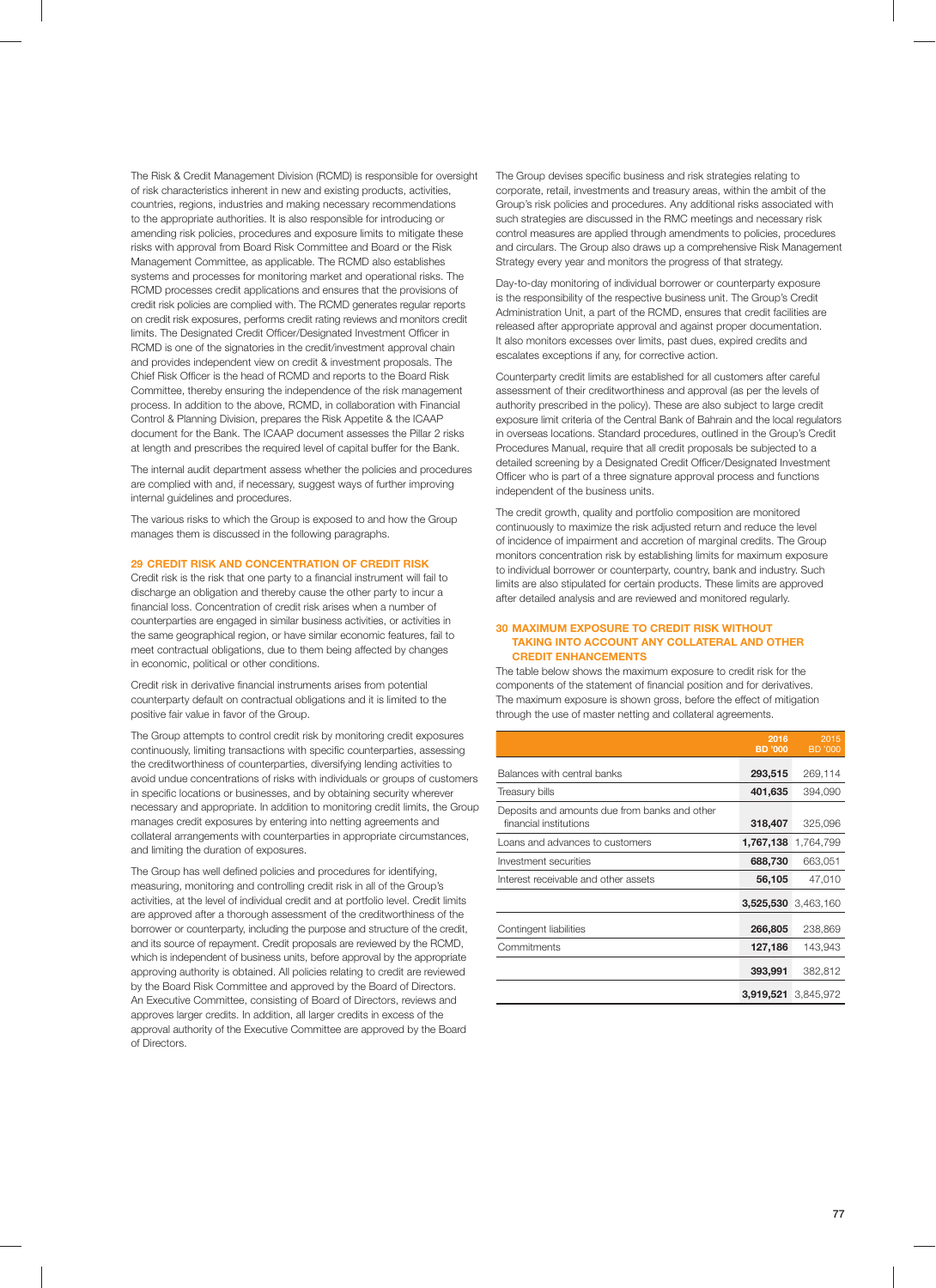The Risk & Credit Management Division (RCMD) is responsible for oversight of risk characteristics inherent in new and existing products, activities, countries, regions, industries and making necessary recommendations to the appropriate authorities. It is also responsible for introducing or amending risk policies, procedures and exposure limits to mitigate these risks with approval from Board Risk Committee and Board or the Risk Management Committee, as applicable. The RCMD also establishes systems and processes for monitoring market and operational risks. The RCMD processes credit applications and ensures that the provisions of credit risk policies are complied with. The RCMD generates regular reports on credit risk exposures, performs credit rating reviews and monitors credit limits. The Designated Credit Officer/Designated Investment Officer in RCMD is one of the signatories in the credit/investment approval chain and provides independent view on credit & investment proposals. The Chief Risk Officer is the head of RCMD and reports to the Board Risk Committee, thereby ensuring the independence of the risk management process. In addition to the above, RCMD, in collaboration with Financial Control & Planning Division, prepares the Risk Appetite & the ICAAP document for the Bank. The ICAAP document assesses the Pillar 2 risks at length and prescribes the required level of capital buffer for the Bank.

The internal audit department assess whether the policies and procedures are complied with and, if necessary, suggest ways of further improving internal guidelines and procedures.

The various risks to which the Group is exposed to and how the Group manages them is discussed in the following paragraphs.

## 29 CREDIT RISK AND CONCENTRATION OF CREDIT RISK

Credit risk is the risk that one party to a financial instrument will fail to discharge an obligation and thereby cause the other party to incur a financial loss. Concentration of credit risk arises when a number of counterparties are engaged in similar business activities, or activities in the same geographical region, or have similar economic features, fail to meet contractual obligations, due to them being affected by changes in economic, political or other conditions.

Credit risk in derivative financial instruments arises from potential counterparty default on contractual obligations and it is limited to the positive fair value in favor of the Group.

The Group attempts to control credit risk by monitoring credit exposures continuously, limiting transactions with specific counterparties, assessing the creditworthiness of counterparties, diversifying lending activities to avoid undue concentrations of risks with individuals or groups of customers in specific locations or businesses, and by obtaining security wherever necessary and appropriate. In addition to monitoring credit limits, the Group manages credit exposures by entering into netting agreements and collateral arrangements with counterparties in appropriate circumstances, and limiting the duration of exposures.

The Group has well defined policies and procedures for identifying, measuring, monitoring and controlling credit risk in all of the Group's activities, at the level of individual credit and at portfolio level. Credit limits are approved after a thorough assessment of the creditworthiness of the borrower or counterparty, including the purpose and structure of the credit, and its source of repayment. Credit proposals are reviewed by the RCMD, which is independent of business units, before approval by the appropriate approving authority is obtained. All policies relating to credit are reviewed by the Board Risk Committee and approved by the Board of Directors. An Executive Committee, consisting of Board of Directors, reviews and approves larger credits. In addition, all larger credits in excess of the approval authority of the Executive Committee are approved by the Board of Directors.

The Group devises specific business and risk strategies relating to corporate, retail, investments and treasury areas, within the ambit of the Group's risk policies and procedures. Any additional risks associated with such strategies are discussed in the RMC meetings and necessary risk control measures are applied through amendments to policies, procedures and circulars. The Group also draws up a comprehensive Risk Management Strategy every year and monitors the progress of that strategy.

Day-to-day monitoring of individual borrower or counterparty exposure is the responsibility of the respective business unit. The Group's Credit Administration Unit, a part of the RCMD, ensures that credit facilities are released after appropriate approval and against proper documentation. It also monitors excesses over limits, past dues, expired credits and escalates exceptions if any, for corrective action.

Counterparty credit limits are established for all customers after careful assessment of their creditworthiness and approval (as per the levels of authority prescribed in the policy). These are also subject to large credit exposure limit criteria of the Central Bank of Bahrain and the local regulators in overseas locations. Standard procedures, outlined in the Group's Credit Procedures Manual, require that all credit proposals be subjected to a detailed screening by a Designated Credit Officer/Designated Investment Officer who is part of a three signature approval process and functions independent of the business units.

The credit growth, quality and portfolio composition are monitored continuously to maximize the risk adjusted return and reduce the level of incidence of impairment and accretion of marginal credits. The Group monitors concentration risk by establishing limits for maximum exposure to individual borrower or counterparty, country, bank and industry. Such limits are also stipulated for certain products. These limits are approved after detailed analysis and are reviewed and monitored regularly.

## 30 MAXIMUM EXPOSURE TO CREDIT RISK WITHOUT TAKING INTO ACCOUNT ANY COLLATERAL AND OTHER CREDIT ENHANCEMENTS

The table below shows the maximum exposure to credit risk for the components of the statement of financial position and for derivatives. The maximum exposure is shown gross, before the effect of mitigation through the use of master netting and collateral agreements.

| | 2016 BD '000 | 2015 BD '000 |
|---|---|---|
| Balances with central banks | **293,515** | 269,114 |
| Treasury bills | **401,635** | 394,090 |
| Deposits and amounts due from banks and other financial institutions | **318,407** | 325,096 |
| Loans and advances to customers | **1,767,138** | 1,764,799 |
| Investment securities | **688,730** | 663,051 |
| Interest receivable and other assets | **56,105** | 47,010 |
| | **3,525,530** | 3,463,160 |
| Contingent liabilities | **266,805** | 238,869 |
| Commitments | **127,186** | 143,943 |
| | **393,991** | 382,812 |
| | **3,919,521** | 3,845,972 |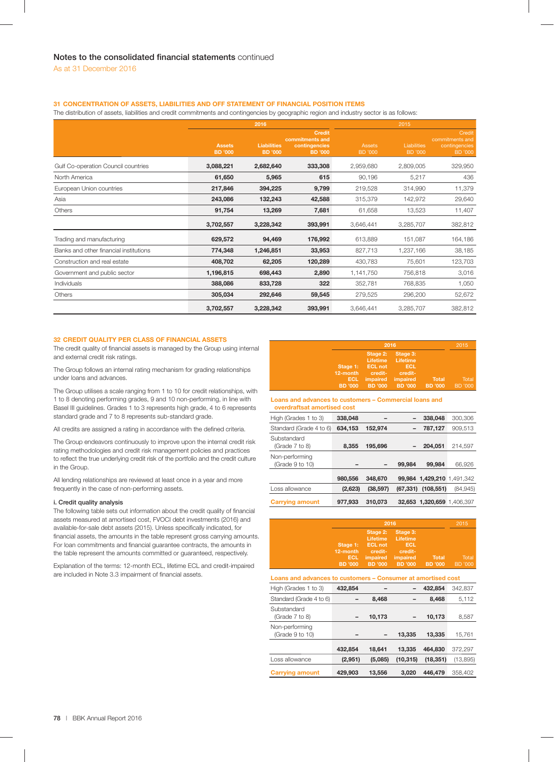## 31 CONCENTRATION OF ASSETS, LIABILITIES AND OFF STATEMENT OF FINANCIAL POSITION ITEMS

The distribution of assets, liabilities and credit commitments and contingencies by geographic region and industry sector is as follows:

| | 2016 | | | 2015 | | |
|---|---|---|---|---|---|---|
| | Assets BD '000 | Liabilities BD '000 | Credit commitments and contingencies BD '000 | Assets BD '000 | Liabilities BD '000 | Credit commitments and contingencies BD '000 |
| Gulf Co-operation Council countries | 3,088,221 | 2,682,640 | 333,308 | 2,959,680 | 2,809,005 | 329,950 |
| North America | 61,650 | 5,965 | 615 | 90,196 | 5,217 | 436 |
| European Union countries | 217,846 | 394,225 | 9,799 | 219,528 | 314,990 | 11,379 |
| Asia | 243,086 | 132,243 | 42,588 | 315,379 | 142,972 | 29,640 |
| Others | 91,754 | 13,269 | 7,681 | 61,658 | 13,523 | 11,407 |
| | 3,702,557 | 3,228,342 | 393,991 | 3,646,441 | 3,285,707 | 382,812 |
| Trading and manufacturing | 629,572 | 94,469 | 176,992 | 613,889 | 151,087 | 164,186 |
| Banks and other financial institutions | 774,348 | 1,246,851 | 33,953 | 827,713 | 1,237,166 | 38,185 |
| Construction and real estate | 408,702 | 62,205 | 120,289 | 430,783 | 75,601 | 123,703 |
| Government and public sector | 1,196,815 | 698,443 | 2,890 | 1,141,750 | 756,818 | 3,016 |
| Individuals | 388,086 | 833,728 | 322 | 352,781 | 768,835 | 1,050 |
| Others | 305,034 | 292,646 | 59,545 | 279,525 | 296,200 | 52,672 |
| | 3,702,557 | 3,228,342 | 393,991 | 3,646,441 | 3,285,707 | 382,812 |

## 32 CREDIT QUALITY PER CLASS OF FINANCIAL ASSETS

The credit quality of financial assets is managed by the Group using internal and external credit risk ratings.

The Group follows an internal rating mechanism for grading relationships under loans and advances.

The Group utilises a scale ranging from 1 to 10 for credit relationships, with 1 to 8 denoting performing grades, 9 and 10 non-performing, in line with Basel III guidelines. Grades 1 to 3 represents high grade, 4 to 6 represents standard grade and 7 to 8 represents sub-standard grade.

All credits are assigned a rating in accordance with the defined criteria.

The Group endeavors continuously to improve upon the internal credit risk rating methodologies and credit risk management policies and practices to reflect the true underlying credit risk of the portfolio and the credit culture in the Group.

All lending relationships are reviewed at least once in a year and more frequently in the case of non-performing assets.

### i. Credit quality analysis

The following table sets out information about the credit quality of financial assets measured at amortised cost, FVOCI debt investments (2016) and available-for-sale debt assets (2015). Unless specifically indicated, for financial assets, the amounts in the table represent gross carrying amounts. For loan commitments and financial guarantee contracts, the amounts in the table represent the amounts committed or guaranteed, respectively.

Explanation of the terms: 12-month ECL, lifetime ECL and credit-impaired are included in Note 3.3 impairment of financial assets.

| | 2016 | | | | 2015 |
|---|---|---|---|---|---|
| | Stage 1: 12-month ECL BD '000 | Stage 2: Lifetime ECL not credit-impaired BD '000 | Stage 3: Lifetime ECL credit-impaired BD '000 | Total BD '000 | Total BD '000 |
| **Loans and advances to customers – Commercial loans and overdraftsat amortised cost** | | | | | |
| High (Grades 1 to 3) | 338,048 | – | – | 338,048 | 300,306 |
| Standard (Grade 4 to 6) | 634,153 | 152,974 | – | 787,127 | 909,513 |
| Substandard (Grade 7 to 8) | 8,355 | 195,696 | – | 204,051 | 214,597 |
| Non-performing (Grade 9 to 10) | – | – | 99,984 | 99,984 | 66,926 |
| | 980,556 | 348,670 | 99,984 | 1,429,210 | 1,491,342 |
| Loss allowance | (2,623) | (38,597) | (67,331) | (108,551) | (84,945) |
| **Carrying amount** | 977,933 | 310,073 | 32,653 | 1,320,659 | 1,406,397 |

| | 2016 | | | | 2015 |
|---|---|---|---|---|---|
| | Stage 1: 12-month ECL BD '000 | Stage 2: Lifetime ECL not credit-impaired BD '000 | Stage 3: Lifetime ECL credit-impaired BD '000 | Total BD '000 | Total BD '000 |
| **Loans and advances to customers – Consumer at amortised cost** | | | | | |
| High (Grades 1 to 3) | 432,854 | – | – | 432,854 | 342,837 |
| Standard (Grade 4 to 6) | – | 8,468 | – | 8,468 | 5,112 |
| Substandard (Grade 7 to 8) | – | 10,173 | – | 10,173 | 8,587 |
| Non-performing (Grade 9 to 10) | – | – | 13,335 | 13,335 | 15,761 |
| | 432,854 | 18,641 | 13,335 | 464,830 | 372,297 |
| Loss allowance | (2,951) | (5,085) | (10,315) | (18,351) | (13,895) |
| **Carrying amount** | 429,903 | 13,556 | 3,020 | 446,479 | 358,402 |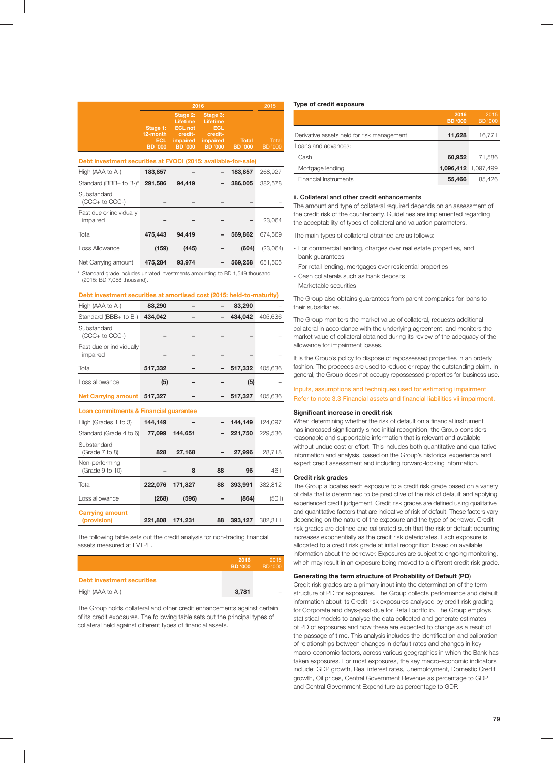| | 2016 | | | | 2015 |
|---|---|---|---|---|---|
| | Stage 1: 12-month ECL BD '000 | Stage 2: Lifetime ECL not credit-impaired BD '000 | Stage 3: Lifetime ECL credit-impaired BD '000 | Total BD '000 | Total BD '000 |
| **Debt investment securities at FVOCI (2015: available-for-sale)** | | | | | |
| High (AAA to A-) | 183,857 | – | – | 183,857 | 268,927 |
| Standard (BBB+ to B-)* | 291,586 | 94,419 | – | 386,005 | 382,578 |
| Substandard (CCC+ to CCC-) | – | – | – | – | – |
| Past due or individually impaired | – | – | – | – | 23,064 |
| Total | 475,443 | 94,419 | – | 569,862 | 674,569 |
| Loss Allowance | (159) | (445) | – | (604) | (23,064) |
| Net Carrying amount | 475,284 | 93,974 | – | 569,258 | 651,505 |

\* Standard grade includes unrated investments amounting to BD 1,549 thousand (2015: BD 7,058 thousand).

| | Stage 1 | Stage 2 | Stage 3 | Total | 2015 Total |
|---|---|---|---|---|---|
| **Debt investment securities at amortised cost (2015: held-to-maturity)** | | | | | |
| High (AAA to A-) | 83,290 | – | – | 83,290 | – |
| Standard (BBB+ to B-) | 434,042 | – | – | 434,042 | 405,636 |
| Substandard (CCC+ to CCC-) | – | – | – | – | – |
| Past due or individually impaired | – | – | – | – | – |
| Total | 517,332 | – | – | 517,332 | 405,636 |
| Loss allowance | (5) | – | – | (5) | – |
| **Net Carrying amount** | 517,327 | – | – | 517,327 | 405,636 |
| **Loan commitments & Financial guarantee** | | | | | |
| High (Grades 1 to 3) | 144,149 | – | – | 144,149 | 124,097 |
| Standard (Grade 4 to 6) | 77,099 | 144,651 | – | 221,750 | 229,536 |
| Substandard (Grade 7 to 8) | 828 | 27,168 | – | 27,996 | 28,718 |
| Non-performing (Grade 9 to 10) | – | 8 | 88 | 96 | 461 |
| Total | 222,076 | 171,827 | 88 | 393,991 | 382,812 |
| Loss allowance | (268) | (596) | – | (864) | (501) |
| **Carrying amount (provision)** | 221,808 | 171,231 | 88 | 393,127 | 382,311 |

The following table sets out the credit analysis for non-trading financial assets measured at FVTPL.

| | 2016 BD '000 | 2015 BD '000 |
|---|---|---|
| **Debt investment securities** | | |
| High (AAA to A-) | 3,781 | – |

The Group holds collateral and other credit enhancements against certain of its credit exposures. The following table sets out the principal types of collateral held against different types of financial assets.

**Type of credit exposure**

| | 2016 BD '000 | 2015 BD '000 |
|---|---|---|
| Derivative assets held for risk management | 11,628 | 16,771 |
| Loans and advances: | | |
| Cash | 60,952 | 71,586 |
| Mortgage lending | 1,096,412 | 1,097,499 |
| Financial Instruments | 55,466 | 85,426 |

### ii. Collateral and other credit enhancements

The amount and type of collateral required depends on an assessment of the credit risk of the counterparty. Guidelines are implemented regarding the acceptability of types of collateral and valuation parameters.

The main types of collateral obtained are as follows:

- For commercial lending, charges over real estate properties, and bank guarantees
- For retail lending, mortgages over residential properties
- Cash collaterals such as bank deposits
- Marketable securities

The Group also obtains guarantees from parent companies for loans to their subsidiaries.

The Group monitors the market value of collateral, requests additional collateral in accordance with the underlying agreement, and monitors the market value of collateral obtained during its review of the adequacy of the allowance for impairment losses.

It is the Group's policy to dispose of repossessed properties in an orderly fashion. The proceeds are used to reduce or repay the outstanding claim. In general, the Group does not occupy repossessed properties for business use.

Inputs, assumptions and techniques used for estimating impairment
Refer to note 3.3 Financial assets and financial liabilities vii impairment.

### Significant increase in credit risk

When determining whether the risk of default on a financial instrument has increased significantly since initial recognition, the Group considers reasonable and supportable information that is relevant and available without undue cost or effort. This includes both quantitative and qualitative information and analysis, based on the Group's historical experience and expert credit assessment and including forward-looking information.

### Credit risk grades

The Group allocates each exposure to a credit risk grade based on a variety of data that is determined to be predictive of the risk of default and applying experienced credit judgement. Credit risk grades are defined using qualitative and quantitative factors that are indicative of risk of default. These factors vary depending on the nature of the exposure and the type of borrower. Credit risk grades are defined and calibrated such that the risk of default occurring increases exponentially as the credit risk deteriorates. Each exposure is allocated to a credit risk grade at initial recognition based on available information about the borrower. Exposures are subject to ongoing monitoring, which may result in an exposure being moved to a different credit risk grade.

### Generating the term structure of Probability of Default (PD)

Credit risk grades are a primary input into the determination of the term structure of PD for exposures. The Group collects performance and default information about its Credit risk exposures analysed by credit risk grading for Corporate and days-past-due for Retail portfolio. The Group employs statistical models to analyse the data collected and generate estimates of PD of exposures and how these are expected to change as a result of the passage of time. This analysis includes the identification and calibration of relationships between changes in default rates and changes in key macro-economic factors, across various geographies in which the Bank has taken exposures. For most exposures, the key macro-economic indicators include: GDP growth, Real interest rates, Unemployment, Domestic Credit growth, Oil prices, Central Government Revenue as percentage to GDP and Central Government Expenditure as percentage to GDP.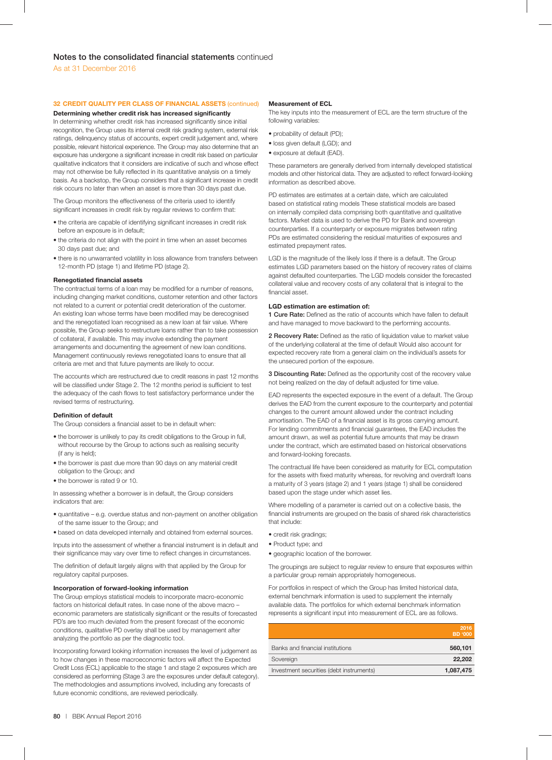### 32 CREDIT QUALITY PER CLASS OF FINANCIAL ASSETS (continued)

**Determining whether credit risk has increased significantly**

In determining whether credit risk has increased significantly since initial recognition, the Group uses its internal credit risk grading system, external risk ratings, delinquency status of accounts, expert credit judgement and, where possible, relevant historical experience. The Group may also determine that an exposure has undergone a significant increase in credit risk based on particular qualitative indicators that it considers are indicative of such and whose effect may not otherwise be fully reflected in its quantitative analysis on a timely basis. As a backstop, the Group considers that a significant increase in credit risk occurs no later than when an asset is more than 30 days past due.

The Group monitors the effectiveness of the criteria used to identify significant increases in credit risk by regular reviews to confirm that:

- the criteria are capable of identifying significant increases in credit risk before an exposure is in default;
- the criteria do not align with the point in time when an asset becomes 30 days past due; and
- there is no unwarranted volatility in loss allowance from transfers between 12-month PD (stage 1) and lifetime PD (stage 2).

**Renegotiated financial assets**

The contractual terms of a loan may be modified for a number of reasons, including changing market conditions, customer retention and other factors not related to a current or potential credit deterioration of the customer. An existing loan whose terms have been modified may be derecognised and the renegotiated loan recognised as a new loan at fair value. Where possible, the Group seeks to restructure loans rather than to take possession of collateral, if available. This may involve extending the payment arrangements and documenting the agreement of new loan conditions. Management continuously reviews renegotiated loans to ensure that all criteria are met and that future payments are likely to occur.

The accounts which are restructured due to credit reasons in past 12 months will be classified under Stage 2. The 12 months period is sufficient to test the adequacy of the cash flows to test satisfactory performance under the revised terms of restructuring.

**Definition of default**

The Group considers a financial asset to be in default when:

- the borrower is unlikely to pay its credit obligations to the Group in full, without recourse by the Group to actions such as realising security (if any is held);
- the borrower is past due more than 90 days on any material credit obligation to the Group; and
- the borrower is rated 9 or 10.

In assessing whether a borrower is in default, the Group considers indicators that are:

- quantitative – e.g. overdue status and non-payment on another obligation of the same issuer to the Group; and
- based on data developed internally and obtained from external sources.

Inputs into the assessment of whether a financial instrument is in default and their significance may vary over time to reflect changes in circumstances.

The definition of default largely aligns with that applied by the Group for regulatory capital purposes.

**Incorporation of forward-looking information**

The Group employs statistical models to incorporate macro-economic factors on historical default rates. In case none of the above macro – economic parameters are statistically significant or the results of forecasted PD's are too much deviated from the present forecast of the economic conditions, qualitative PD overlay shall be used by management after analyzing the portfolio as per the diagnostic tool.

Incorporating forward looking information increases the level of judgement as to how changes in these macroeconomic factors will affect the Expected Credit Loss (ECL) applicable to the stage 1 and stage 2 exposures which are considered as performing (Stage 3 are the exposures under default category). The methodologies and assumptions involved, including any forecasts of future economic conditions, are reviewed periodically.

**Measurement of ECL**

The key inputs into the measurement of ECL are the term structure of the following variables:

- probability of default (PD);
- loss given default (LGD); and
- exposure at default (EAD).

These parameters are generally derived from internally developed statistical models and other historical data. They are adjusted to reflect forward-looking information as described above.

PD estimates are estimates at a certain date, which are calculated based on statistical rating models These statistical models are based on internally compiled data comprising both quantitative and qualitative factors. Market data is used to derive the PD for Bank and sovereign counterparties. If a counterparty or exposure migrates between rating PDs are estimated considering the residual maturities of exposures and estimated prepayment rates.

LGD is the magnitude of the likely loss if there is a default. The Group estimates LGD parameters based on the history of recovery rates of claims against defaulted counterparties. The LGD models consider the forecasted collateral value and recovery costs of any collateral that is integral to the financial asset.

**LGD estimation are estimation of:**

**1 Cure Rate:** Defined as the ratio of accounts which have fallen to default and have managed to move backward to the performing accounts.

**2 Recovery Rate:** Defined as the ratio of liquidation value to market value of the underlying collateral at the time of default Would also account for expected recovery rate from a general claim on the individual's assets for the unsecured portion of the exposure.

**3 Discounting Rate:** Defined as the opportunity cost of the recovery value not being realized on the day of default adjusted for time value.

EAD represents the expected exposure in the event of a default. The Group derives the EAD from the current exposure to the counterparty and potential changes to the current amount allowed under the contract including amortisation. The EAD of a financial asset is its gross carrying amount. For lending commitments and financial guarantees, the EAD includes the amount drawn, as well as potential future amounts that may be drawn under the contract, which are estimated based on historical observations and forward-looking forecasts.

The contractual life have been considered as maturity for ECL computation for the assets with fixed maturity whereas, for revolving and overdraft loans a maturity of 3 years (stage 2) and 1 years (stage 1) shall be considered based upon the stage under which asset lies.

Where modelling of a parameter is carried out on a collective basis, the financial instruments are grouped on the basis of shared risk characteristics that include:

- credit risk gradings;
- Product type; and
- geographic location of the borrower.

The groupings are subject to regular review to ensure that exposures within a particular group remain appropriately homogeneous.

For portfolios in respect of which the Group has limited historical data, external benchmark information is used to supplement the internally available data. The portfolios for which external benchmark information represents a significant input into measurement of ECL are as follows.

| | 2016 BD '000 |
|---|---|
| Banks and financial institutions | 560,101 |
| Sovereign | 22,202 |
| Investment securities (debt instruments) | 1,087,475 |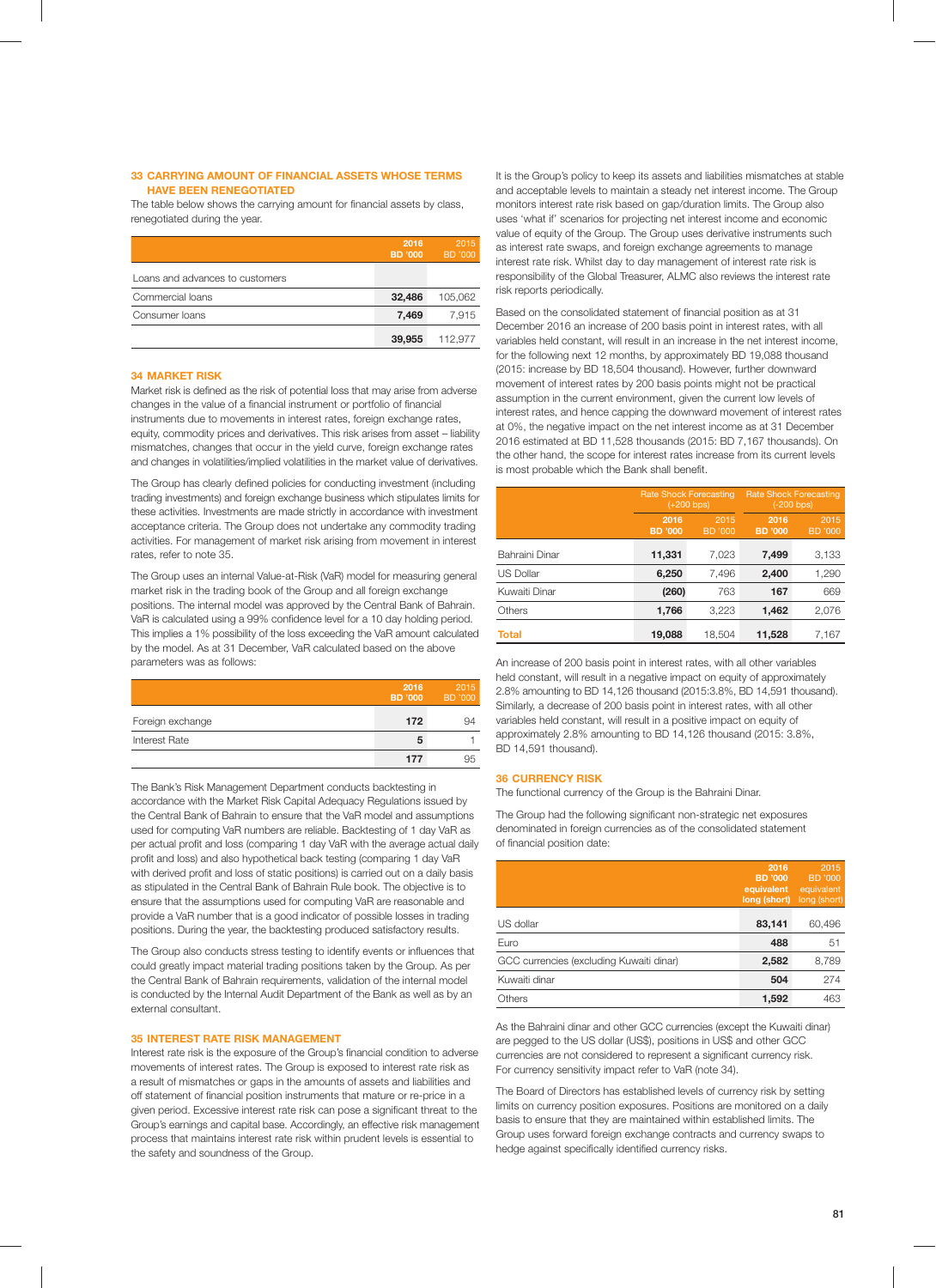## 33 CARRYING AMOUNT OF FINANCIAL ASSETS WHOSE TERMS HAVE BEEN RENEGOTIATED

The table below shows the carrying amount for financial assets by class, renegotiated during the year.

| | 2016 BD '000 | 2015 BD '000 |
|---|---|---|
| Loans and advances to customers | | |
| Commercial loans | **32,486** | 105,062 |
| Consumer loans | **7,469** | 7,915 |
| | **39,955** | 112,977 |

## 34 MARKET RISK

Market risk is defined as the risk of potential loss that may arise from adverse changes in the value of a financial instrument or portfolio of financial instruments due to movements in interest rates, foreign exchange rates, equity, commodity prices and derivatives. This risk arises from asset – liability mismatches, changes that occur in the yield curve, foreign exchange rates and changes in volatilities/implied volatilities in the market value of derivatives.

The Group has clearly defined policies for conducting investment (including trading investments) and foreign exchange business which stipulates limits for these activities. Investments are made strictly in accordance with investment acceptance criteria. The Group does not undertake any commodity trading activities. For management of market risk arising from movement in interest rates, refer to note 35.

The Group uses an internal Value-at-Risk (VaR) model for measuring general market risk in the trading book of the Group and all foreign exchange positions. The internal model was approved by the Central Bank of Bahrain. VaR is calculated using a 99% confidence level for a 10 day holding period. This implies a 1% possibility of the loss exceeding the VaR amount calculated by the model. As at 31 December, VaR calculated based on the above parameters was as follows:

| | 2016 BD '000 | 2015 BD '000 |
|---|---|---|
| Foreign exchange | **172** | 94 |
| Interest Rate | **5** | 1 |
| | **177** | 95 |

The Bank's Risk Management Department conducts backtesting in accordance with the Market Risk Capital Adequacy Regulations issued by the Central Bank of Bahrain to ensure that the VaR model and assumptions used for computing VaR numbers are reliable. Backtesting of 1 day VaR as per actual profit and loss (comparing 1 day VaR with the average actual daily profit and loss) and also hypothetical back testing (comparing 1 day VaR with derived profit and loss of static positions) is carried out on a daily basis as stipulated in the Central Bank of Bahrain Rule book. The objective is to ensure that the assumptions used for computing VaR are reasonable and provide a VaR number that is a good indicator of possible losses in trading positions. During the year, the backtesting produced satisfactory results.

The Group also conducts stress testing to identify events or influences that could greatly impact material trading positions taken by the Group. As per the Central Bank of Bahrain requirements, validation of the internal model is conducted by the Internal Audit Department of the Bank as well as by an external consultant.

## 35 INTEREST RATE RISK MANAGEMENT

Interest rate risk is the exposure of the Group's financial condition to adverse movements of interest rates. The Group is exposed to interest rate risk as a result of mismatches or gaps in the amounts of assets and liabilities and off statement of financial position instruments that mature or re-price in a given period. Excessive interest rate risk can pose a significant threat to the Group's earnings and capital base. Accordingly, an effective risk management process that maintains interest rate risk within prudent levels is essential to the safety and soundness of the Group.

It is the Group's policy to keep its assets and liabilities mismatches at stable and acceptable levels to maintain a steady net interest income. The Group monitors interest rate risk based on gap/duration limits. The Group also uses 'what if' scenarios for projecting net interest income and economic value of equity of the Group. The Group uses derivative instruments such as interest rate swaps, and foreign exchange agreements to manage interest rate risk. Whilst day to day management of interest rate risk is responsibility of the Global Treasurer, ALMC also reviews the interest rate risk reports periodically.

Based on the consolidated statement of financial position as at 31 December 2016 an increase of 200 basis point in interest rates, with all variables held constant, will result in an increase in the net interest income, for the following next 12 months, by approximately BD 19,088 thousand (2015: increase by BD 18,504 thousand). However, further downward movement of interest rates by 200 basis points might not be practical assumption in the current environment, given the current low levels of interest rates, and hence capping the downward movement of interest rates at 0%, the negative impact on the net interest income as at 31 December 2016 estimated at BD 11,528 thousands (2015: BD 7,167 thousands). On the other hand, the scope for interest rates increase from its current levels is most probable which the Bank shall benefit.

| | Rate Shock Forecasting (+200 bps) | | Rate Shock Forecasting (-200 bps) | |
|---|---|---|---|---|
| | 2016 BD '000 | 2015 BD '000 | 2016 BD '000 | 2015 BD '000 |
| Bahraini Dinar | **11,331** | 7,023 | **7,499** | 3,133 |
| US Dollar | **6,250** | 7,496 | **2,400** | 1,290 |
| Kuwaiti Dinar | **(260)** | 763 | **167** | 669 |
| Others | **1,766** | 3,223 | **1,462** | 2,076 |
| **Total** | **19,088** | 18,504 | **11,528** | 7,167 |

An increase of 200 basis point in interest rates, with all other variables held constant, will result in a negative impact on equity of approximately 2.8% amounting to BD 14,126 thousand (2015:3.8%, BD 14,591 thousand). Similarly, a decrease of 200 basis point in interest rates, with all other variables held constant, will result in a positive impact on equity of approximately 2.8% amounting to BD 14,126 thousand (2015: 3.8%, BD 14,591 thousand).

## 36 CURRENCY RISK

The functional currency of the Group is the Bahraini Dinar.

The Group had the following significant non-strategic net exposures denominated in foreign currencies as of the consolidated statement of financial position date:

| | 2016 BD '000 equivalent long (short) | 2015 BD '000 equivalent long (short) |
|---|---|---|
| US dollar | **83,141** | 60,496 |
| Euro | **488** | 51 |
| GCC currencies (excluding Kuwaiti dinar) | **2,582** | 8,789 |
| Kuwaiti dinar | **504** | 274 |
| Others | **1,592** | 463 |

As the Bahraini dinar and other GCC currencies (except the Kuwaiti dinar) are pegged to the US dollar (US$), positions in US$ and other GCC currencies are not considered to represent a significant currency risk. For currency sensitivity impact refer to VaR (note 34).

The Board of Directors has established levels of currency risk by setting limits on currency position exposures. Positions are monitored on a daily basis to ensure that they are maintained within established limits. The Group uses forward foreign exchange contracts and currency swaps to hedge against specifically identified currency risks.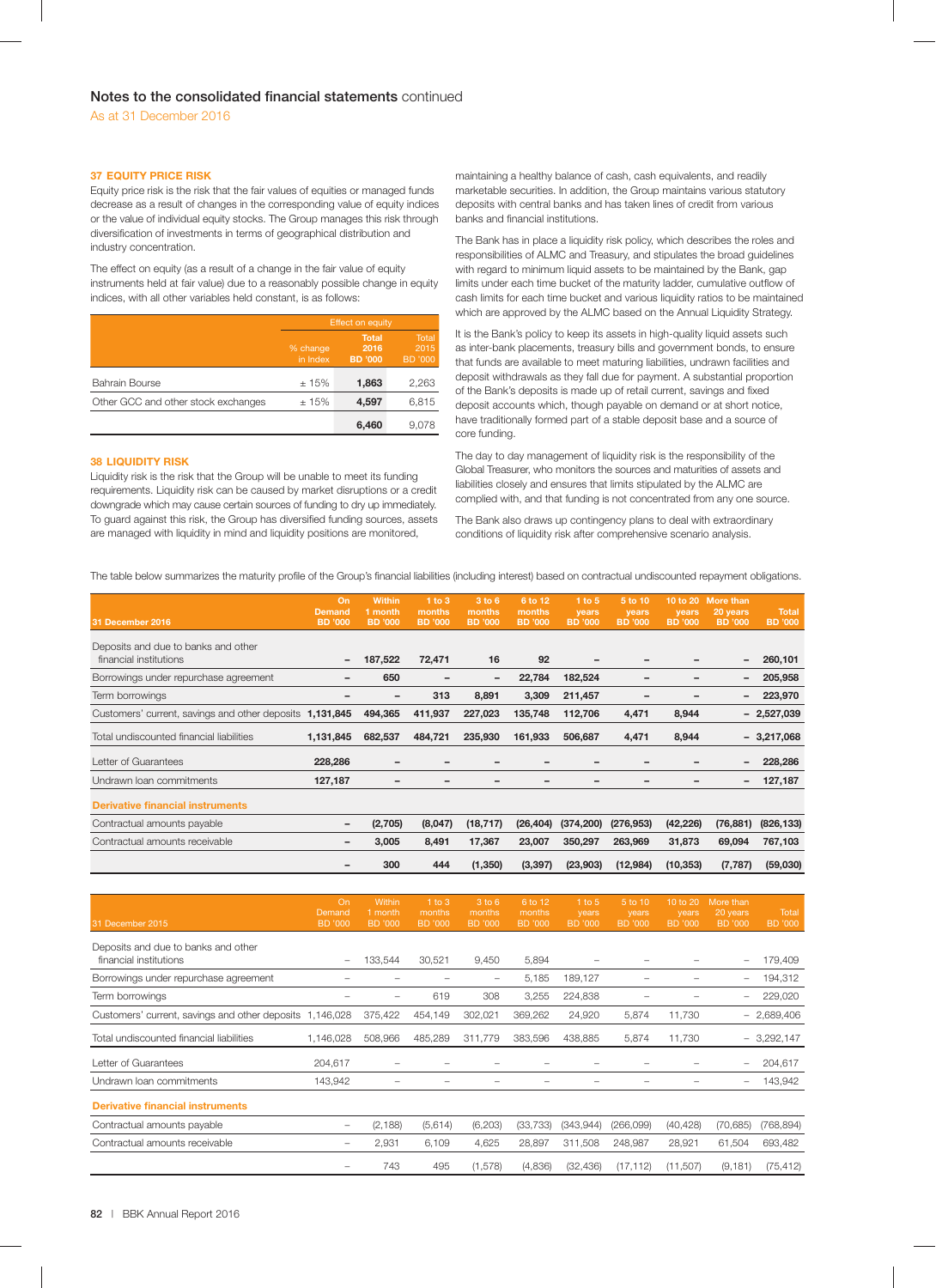## Notes to the consolidated financial statements continued

As at 31 December 2016

### 37 EQUITY PRICE RISK

Equity price risk is the risk that the fair values of equities or managed funds decrease as a result of changes in the corresponding value of equity indices or the value of individual equity stocks. The Group manages this risk through diversification of investments in terms of geographical distribution and industry concentration.

The effect on equity (as a result of a change in the fair value of equity instruments held at fair value) due to a reasonably possible change in equity indices, with all other variables held constant, is as follows:

| | | Effect on equity | |
|---|---|---|---|
| | % change in Index | **Total 2016 BD '000** | Total 2015 BD '000 |
| Bahrain Bourse | ± 15% | **1,863** | 2,263 |
| Other GCC and other stock exchanges | ± 15% | **4,597** | 6,815 |
| | | **6,460** | 9,078 |

### 38 LIQUIDITY RISK

Liquidity risk is the risk that the Group will be unable to meet its funding requirements. Liquidity risk can be caused by market disruptions or a credit downgrade which may cause certain sources of funding to dry up immediately. To guard against this risk, the Group has diversified funding sources, assets are managed with liquidity in mind and liquidity positions are monitored, maintaining a healthy balance of cash, cash equivalents, and readily marketable securities. In addition, the Group maintains various statutory deposits with central banks and has taken lines of credit from various banks and financial institutions.

The Bank has in place a liquidity risk policy, which describes the roles and responsibilities of ALMC and Treasury, and stipulates the broad guidelines with regard to minimum liquid assets to be maintained by the Bank, gap limits under each time bucket of the maturity ladder, cumulative outflow of cash limits for each time bucket and various liquidity ratios to be maintained which are approved by the ALMC based on the Annual Liquidity Strategy.

It is the Bank's policy to keep its assets in high-quality liquid assets such as inter-bank placements, treasury bills and government bonds, to ensure that funds are available to meet maturing liabilities, undrawn facilities and deposit withdrawals as they fall due for payment. A substantial proportion of the Bank's deposits is made up of retail current, savings and fixed deposit accounts which, though payable on demand or at short notice, have traditionally formed part of a stable deposit base and a source of core funding.

The day to day management of liquidity risk is the responsibility of the Global Treasurer, who monitors the sources and maturities of assets and liabilities closely and ensures that limits stipulated by the ALMC are complied with, and that funding is not concentrated from any one source.

The Bank also draws up contingency plans to deal with extraordinary conditions of liquidity risk after comprehensive scenario analysis.

The table below summarizes the maturity profile of the Group's financial liabilities (including interest) based on contractual undiscounted repayment obligations.

| **31 December 2016** | **On Demand BD '000** | **Within 1 month BD '000** | **1 to 3 months BD '000** | **3 to 6 months BD '000** | **6 to 12 months BD '000** | **1 to 5 years BD '000** | **5 to 10 years BD '000** | **10 to 20 years BD '000** | **More than 20 years BD '000** | **Total BD '000** |
|---|---|---|---|---|---|---|---|---|---|---|
| Deposits and due to banks and other financial institutions | **–** | **187,522** | **72,471** | **16** | **92** | **–** | **–** | **–** | **–** | **260,101** |
| Borrowings under repurchase agreement | **–** | **650** | **–** | **–** | **22,784** | **182,524** | **–** | **–** | **–** | **205,958** |
| Term borrowings | **–** | **–** | **313** | **8,891** | **3,309** | **211,457** | **–** | **–** | **–** | **223,970** |
| Customers' current, savings and other deposits | **1,131,845** | **494,365** | **411,937** | **227,023** | **135,748** | **112,706** | **4,471** | **8,944** | **–** | **2,527,039** |
| Total undiscounted financial liabilities | **1,131,845** | **682,537** | **484,721** | **235,930** | **161,933** | **506,687** | **4,471** | **8,944** | **–** | **3,217,068** |
| Letter of Guarantees | **228,286** | **–** | **–** | **–** | **–** | **–** | **–** | **–** | **–** | **228,286** |
| Undrawn loan commitments | **127,187** | **–** | **–** | **–** | **–** | **–** | **–** | **–** | **–** | **127,187** |
| **Derivative financial instruments** | | | | | | | | | | |
| Contractual amounts payable | **–** | **(2,705)** | **(8,047)** | **(18,717)** | **(26,404)** | **(374,200)** | **(276,953)** | **(42,226)** | **(76,881)** | **(826,133)** |
| Contractual amounts receivable | **–** | **3,005** | **8,491** | **17,367** | **23,007** | **350,297** | **263,969** | **31,873** | **69,094** | **767,103** |
| | **–** | **300** | **444** | **(1,350)** | **(3,397)** | **(23,903)** | **(12,984)** | **(10,353)** | **(7,787)** | **(59,030)** |

| 31 December 2015 | On Demand BD '000 | Within 1 month BD '000 | 1 to 3 months BD '000 | 3 to 6 months BD '000 | 6 to 12 months BD '000 | 1 to 5 years BD '000 | 5 to 10 years BD '000 | 10 to 20 years BD '000 | More than 20 years BD '000 | Total BD '000 |
|---|---|---|---|---|---|---|---|---|---|---|
| Deposits and due to banks and other financial institutions | – | 133,544 | 30,521 | 9,450 | 5,894 | – | – | – | – | 179,409 |
| Borrowings under repurchase agreement | – | – | – | – | 5,185 | 189,127 | – | – | – | 194,312 |
| Term borrowings | – | – | 619 | 308 | 3,255 | 224,838 | – | – | – | 229,020 |
| Customers' current, savings and other deposits | 1,146,028 | 375,422 | 454,149 | 302,021 | 369,262 | 24,920 | 5,874 | 11,730 | – | 2,689,406 |
| Total undiscounted financial liabilities | 1,146,028 | 508,966 | 485,289 | 311,779 | 383,596 | 438,885 | 5,874 | 11,730 | – | 3,292,147 |
| Letter of Guarantees | 204,617 | – | – | – | – | – | – | – | – | 204,617 |
| Undrawn loan commitments | 143,942 | – | – | – | – | – | – | – | – | 143,942 |
| **Derivative financial instruments** | | | | | | | | | | |
| Contractual amounts payable | – | (2,188) | (5,614) | (6,203) | (33,733) | (343,944) | (266,099) | (40,428) | (70,685) | (768,894) |
| Contractual amounts receivable | – | 2,931 | 6,109 | 4,625 | 28,897 | 311,508 | 248,987 | 28,921 | 61,504 | 693,482 |
| | – | 743 | 495 | (1,578) | (4,836) | (32,436) | (17,112) | (11,507) | (9,181) | (75,412) |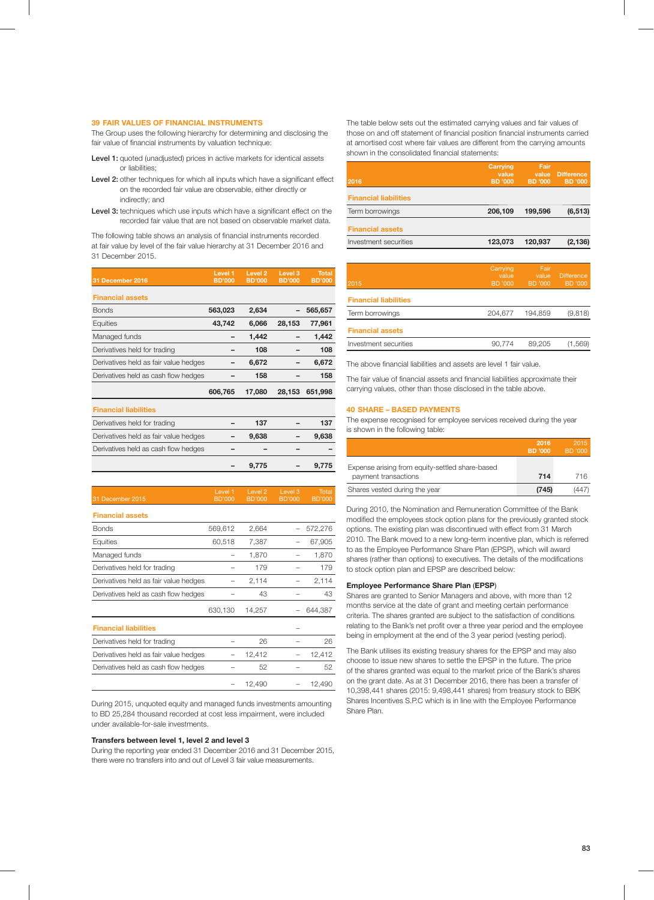## 39 FAIR VALUES OF FINANCIAL INSTRUMENTS

The Group uses the following hierarchy for determining and disclosing the fair value of financial instruments by valuation technique:

**Level 1:** quoted (unadjusted) prices in active markets for identical assets or liabilities;

**Level 2:** other techniques for which all inputs which have a significant effect on the recorded fair value are observable, either directly or indirectly; and

**Level 3:** techniques which use inputs which have a significant effect on the recorded fair value that are not based on observable market data.

The following table shows an analysis of financial instruments recorded at fair value by level of the fair value hierarchy at 31 December 2016 and 31 December 2015.

| 31 December 2016 | Level 1 BD'000 | Level 2 BD'000 | Level 3 BD'000 | Total BD'000 |
|---|---|---|---|---|
| **Financial assets** | | | | |
| Bonds | 563,023 | 2,634 | – | 565,657 |
| Equities | 43,742 | 6,066 | 28,153 | 77,961 |
| Managed funds | – | 1,442 | – | 1,442 |
| Derivatives held for trading | – | 108 | – | 108 |
| Derivatives held as fair value hedges | – | 6,672 | – | 6,672 |
| Derivatives held as cash flow hedges | – | 158 | – | 158 |
| | 606,765 | 17,080 | 28,153 | 651,998 |
| **Financial liabilities** | | | | |
| Derivatives held for trading | – | 137 | – | 137 |
| Derivatives held as fair value hedges | – | 9,638 | – | 9,638 |
| Derivatives held as cash flow hedges | – | – | – | – |
| | – | 9,775 | – | 9,775 |

| 31 December 2015 | Level 1 BD'000 | Level 2 BD'000 | Level 3 BD'000 | Total BD'000 |
|---|---|---|---|---|
| **Financial assets** | | | | |
| Bonds | 569,612 | 2,664 | – | 572,276 |
| Equities | 60,518 | 7,387 | – | 67,905 |
| Managed funds | – | 1,870 | – | 1,870 |
| Derivatives held for trading | – | 179 | – | 179 |
| Derivatives held as fair value hedges | – | 2,114 | – | 2,114 |
| Derivatives held as cash flow hedges | – | 43 | – | 43 |
| | 630,130 | 14,257 | – | 644,387 |
| **Financial liabilities** | | | – | |
| Derivatives held for trading | – | 26 | – | 26 |
| Derivatives held as fair value hedges | – | 12,412 | – | 12,412 |
| Derivatives held as cash flow hedges | – | 52 | – | 52 |
| | – | 12,490 | – | 12,490 |

During 2015, unquoted equity and managed funds investments amounting to BD 25,284 thousand recorded at cost less impairment, were included under available-for-sale investments.

**Transfers between level 1, level 2 and level 3**

During the reporting year ended 31 December 2016 and 31 December 2015, there were no transfers into and out of Level 3 fair value measurements.

The table below sets out the estimated carrying values and fair values of those on and off statement of financial position financial instruments carried at amortised cost where fair values are different from the carrying amounts shown in the consolidated financial statements:

| 2016 | Carrying value BD '000 | Fair value BD '000 | Difference BD '000 |
|---|---|---|---|
| **Financial liabilities** | | | |
| Term borrowings | 206,109 | 199,596 | (6,513) |
| **Financial assets** | | | |
| Investment securities | 123,073 | 120,937 | (2,136) |

| 2015 | Carrying value BD '000 | Fair value BD '000 | Difference BD '000 |
|---|---|---|---|
| **Financial liabilities** | | | |
| Term borrowings | 204,677 | 194,859 | (9,818) |
| **Financial assets** | | | |
| Investment securities | 90,774 | 89,205 | (1,569) |

The above financial liabilities and assets are level 1 fair value.

The fair value of financial assets and financial liabilities approximate their carrying values, other than those disclosed in the table above.

## 40 SHARE – BASED PAYMENTS

The expense recognised for employee services received during the year is shown in the following table:

| | 2016 BD '000 | 2015 BD '000 |
|---|---|---|
| Expense arising from equity-settled share-based payment transactions | 714 | 716 |
| Shares vested during the year | (745) | (447) |

During 2010, the Nomination and Remuneration Committee of the Bank modified the employees stock option plans for the previously granted stock options. The existing plan was discontinued with effect from 31 March 2010. The Bank moved to a new long-term incentive plan, which is referred to as the Employee Performance Share Plan (EPSP), which will award shares (rather than options) to executives. The details of the modifications to stock option plan and EPSP are described below:

**Employee Performance Share Plan (EPSP)**

Shares are granted to Senior Managers and above, with more than 12 months service at the date of grant and meeting certain performance criteria. The shares granted are subject to the satisfaction of conditions relating to the Bank's net profit over a three year period and the employee being in employment at the end of the 3 year period (vesting period).

The Bank utilises its existing treasury shares for the EPSP and may also choose to issue new shares to settle the EPSP in the future. The price of the shares granted was equal to the market price of the Bank's shares on the grant date. As at 31 December 2016, there has been a transfer of 10,398,441 shares (2015: 9,498,441 shares) from treasury stock to BBK Shares Incentives S.P.C which is in line with the Employee Performance Share Plan.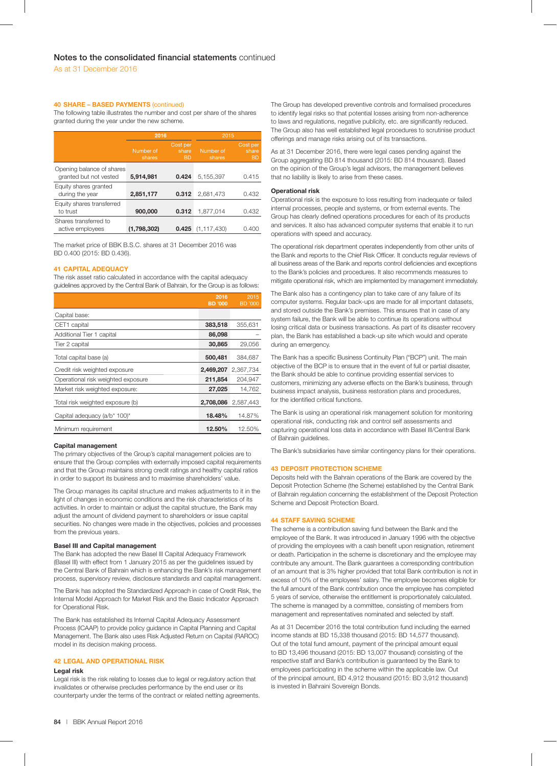## Notes to the consolidated financial statements continued

As at 31 December 2016

### 40 SHARE – BASED PAYMENTS (continued)

The following table illustrates the number and cost per share of the shares granted during the year under the new scheme.

| | 2016 | | 2015 | |
|---|---|---|---|---|
| | Number of shares | Cost per share BD | Number of shares | Cost per share BD |
| Opening balance of shares granted but not vested | **5,914,981** | **0.424** | 5,155,397 | 0.415 |
| Equity shares granted during the year | **2,851,177** | **0.312** | 2,681,473 | 0.432 |
| Equity shares transferred to trust | **900,000** | **0.312** | 1,877,014 | 0.432 |
| Shares transferred to active employees | **(1,798,302)** | **0.425** | (1,117,430) | 0.400 |

The market price of BBK B.S.C. shares at 31 December 2016 was BD 0.400 (2015: BD 0.436).

### 41 CAPITAL ADEQUACY

The risk asset ratio calculated in accordance with the capital adequacy guidelines approved by the Central Bank of Bahrain, for the Group is as follows:

| | 2016 BD '000 | 2015 BD '000 |
|---|---|---|
| Capital base: | | |
| CET1 capital | **383,518** | 355,631 |
| Additional Tier 1 capital | **86,098** | – |
| Tier 2 capital | **30,865** | 29,056 |
| Total capital base (a) | **500,481** | 384,687 |
| Credit risk weighted exposure | **2,469,207** | 2,367,734 |
| Operational risk weighted exposure | **211,854** | 204,947 |
| Market risk weighted exposure: | **27,025** | 14,762 |
| Total risk weighted exposure (b) | **2,708,086** | 2,587,443 |
| Capital adequacy (a/b* 100)* | **18.48%** | 14.87% |
| Minimum requirement | **12.50%** | 12.50% |

#### Capital management

The primary objectives of the Group's capital management policies are to ensure that the Group complies with externally imposed capital requirements and that the Group maintains strong credit ratings and healthy capital ratios in order to support its business and to maximise shareholders' value.

The Group manages its capital structure and makes adjustments to it in the light of changes in economic conditions and the risk characteristics of its activities. In order to maintain or adjust the capital structure, the Bank may adjust the amount of dividend payment to shareholders or issue capital securities. No changes were made in the objectives, policies and processes from the previous years.

#### Basel III and Capital management

The Bank has adopted the new Basel III Capital Adequacy Framework (Basel III) with effect from 1 January 2015 as per the guidelines issued by the Central Bank of Bahrain which is enhancing the Bank's risk management process, supervisory review, disclosure standards and capital management.

The Bank has adopted the Standardized Approach in case of Credit Risk, the Internal Model Approach for Market Risk and the Basic Indicator Approach for Operational Risk.

The Bank has established its Internal Capital Adequacy Assessment Process (ICAAP) to provide policy guidance in Capital Planning and Capital Management. The Bank also uses Risk Adjusted Return on Capital (RAROC) model in its decision making process.

### 42 LEGAL AND OPERATIONAL RISK

#### Legal risk

Legal risk is the risk relating to losses due to legal or regulatory action that invalidates or otherwise precludes performance by the end user or its counterparty under the terms of the contract or related netting agreements.

The Group has developed preventive controls and formalised procedures to identify legal risks so that potential losses arising from non-adherence to laws and regulations, negative publicity, etc. are significantly reduced. The Group also has well established legal procedures to scrutinise product offerings and manage risks arising out of its transactions.

As at 31 December 2016, there were legal cases pending against the Group aggregating BD 814 thousand (2015: BD 814 thousand). Based on the opinion of the Group's legal advisors, the management believes that no liability is likely to arise from these cases.

#### Operational risk

Operational risk is the exposure to loss resulting from inadequate or failed internal processes, people and systems, or from external events. The Group has clearly defined operations procedures for each of its products and services. It also has advanced computer systems that enable it to run operations with speed and accuracy.

The operational risk department operates independently from other units of the Bank and reports to the Chief Risk Officer. It conducts regular reviews of all business areas of the Bank and reports control deficiencies and exceptions to the Bank's policies and procedures. It also recommends measures to mitigate operational risk, which are implemented by management immediately.

The Bank also has a contingency plan to take care of any failure of its computer systems. Regular back-ups are made for all important datasets, and stored outside the Bank's premises. This ensures that in case of any system failure, the Bank will be able to continue its operations without losing critical data or business transactions. As part of its disaster recovery plan, the Bank has established a back-up site which would and operate during an emergency.

The Bank has a specific Business Continuity Plan ("BCP") unit. The main objective of the BCP is to ensure that in the event of full or partial disaster, the Bank should be able to continue providing essential services to customers, minimizing any adverse effects on the Bank's business, through business impact analysis, business restoration plans and procedures, for the identified critical functions.

The Bank is using an operational risk management solution for monitoring operational risk, conducting risk and control self assessments and capturing operational loss data in accordance with Basel III/Central Bank of Bahrain guidelines.

The Bank's subsidiaries have similar contingency plans for their operations.

### 43 DEPOSIT PROTECTION SCHEME

Deposits held with the Bahrain operations of the Bank are covered by the Deposit Protection Scheme (the Scheme) established by the Central Bank of Bahrain regulation concerning the establishment of the Deposit Protection Scheme and Deposit Protection Board.

### 44 STAFF SAVING SCHEME

The scheme is a contribution saving fund between the Bank and the employee of the Bank. It was introduced in January 1996 with the objective of providing the employees with a cash benefit upon resignation, retirement or death. Participation in the scheme is discretionary and the employee may contribute any amount. The Bank guarantees a corresponding contribution of an amount that is 3% higher provided that total Bank contribution is not in excess of 10% of the employees' salary. The employee becomes eligible for the full amount of the Bank contribution once the employee has completed 5 years of service, otherwise the entitlement is proportionately calculated. The scheme is managed by a committee, consisting of members from management and representatives nominated and selected by staff.

As at 31 December 2016 the total contribution fund including the earned income stands at BD 15,338 thousand (2015: BD 14,577 thousand). Out of the total fund amount, payment of the principal amount equal to BD 13,496 thousand (2015: BD 13,007 thousand) consisting of the respective staff and Bank's contribution is guaranteed by the Bank to employees participating in the scheme within the applicable law. Out of the principal amount, BD 4,912 thousand (2015: BD 3,912 thousand) is invested in Bahraini Sovereign Bonds.